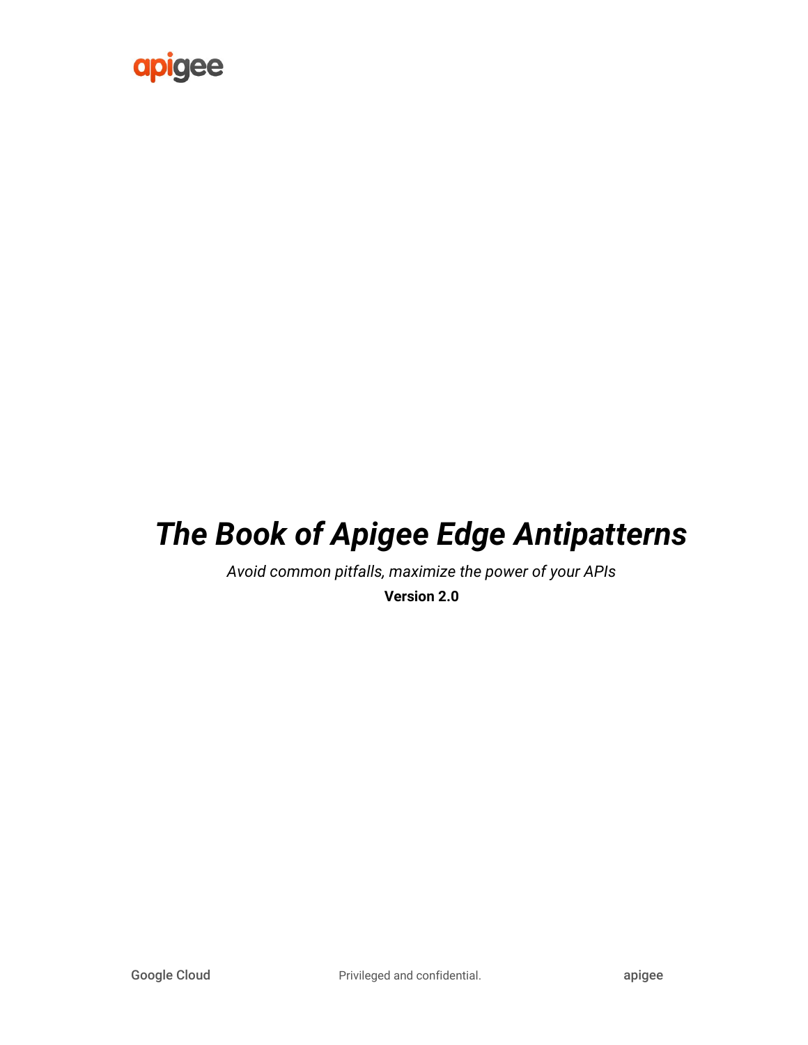apigee

# *The Book of Apigee Edge Antipatterns*

*Avoid common pitfalls, maximize the power of your APIs*

**Version 2.0**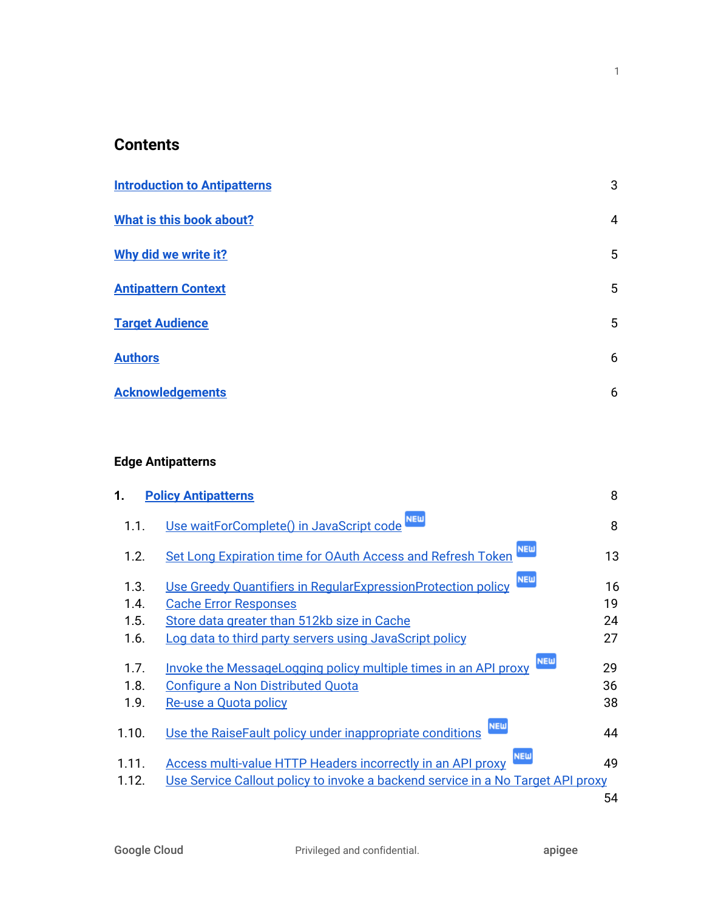# Contents

| | |
|---|---|
| **Introduction to Antipatterns** | 3 |
| **What is this book about?** | 4 |
| **Why did we write it?** | 5 |
| **Antipattern Context** | 5 |
| **Target Audience** | 5 |
| **Authors** | 6 |
| **Acknowledgements** | 6 |

**Edge Antipatterns**

| | | |
|---|---|---|
| **1.** | **Policy Antipatterns** | 8 |
| 1.1. | Use waitForComplete() in JavaScript code NEW | 8 |
| 1.2. | Set Long Expiration time for OAuth Access and Refresh Token NEW | 13 |
| 1.3. | Use Greedy Quantifiers in RegularExpressionProtection policy NEW | 16 |
| 1.4. | Cache Error Responses | 19 |
| 1.5. | Store data greater than 512kb size in Cache | 24 |
| 1.6. | Log data to third party servers using JavaScript policy | 27 |
| 1.7. | Invoke the MessageLogging policy multiple times in an API proxy NEW | 29 |
| 1.8. | Configure a Non Distributed Quota | 36 |
| 1.9. | Re-use a Quota policy | 38 |
| 1.10. | Use the RaiseFault policy under inappropriate conditions NEW | 44 |
| 1.11. | Access multi-value HTTP Headers incorrectly in an API proxy NEW | 49 |
| 1.12. | Use Service Callout policy to invoke a backend service in a No Target API proxy | 54 |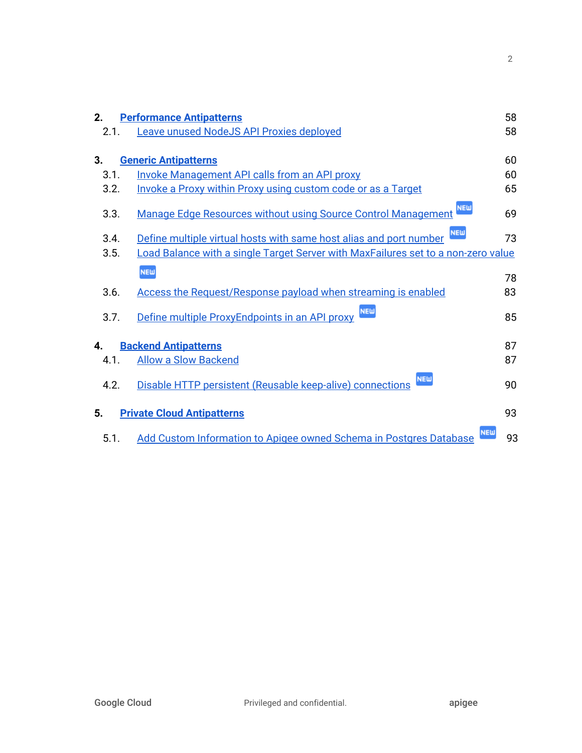**2. Performance Antipatterns** 58

- 2.1. Leave unused NodeJS API Proxies deployed 58

**3. Generic Antipatterns** 60

- 3.1. Invoke Management API calls from an API proxy 60
- 3.2. Invoke a Proxy within Proxy using custom code or as a Target 65
- 3.3. Manage Edge Resources without using Source Control Management NEW 69
- 3.4. Define multiple virtual hosts with same host alias and port number NEW 73
- 3.5. Load Balance with a single Target Server with MaxFailures set to a non-zero value NEW 78
- 3.6. Access the Request/Response payload when streaming is enabled 83
- 3.7. Define multiple ProxyEndpoints in an API proxy NEW 85

**4. Backend Antipatterns** 87

- 4.1. Allow a Slow Backend 87
- 4.2. Disable HTTP persistent (Reusable keep-alive) connections NEW 90

**5. Private Cloud Antipatterns** 93

- 5.1. Add Custom Information to Apigee owned Schema in Postgres Database NEW 93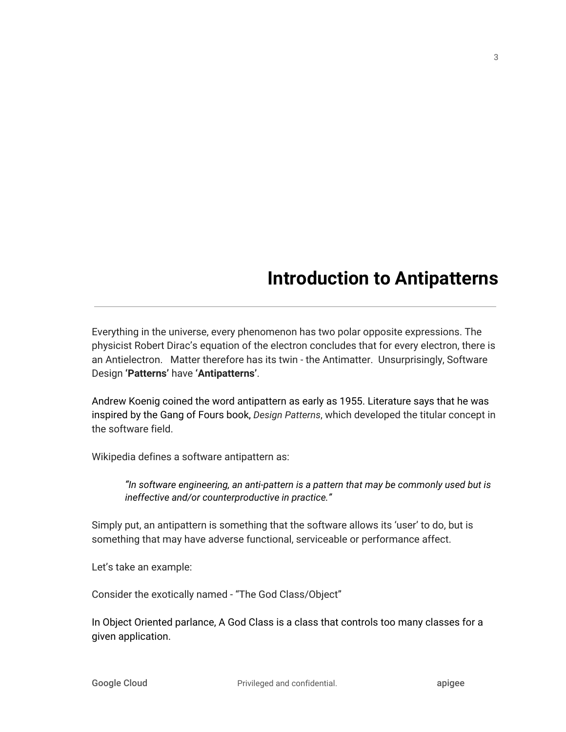# Introduction to Antipatterns

Everything in the universe, every phenomenon has two polar opposite expressions. The physicist Robert Dirac's equation of the electron concludes that for every electron, there is an Antielectron.   Matter therefore has its twin - the Antimatter.  Unsurprisingly, Software Design **'Patterns'** have **'Antipatterns'**.

Andrew Koenig coined the word antipattern as early as 1955. Literature says that he was inspired by the Gang of Fours book, *Design Patterns*, which developed the titular concept in the software field.

Wikipedia defines a software antipattern as:

> *"In software engineering, an anti-pattern is a pattern that may be commonly used but is ineffective and/or counterproductive in practice."*

Simply put, an antipattern is something that the software allows its 'user' to do, but is something that may have adverse functional, serviceable or performance affect.

Let's take an example:

Consider the exotically named - "The God Class/Object"

In Object Oriented parlance, A God Class is a class that controls too many classes for a given application.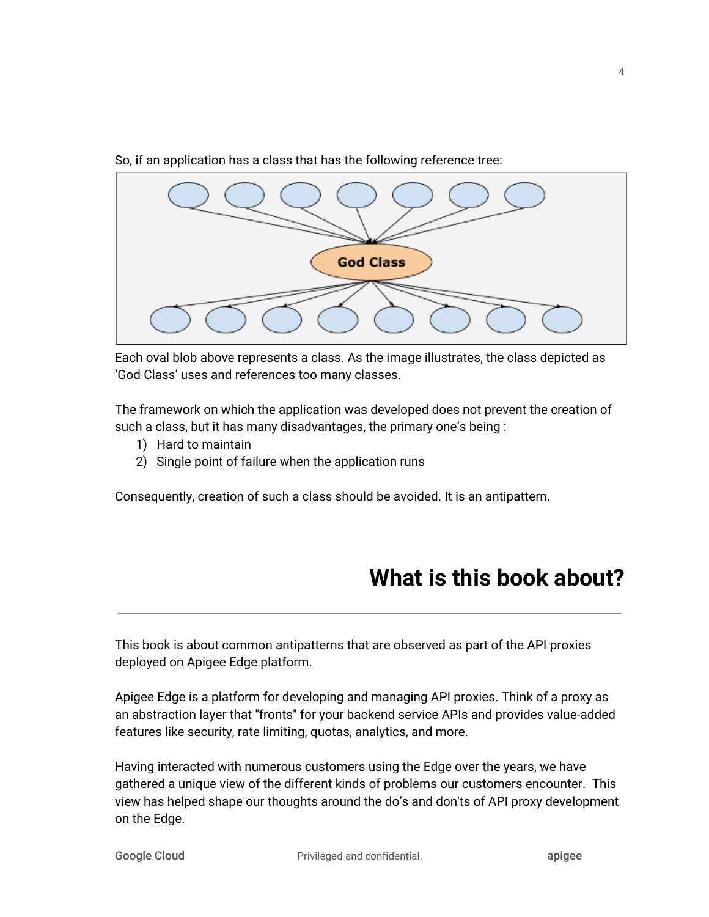So, if an application has a class that has the following reference tree:

Each oval blob above represents a class. As the image illustrates, the class depicted as 'God Class' uses and references too many classes.

The framework on which the application was developed does not prevent the creation of such a class, but it has many disadvantages, the primary one's being :

1) Hard to maintain
2) Single point of failure when the application runs

Consequently, creation of such a class should be avoided. It is an antipattern.

# What is this book about?

This book is about common antipatterns that are observed as part of the API proxies deployed on Apigee Edge platform.

Apigee Edge is a platform for developing and managing API proxies. Think of a proxy as an abstraction layer that "fronts" for your backend service APIs and provides value-added features like security, rate limiting, quotas, analytics, and more.

Having interacted with numerous customers using the Edge over the years, we have gathered a unique view of the different kinds of problems our customers encounter. This view has helped shape our thoughts around the do's and don'ts of API proxy development on the Edge.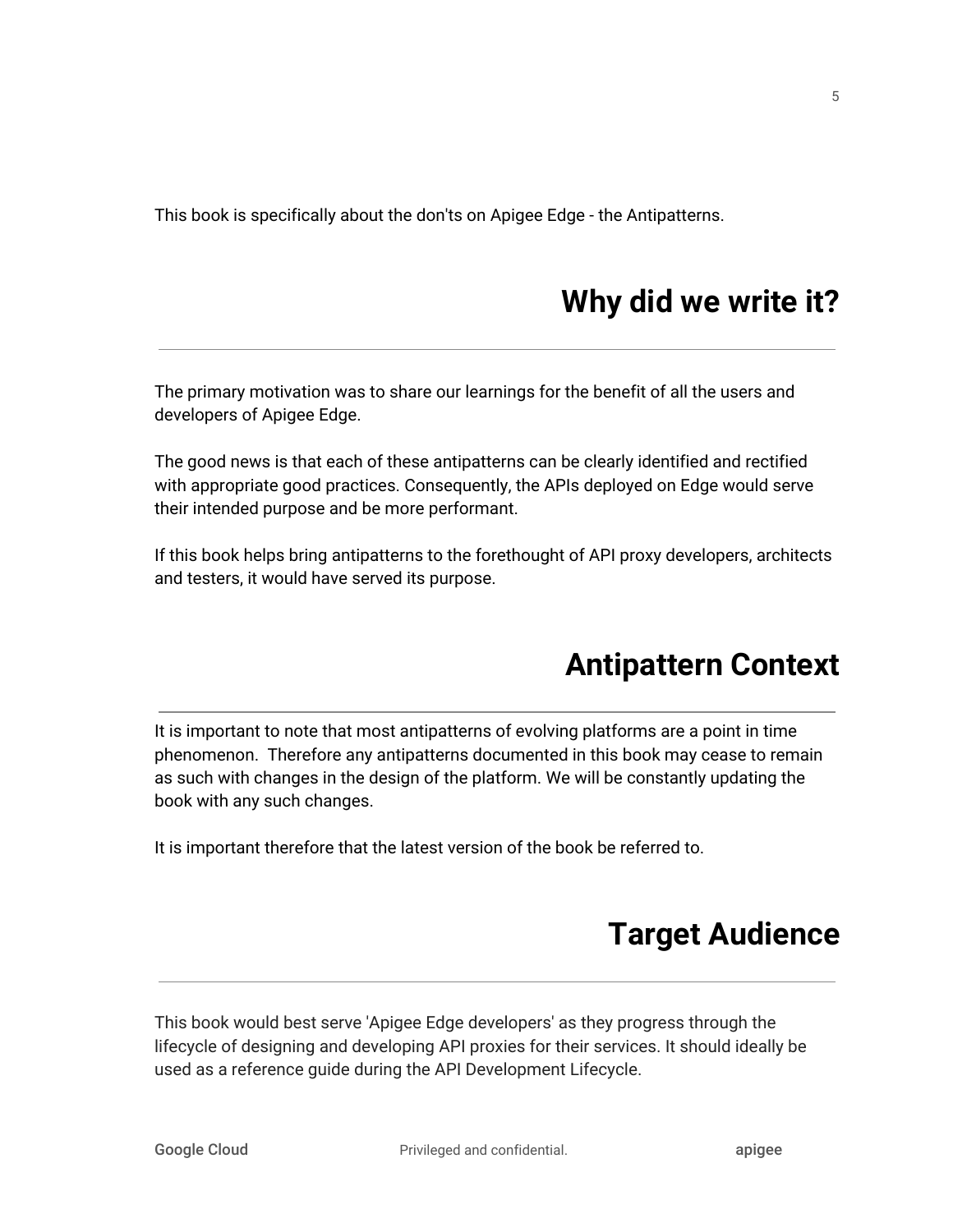This book is specifically about the don'ts on Apigee Edge - the Antipatterns.

## Why did we write it?

The primary motivation was to share our learnings for the benefit of all the users and developers of Apigee Edge.

The good news is that each of these antipatterns can be clearly identified and rectified with appropriate good practices. Consequently, the APIs deployed on Edge would serve their intended purpose and be more performant.

If this book helps bring antipatterns to the forethought of API proxy developers, architects and testers, it would have served its purpose.

## Antipattern Context

It is important to note that most antipatterns of evolving platforms are a point in time phenomenon. Therefore any antipatterns documented in this book may cease to remain as such with changes in the design of the platform. We will be constantly updating the book with any such changes.

It is important therefore that the latest version of the book be referred to.

## Target Audience

This book would best serve 'Apigee Edge developers' as they progress through the lifecycle of designing and developing API proxies for their services. It should ideally be used as a reference guide during the API Development Lifecycle.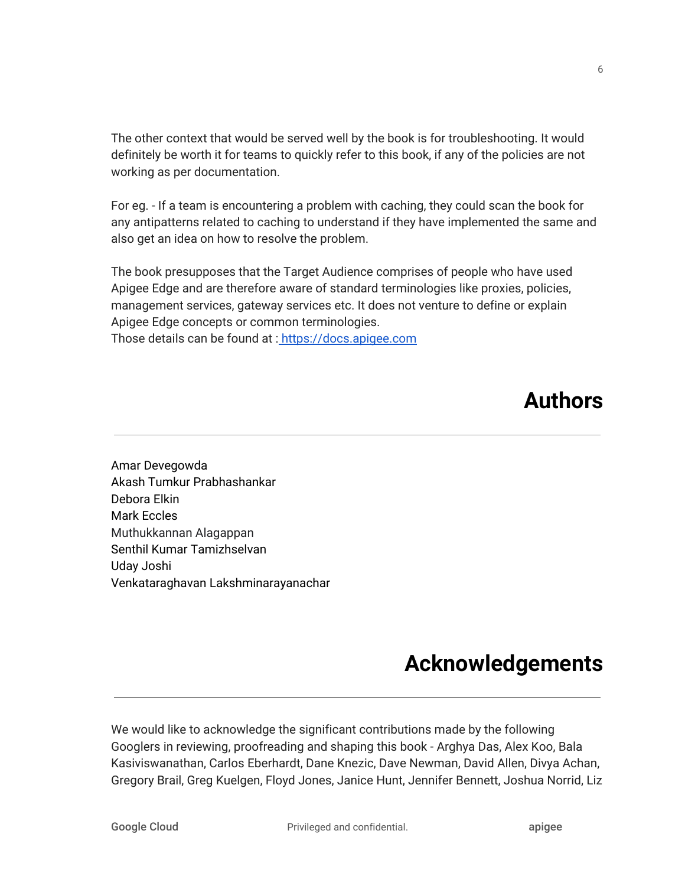The other context that would be served well by the book is for troubleshooting. It would definitely be worth it for teams to quickly refer to this book, if any of the policies are not working as per documentation.

For eg. - If a team is encountering a problem with caching, they could scan the book for any antipatterns related to caching to understand if they have implemented the same and also get an idea on how to resolve the problem.

The book presupposes that the Target Audience comprises of people who have used Apigee Edge and are therefore aware of standard terminologies like proxies, policies, management services, gateway services etc. It does not venture to define or explain Apigee Edge concepts or common terminologies.
Those details can be found at : [https://docs.apigee.com](https://docs.apigee.com)

# Authors

Amar Devegowda
Akash Tumkur Prabhashankar
Debora Elkin
Mark Eccles
Muthukkannan Alagappan
Senthil Kumar Tamizhselvan
Uday Joshi
Venkataraghavan Lakshminarayanachar

# Acknowledgements

We would like to acknowledge the significant contributions made by the following Googlers in reviewing, proofreading and shaping this book - Arghya Das, Alex Koo, Bala Kasiviswanathan, Carlos Eberhardt, Dane Knezic, Dave Newman, David Allen, Divya Achan, Gregory Brail, Greg Kuelgen, Floyd Jones, Janice Hunt, Jennifer Bennett, Joshua Norrid, Liz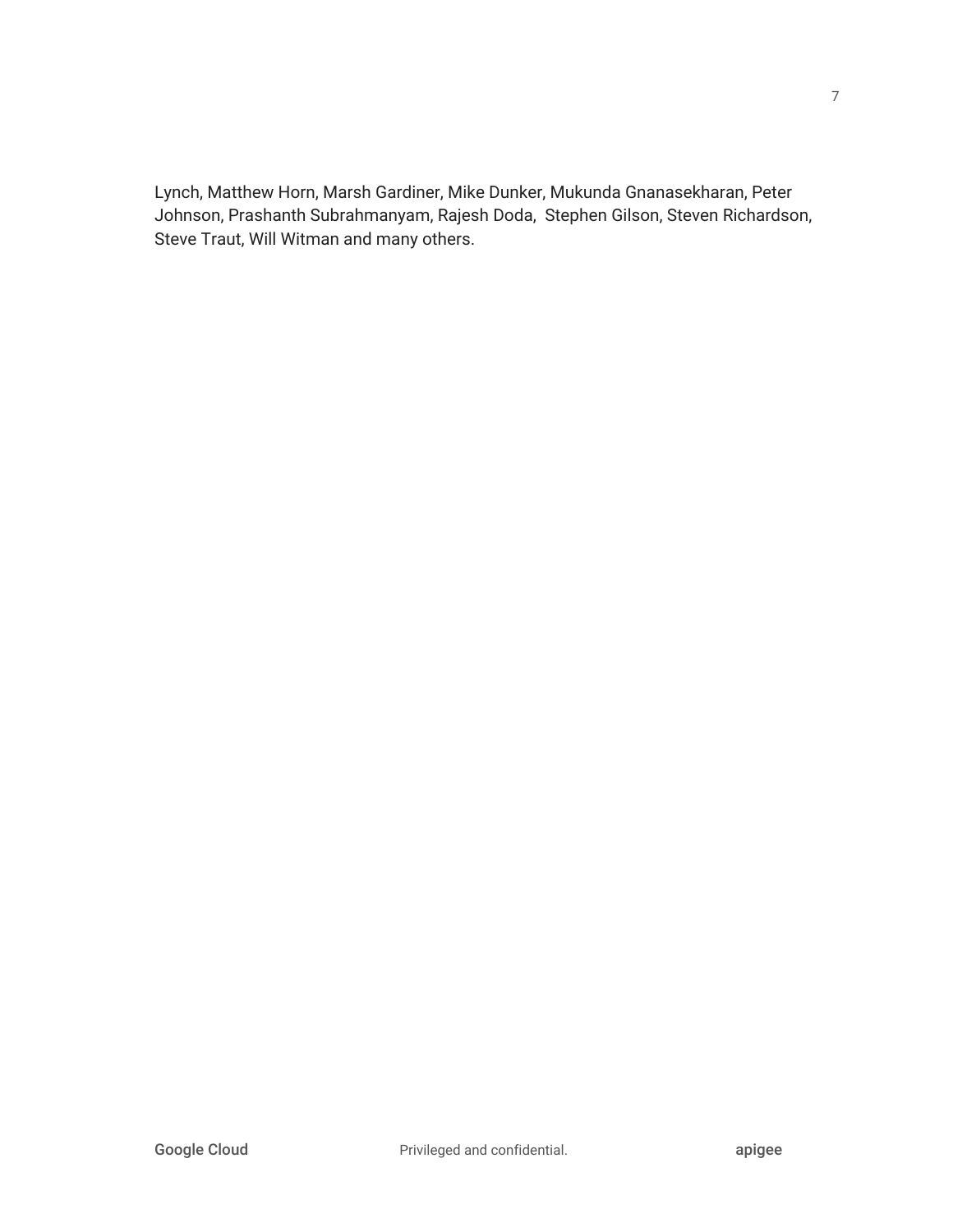Lynch, Matthew Horn, Marsh Gardiner, Mike Dunker, Mukunda Gnanasekharan, Peter Johnson, Prashanth Subrahmanyam, Rajesh Doda, Stephen Gilson, Steven Richardson, Steve Traut, Will Witman and many others.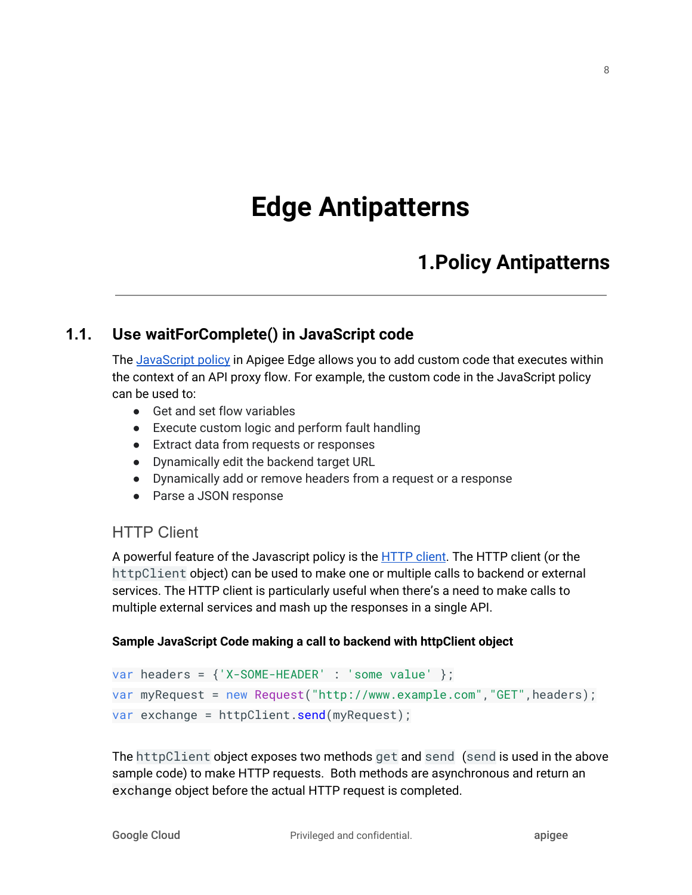# Edge Antipatterns

## 1.Policy Antipatterns

---

### 1.1. Use waitForComplete() in JavaScript code

The [JavaScript policy](#) in Apigee Edge allows you to add custom code that executes within the context of an API proxy flow. For example, the custom code in the JavaScript policy can be used to:

- Get and set flow variables
- Execute custom logic and perform fault handling
- Extract data from requests or responses
- Dynamically edit the backend target URL
- Dynamically add or remove headers from a request or a response
- Parse a JSON response

#### HTTP Client

A powerful feature of the Javascript policy is the [HTTP client](#). The HTTP client (or the `httpClient` object) can be used to make one or multiple calls to backend or external services. The HTTP client is particularly useful when there's a need to make calls to multiple external services and mash up the responses in a single API.

**Sample JavaScript Code making a call to backend with httpClient object**

```
var headers = {'X-SOME-HEADER' : 'some value' };
var myRequest = new Request("http://www.example.com","GET",headers);
var exchange = httpClient.send(myRequest);
```

The `httpClient` object exposes two methods `get` and `send` (`send` is used in the above sample code) to make HTTP requests. Both methods are asynchronous and return an `exchange` object before the actual HTTP request is completed.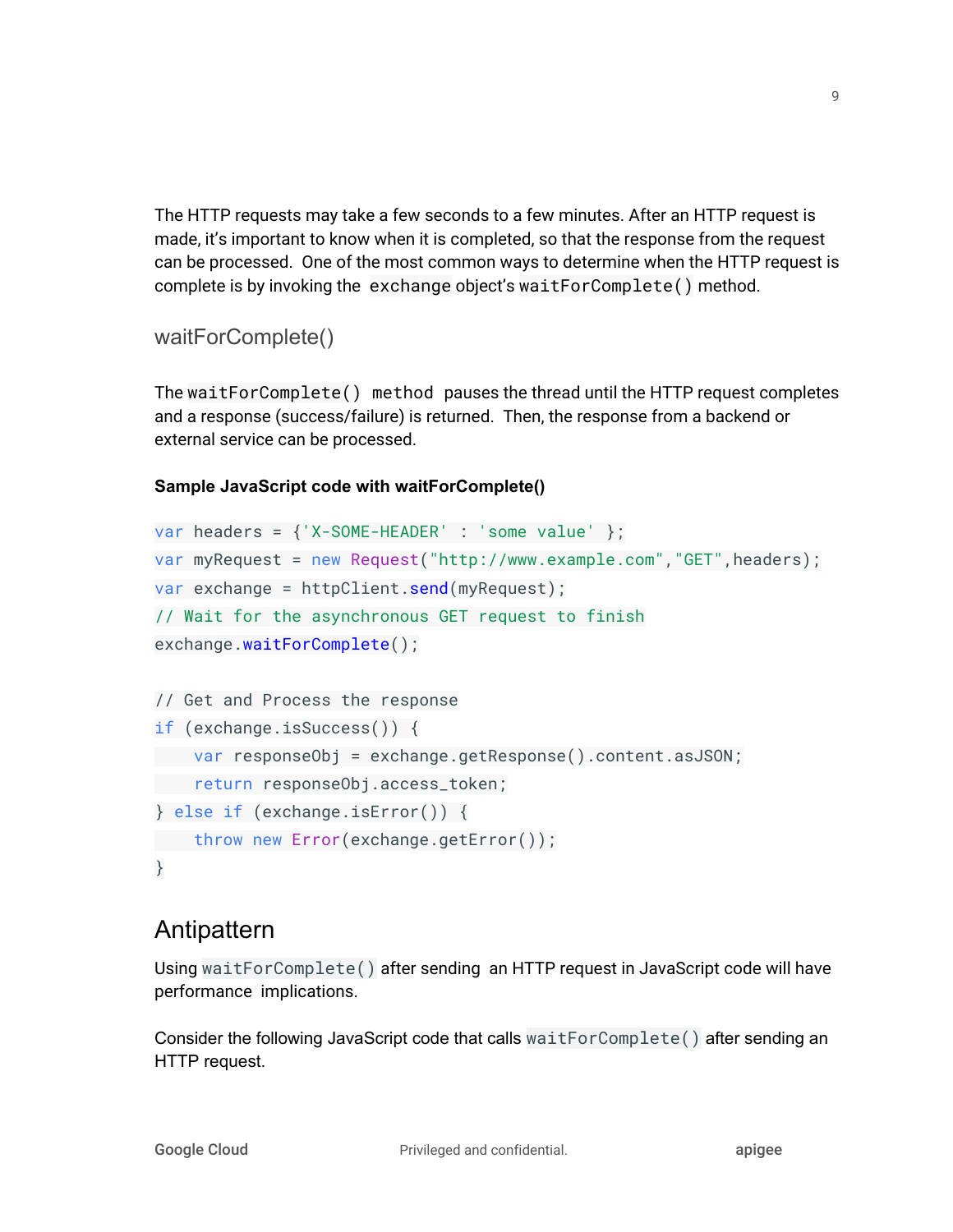The HTTP requests may take a few seconds to a few minutes. After an HTTP request is made, it's important to know when it is completed, so that the response from the request can be processed. One of the most common ways to determine when the HTTP request is complete is by invoking the `exchange` object's `waitForComplete()` method.

## waitForComplete()

The `waitForComplete() method` pauses the thread until the HTTP request completes and a response (success/failure) is returned. Then, the response from a backend or external service can be processed.

**Sample JavaScript code with waitForComplete()**

```
var headers = {'X-SOME-HEADER' : 'some value' };
var myRequest = new Request("http://www.example.com","GET",headers);
var exchange = httpClient.send(myRequest);
// Wait for the asynchronous GET request to finish
exchange.waitForComplete();

// Get and Process the response
if (exchange.isSuccess()) {
    var responseObj = exchange.getResponse().content.asJSON;
    return responseObj.access_token;
} else if (exchange.isError()) {
    throw new Error(exchange.getError());
}
```

# Antipattern

Using `waitForComplete()` after sending an HTTP request in JavaScript code will have performance implications.

Consider the following JavaScript code that calls `waitForComplete()` after sending an HTTP request.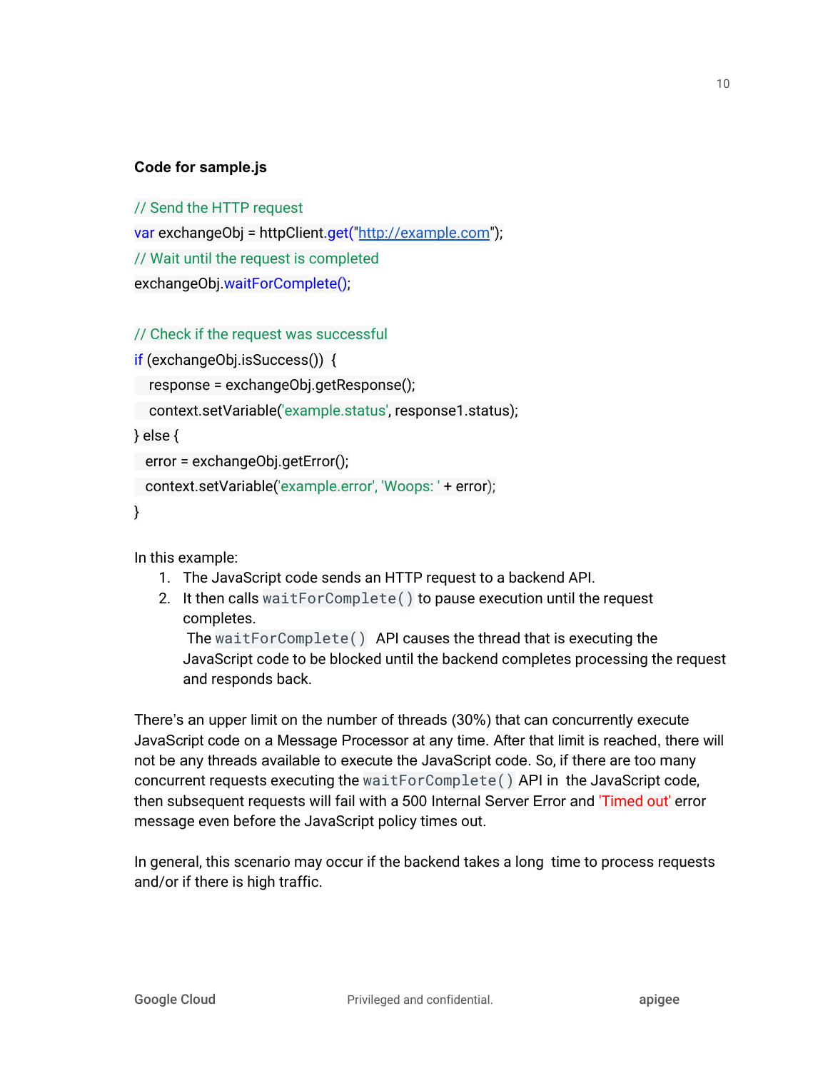**Code for sample.js**

```
// Send the HTTP request
var exchangeObj = httpClient.get("http://example.com");
// Wait until the request is completed
exchangeObj.waitForComplete();

// Check if the request was successful
if (exchangeObj.isSuccess())  {
   response = exchangeObj.getResponse();
   context.setVariable('example.status', response1.status);
} else {
  error = exchangeObj.getError();
  context.setVariable('example.error', 'Woops: ' + error);
}
```

In this example:

1. The JavaScript code sends an HTTP request to a backend API.
2. It then calls `waitForComplete()` to pause execution until the request completes.
   The `waitForComplete()` API causes the thread that is executing the JavaScript code to be blocked until the backend completes processing the request and responds back.

There's an upper limit on the number of threads (30%) that can concurrently execute JavaScript code on a Message Processor at any time. After that limit is reached, there will not be any threads available to execute the JavaScript code. So, if there are too many concurrent requests executing the `waitForComplete()` API in the JavaScript code, then subsequent requests will fail with a 500 Internal Server Error and 'Timed out' error message even before the JavaScript policy times out.

In general, this scenario may occur if the backend takes a long time to process requests and/or if there is high traffic.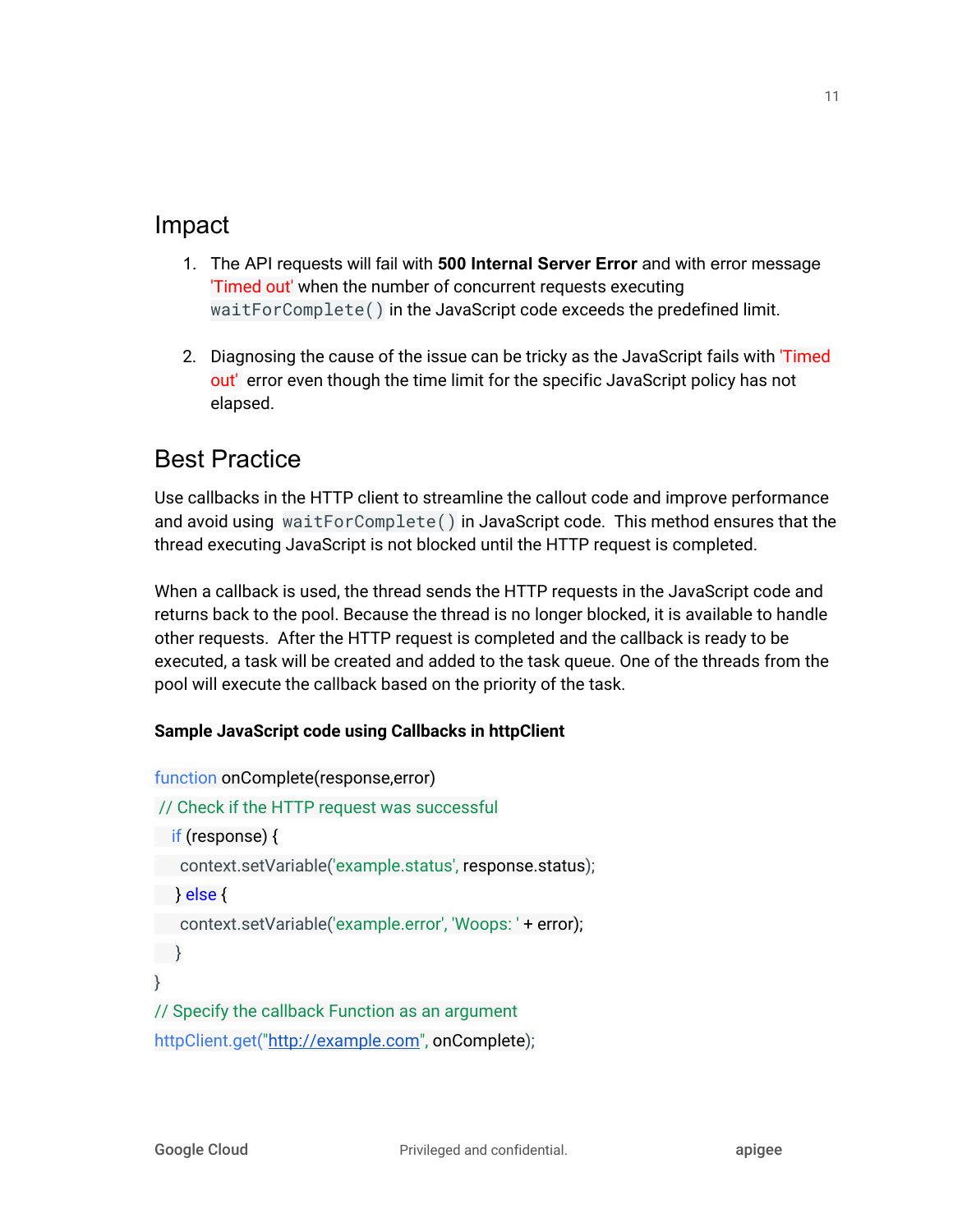## Impact

1. The API requests will fail with **500 Internal Server Error** and with error message 'Timed out' when the number of concurrent requests executing `waitForComplete()` in the JavaScript code exceeds the predefined limit.

2. Diagnosing the cause of the issue can be tricky as the JavaScript fails with 'Timed out' error even though the time limit for the specific JavaScript policy has not elapsed.

## Best Practice

Use callbacks in the HTTP client to streamline the callout code and improve performance and avoid using `waitForComplete()` in JavaScript code. This method ensures that the thread executing JavaScript is not blocked until the HTTP request is completed.

When a callback is used, the thread sends the HTTP requests in the JavaScript code and returns back to the pool. Because the thread is no longer blocked, it is available to handle other requests. After the HTTP request is completed and the callback is ready to be executed, a task will be created and added to the task queue. One of the threads from the pool will execute the callback based on the priority of the task.

**Sample JavaScript code using Callbacks in httpClient**

```
function onComplete(response,error)
 // Check if the HTTP request was successful
   if (response) {
     context.setVariable('example.status', response.status);
   } else {
     context.setVariable('example.error', 'Woops: ' + error);
   }
}
// Specify the callback Function as an argument
httpClient.get("http://example.com", onComplete);
```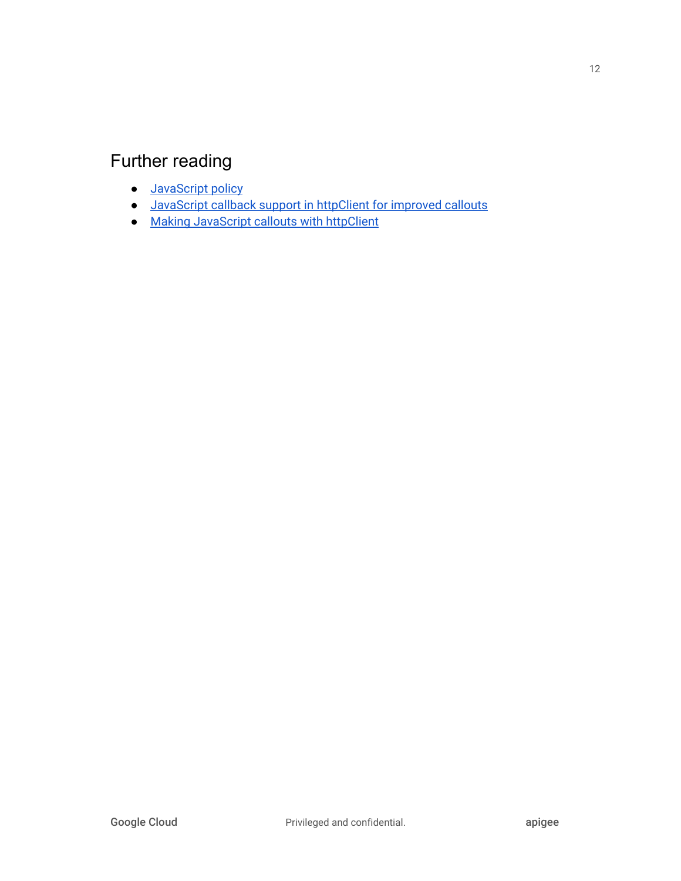## Further reading

- JavaScript policy
- JavaScript callback support in httpClient for improved callouts
- Making JavaScript callouts with httpClient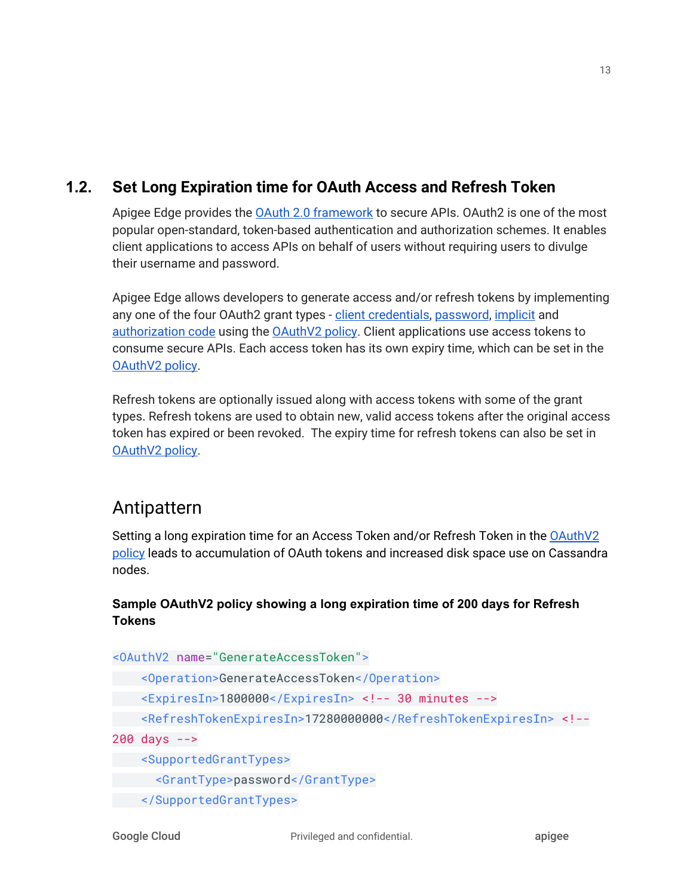## 1.2. Set Long Expiration time for OAuth Access and Refresh Token

Apigee Edge provides the OAuth 2.0 framework to secure APIs. OAuth2 is one of the most popular open-standard, token-based authentication and authorization schemes. It enables client applications to access APIs on behalf of users without requiring users to divulge their username and password.

Apigee Edge allows developers to generate access and/or refresh tokens by implementing any one of the four OAuth2 grant types - client credentials, password, implicit and authorization code using the OAuthV2 policy. Client applications use access tokens to consume secure APIs. Each access token has its own expiry time, which can be set in the OAuthV2 policy.

Refresh tokens are optionally issued along with access tokens with some of the grant types. Refresh tokens are used to obtain new, valid access tokens after the original access token has expired or been revoked. The expiry time for refresh tokens can also be set in OAuthV2 policy.

### Antipattern

Setting a long expiration time for an Access Token and/or Refresh Token in the OAuthV2 policy leads to accumulation of OAuth tokens and increased disk space use on Cassandra nodes.

**Sample OAuthV2 policy showing a long expiration time of 200 days for Refresh Tokens**

```
<OAuthV2 name="GenerateAccessToken">
    <Operation>GenerateAccessToken</Operation>
    <ExpiresIn>1800000</ExpiresIn> <!-- 30 minutes -->
    <RefreshTokenExpiresIn>17280000000</RefreshTokenExpiresIn> <!--
200 days -->
    <SupportedGrantTypes>
      <GrantType>password</GrantType>
    </SupportedGrantTypes>
```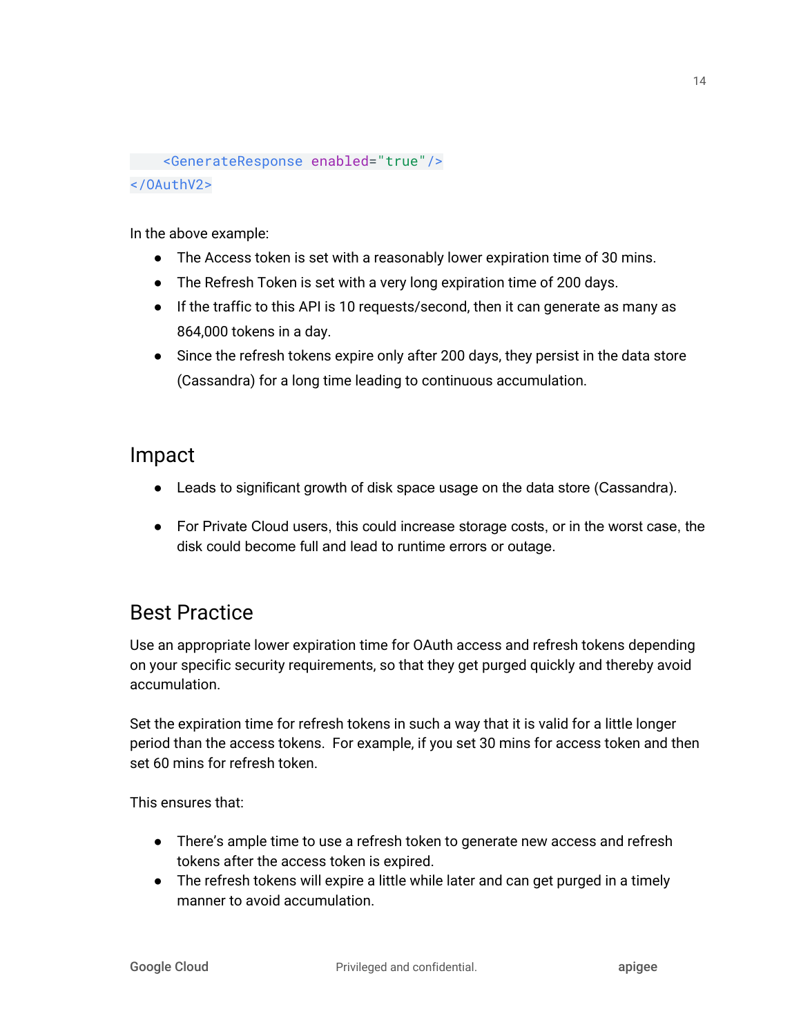```
    <GenerateResponse enabled="true"/>
</OAuthV2>
```

In the above example:

- The Access token is set with a reasonably lower expiration time of 30 mins.
- The Refresh Token is set with a very long expiration time of 200 days.
- If the traffic to this API is 10 requests/second, then it can generate as many as 864,000 tokens in a day.
- Since the refresh tokens expire only after 200 days, they persist in the data store (Cassandra) for a long time leading to continuous accumulation.

## Impact

- Leads to significant growth of disk space usage on the data store (Cassandra).
- For Private Cloud users, this could increase storage costs, or in the worst case, the disk could become full and lead to runtime errors or outage.

## Best Practice

Use an appropriate lower expiration time for OAuth access and refresh tokens depending on your specific security requirements, so that they get purged quickly and thereby avoid accumulation.

Set the expiration time for refresh tokens in such a way that it is valid for a little longer period than the access tokens. For example, if you set 30 mins for access token and then set 60 mins for refresh token.

This ensures that:

- There's ample time to use a refresh token to generate new access and refresh tokens after the access token is expired.
- The refresh tokens will expire a little while later and can get purged in a timely manner to avoid accumulation.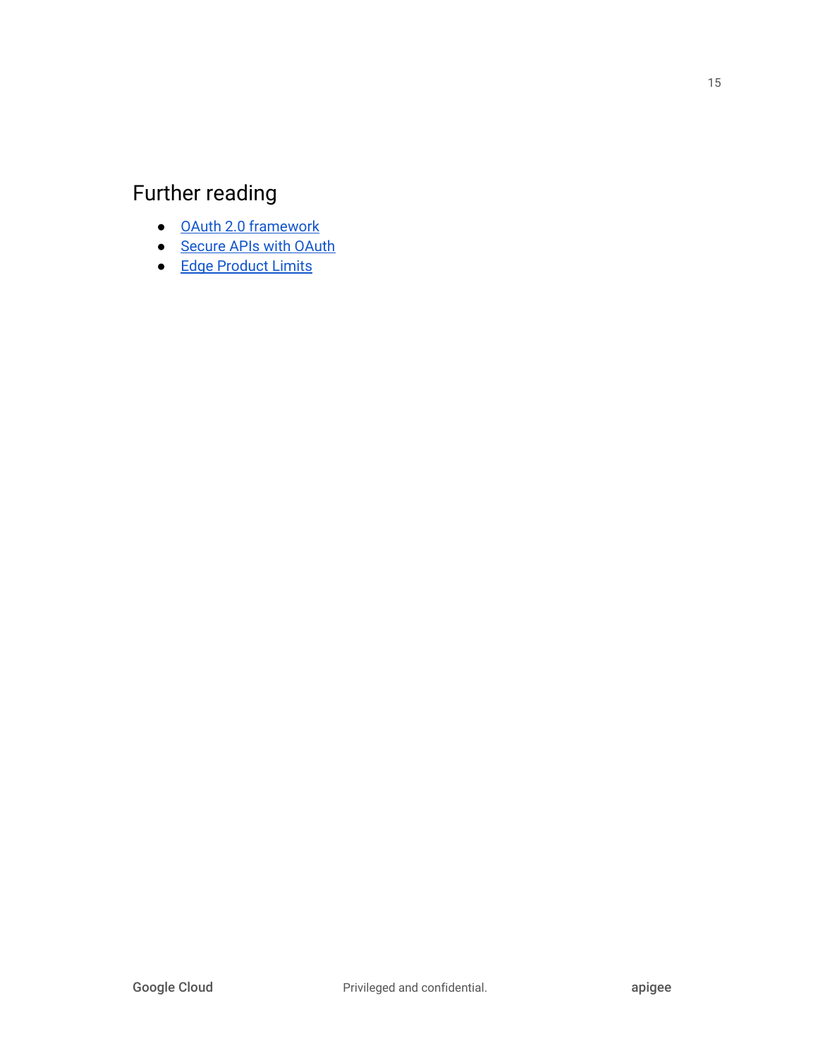## Further reading

- OAuth 2.0 framework
- Secure APIs with OAuth
- Edge Product Limits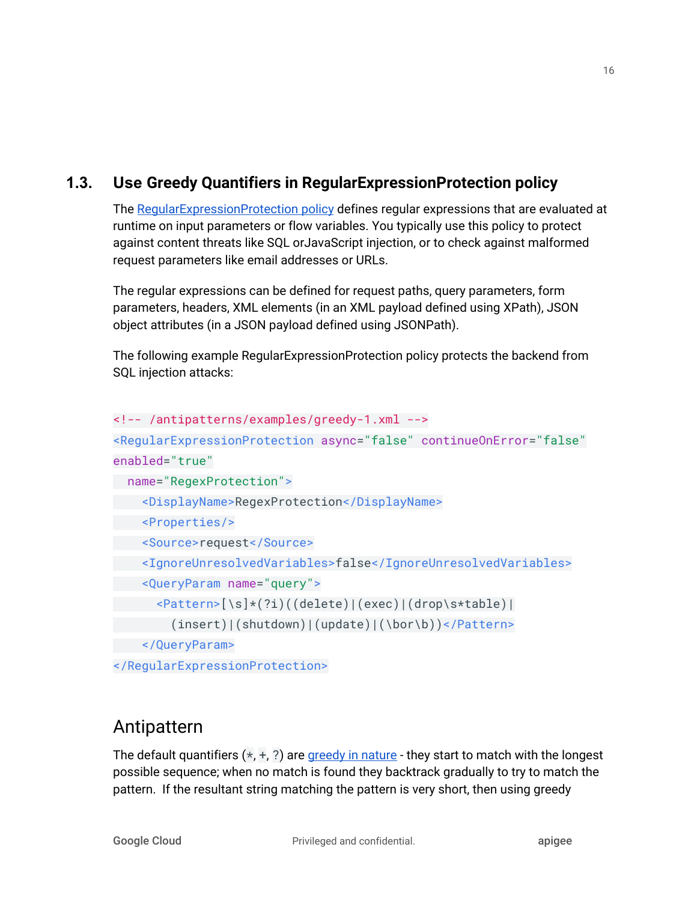## 1.3. Use Greedy Quantifiers in RegularExpressionProtection policy

The RegularExpressionProtection policy defines regular expressions that are evaluated at runtime on input parameters or flow variables. You typically use this policy to protect against content threats like SQL orJavaScript injection, or to check against malformed request parameters like email addresses or URLs.

The regular expressions can be defined for request paths, query parameters, form parameters, headers, XML elements (in an XML payload defined using XPath), JSON object attributes (in a JSON payload defined using JSONPath).

The following example RegularExpressionProtection policy protects the backend from SQL injection attacks:

```
<!-- /antipatterns/examples/greedy-1.xml -->
<RegularExpressionProtection async="false" continueOnError="false"
enabled="true"
  name="RegexProtection">
    <DisplayName>RegexProtection</DisplayName>
    <Properties/>
    <Source>request</Source>
    <IgnoreUnresolvedVariables>false</IgnoreUnresolvedVariables>
    <QueryParam name="query">
      <Pattern>[\s]*(?i)((delete)|(exec)|(drop\s*table)|
        (insert)|(shutdown)|(update)|(\bor\b))</Pattern>
    </QueryParam>
</RegularExpressionProtection>
```

## Antipattern

The default quantifiers (`*`, `+`, `?`) are greedy in nature - they start to match with the longest possible sequence; when no match is found they backtrack gradually to try to match the pattern. If the resultant string matching the pattern is very short, then using greedy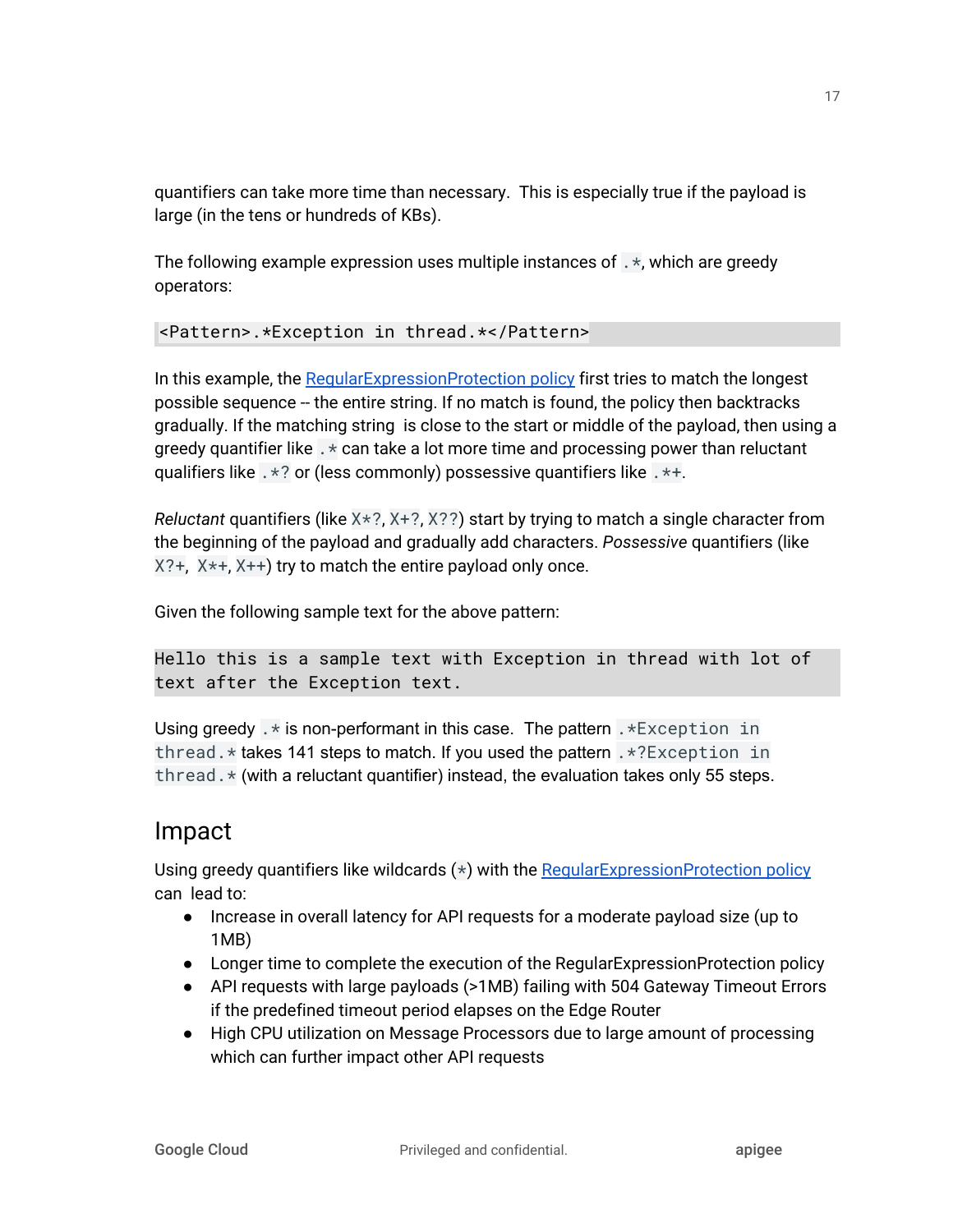quantifiers can take more time than necessary. This is especially true if the payload is large (in the tens or hundreds of KBs).

The following example expression uses multiple instances of `.*`, which are greedy operators:

```
<Pattern>.*Exception in thread.*</Pattern>
```

In this example, the [RegularExpressionProtection policy](#) first tries to match the longest possible sequence -- the entire string. If no match is found, the policy then backtracks gradually. If the matching string is close to the start or middle of the payload, then using a greedy quantifier like `.*` can take a lot more time and processing power than reluctant qualifiers like `.*?` or (less commonly) possessive quantifiers like `.*+`.

*Reluctant* quantifiers (like `X*?`, `X+?`, `X??`) start by trying to match a single character from the beginning of the payload and gradually add characters. *Possessive* quantifiers (like `X?+`, `X*+`, `X++`) try to match the entire payload only once.

Given the following sample text for the above pattern:

```
Hello this is a sample text with Exception in thread with lot of text after the Exception text.
```

Using greedy `.*` is non-performant in this case. The pattern `.*Exception in thread.*` takes 141 steps to match. If you used the pattern `.*?Exception in thread.*` (with a reluctant quantifier) instead, the evaluation takes only 55 steps.

## Impact

Using greedy quantifiers like wildcards (`*`) with the [RegularExpressionProtection policy](#) can lead to:

- Increase in overall latency for API requests for a moderate payload size (up to 1MB)
- Longer time to complete the execution of the RegularExpressionProtection policy
- API requests with large payloads (>1MB) failing with 504 Gateway Timeout Errors if the predefined timeout period elapses on the Edge Router
- High CPU utilization on Message Processors due to large amount of processing which can further impact other API requests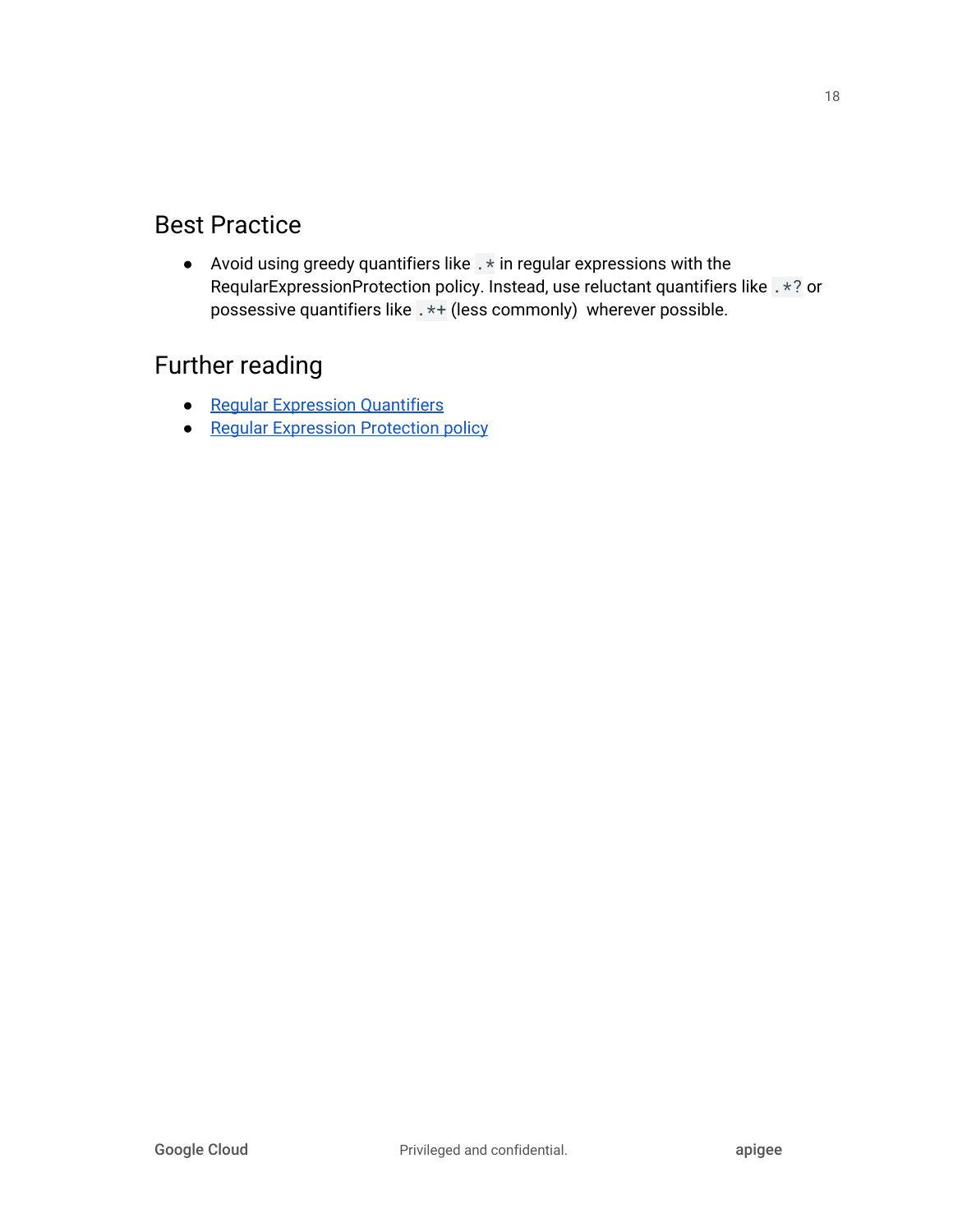## Best Practice

- Avoid using greedy quantifiers like `.*` in regular expressions with the ReqularExpressionProtection policy. Instead, use reluctant quantifiers like `.*?` or possessive quantifiers like `.*+` (less commonly)  wherever possible.

## Further reading

- Regular Expression Quantifiers
- Regular Expression Protection policy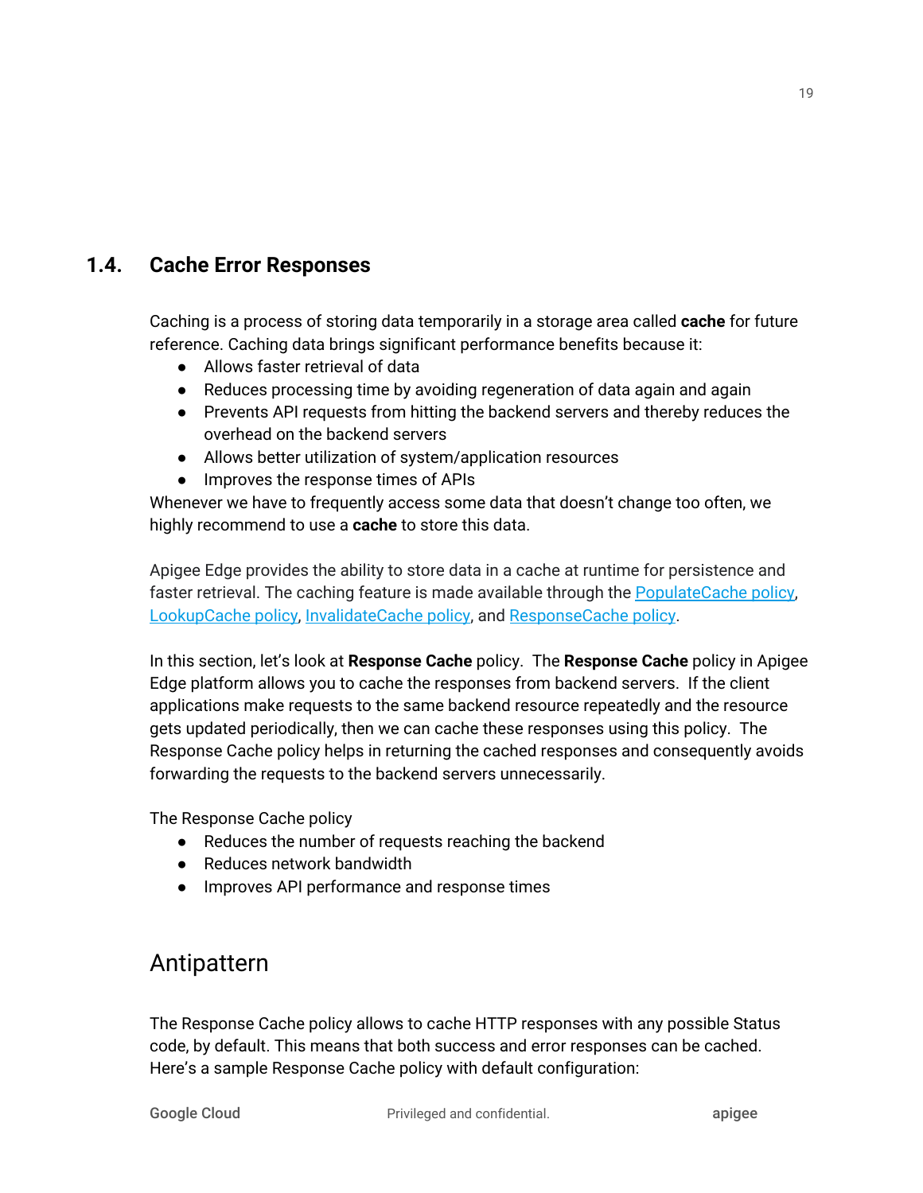## 1.4. Cache Error Responses

Caching is a process of storing data temporarily in a storage area called **cache** for future reference. Caching data brings significant performance benefits because it:

- Allows faster retrieval of data
- Reduces processing time by avoiding regeneration of data again and again
- Prevents API requests from hitting the backend servers and thereby reduces the overhead on the backend servers
- Allows better utilization of system/application resources
- Improves the response times of APIs

Whenever we have to frequently access some data that doesn't change too often, we highly recommend to use a **cache** to store this data.

Apigee Edge provides the ability to store data in a cache at runtime for persistence and faster retrieval. The caching feature is made available through the PopulateCache policy, LookupCache policy, InvalidateCache policy, and ResponseCache policy.

In this section, let's look at **Response Cache** policy. The **Response Cache** policy in Apigee Edge platform allows you to cache the responses from backend servers. If the client applications make requests to the same backend resource repeatedly and the resource gets updated periodically, then we can cache these responses using this policy. The Response Cache policy helps in returning the cached responses and consequently avoids forwarding the requests to the backend servers unnecessarily.

The Response Cache policy

- Reduces the number of requests reaching the backend
- Reduces network bandwidth
- Improves API performance and response times

### Antipattern

The Response Cache policy allows to cache HTTP responses with any possible Status code, by default. This means that both success and error responses can be cached. Here's a sample Response Cache policy with default configuration: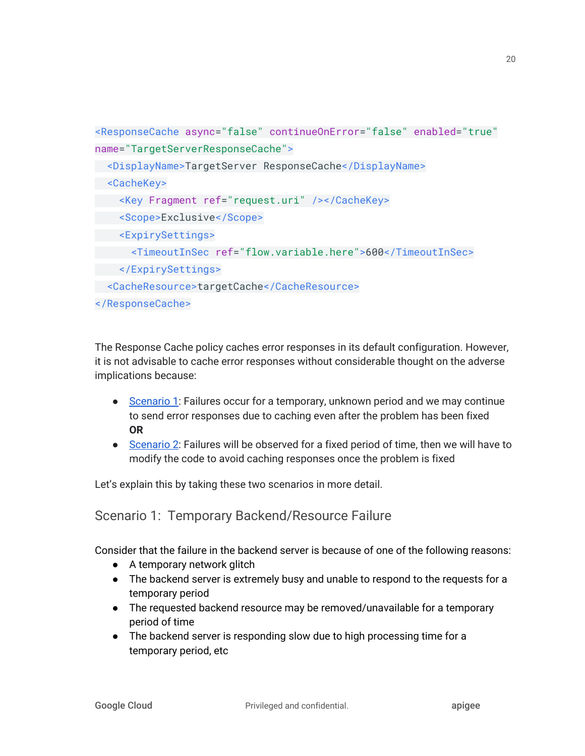```
<ResponseCache async="false" continueOnError="false" enabled="true"
name="TargetServerResponseCache">
  <DisplayName>TargetServer ResponseCache</DisplayName>
  <CacheKey>
    <Key Fragment ref="request.uri" /></CacheKey>
    <Scope>Exclusive</Scope>
    <ExpirySettings>
      <TimeoutInSec ref="flow.variable.here">600</TimeoutInSec>
    </ExpirySettings>
  <CacheResource>targetCache</CacheResource>
</ResponseCache>
```

The Response Cache policy caches error responses in its default configuration. However, it is not advisable to cache error responses without considerable thought on the adverse implications because:

- Scenario 1: Failures occur for a temporary, unknown period and we may continue to send error responses due to caching even after the problem has been fixed
  **OR**
- Scenario 2: Failures will be observed for a fixed period of time, then we will have to modify the code to avoid caching responses once the problem is fixed

Let's explain this by taking these two scenarios in more detail.

## Scenario 1: Temporary Backend/Resource Failure

Consider that the failure in the backend server is because of one of the following reasons:

- A temporary network glitch
- The backend server is extremely busy and unable to respond to the requests for a temporary period
- The requested backend resource may be removed/unavailable for a temporary period of time
- The backend server is responding slow due to high processing time for a temporary period, etc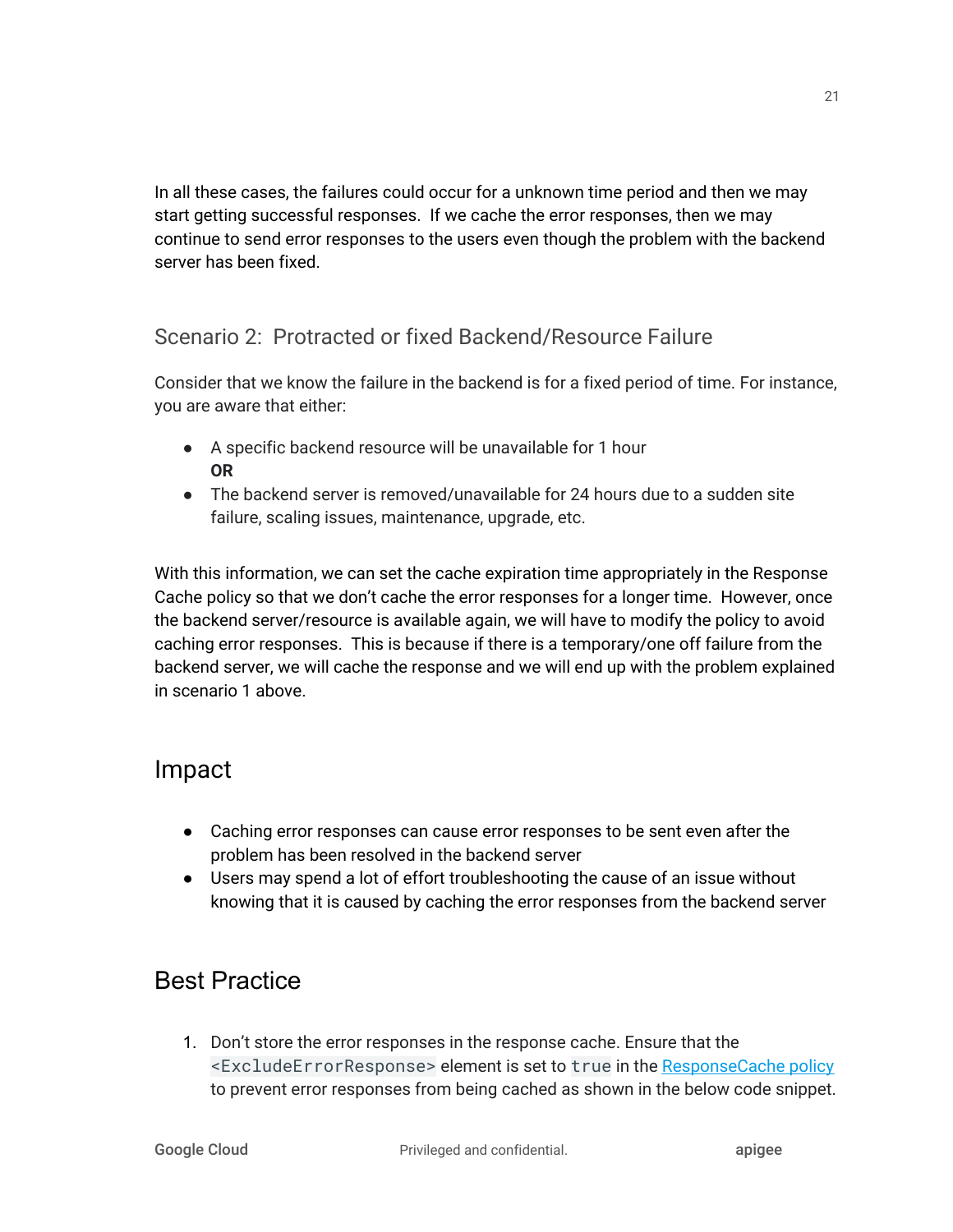In all these cases, the failures could occur for a unknown time period and then we may start getting successful responses. If we cache the error responses, then we may continue to send error responses to the users even though the problem with the backend server has been fixed.

### Scenario 2: Protracted or fixed Backend/Resource Failure

Consider that we know the failure in the backend is for a fixed period of time. For instance, you are aware that either:

- A specific backend resource will be unavailable for 1 hour
  **OR**
- The backend server is removed/unavailable for 24 hours due to a sudden site failure, scaling issues, maintenance, upgrade, etc.

With this information, we can set the cache expiration time appropriately in the Response Cache policy so that we don't cache the error responses for a longer time. However, once the backend server/resource is available again, we will have to modify the policy to avoid caching error responses. This is because if there is a temporary/one off failure from the backend server, we will cache the response and we will end up with the problem explained in scenario 1 above.

## Impact

- Caching error responses can cause error responses to be sent even after the problem has been resolved in the backend server
- Users may spend a lot of effort troubleshooting the cause of an issue without knowing that it is caused by caching the error responses from the backend server

## Best Practice

1. Don't store the error responses in the response cache. Ensure that the `<ExcludeErrorResponse>` element is set to `true` in the ResponseCache policy to prevent error responses from being cached as shown in the below code snippet.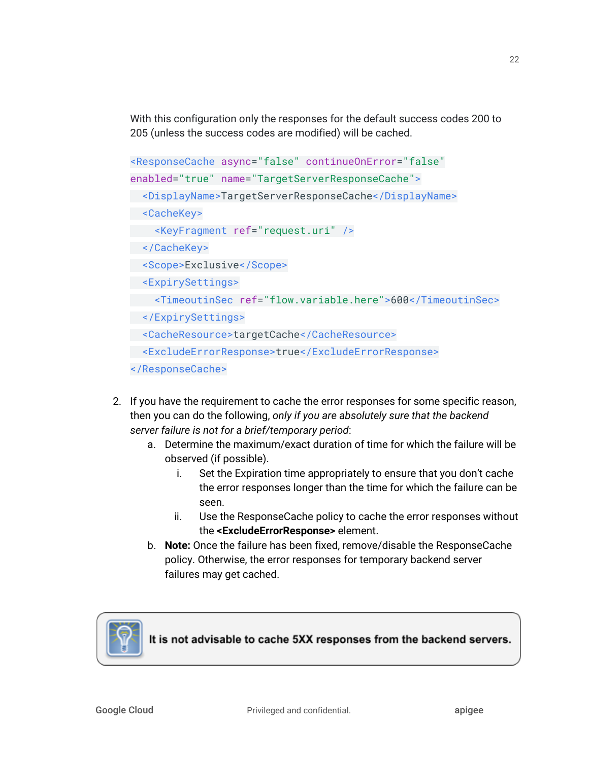With this configuration only the responses for the default success codes 200 to 205 (unless the success codes are modified) will be cached.

```
<ResponseCache async="false" continueOnError="false"
enabled="true" name="TargetServerResponseCache">
  <DisplayName>TargetServerResponseCache</DisplayName>
  <CacheKey>
    <KeyFragment ref="request.uri" />
  </CacheKey>
  <Scope>Exclusive</Scope>
  <ExpirySettings>
    <TimeoutinSec ref="flow.variable.here">600</TimeoutinSec>
  </ExpirySettings>
  <CacheResource>targetCache</CacheResource>
  <ExcludeErrorResponse>true</ExcludeErrorResponse>
</ResponseCache>
```

2. If you have the requirement to cache the error responses for some specific reason, then you can do the following, *only if you are absolutely sure that the backend server failure is not for a brief/temporary period*:
    a. Determine the maximum/exact duration of time for which the failure will be observed (if possible).
        i. Set the Expiration time appropriately to ensure that you don't cache the error responses longer than the time for which the failure can be seen.
        ii. Use the ResponseCache policy to cache the error responses without the **<ExcludeErrorResponse>** element.
    b. **Note:** Once the failure has been fixed, remove/disable the ResponseCache policy. Otherwise, the error responses for temporary backend server failures may get cached.

**It is not advisable to cache 5XX responses from the backend servers.**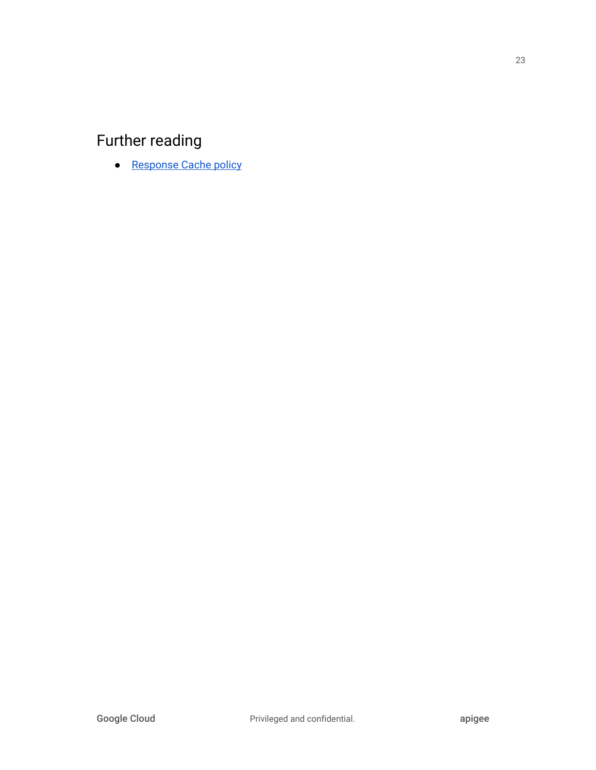## Further reading

- [Response Cache policy]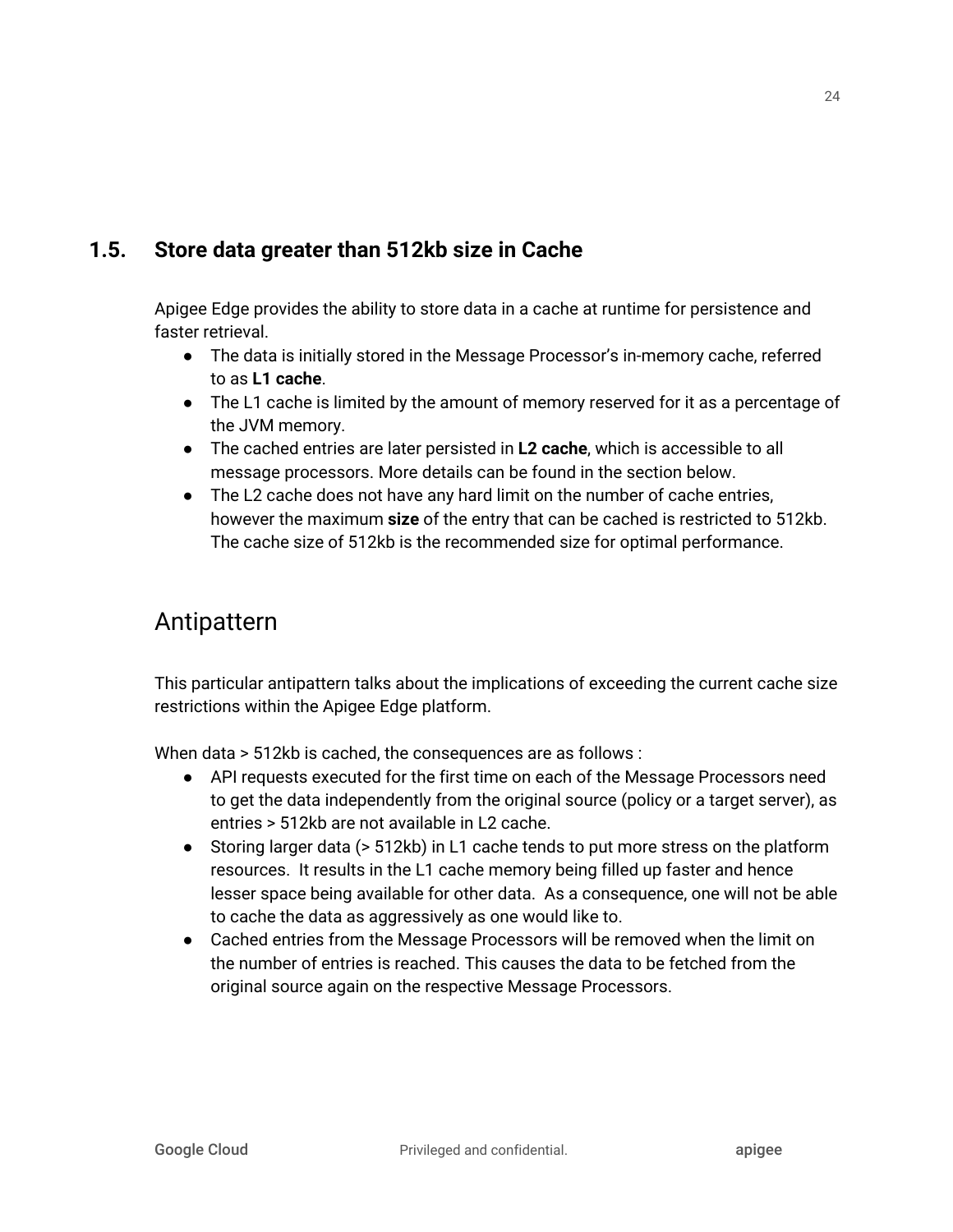## 1.5. Store data greater than 512kb size in Cache

Apigee Edge provides the ability to store data in a cache at runtime for persistence and faster retrieval.

- The data is initially stored in the Message Processor's in-memory cache, referred to as **L1 cache**.
- The L1 cache is limited by the amount of memory reserved for it as a percentage of the JVM memory.
- The cached entries are later persisted in **L2 cache**, which is accessible to all message processors. More details can be found in the section below.
- The L2 cache does not have any hard limit on the number of cache entries, however the maximum **size** of the entry that can be cached is restricted to 512kb. The cache size of 512kb is the recommended size for optimal performance.

## Antipattern

This particular antipattern talks about the implications of exceeding the current cache size restrictions within the Apigee Edge platform.

When data > 512kb is cached, the consequences are as follows :

- API requests executed for the first time on each of the Message Processors need to get the data independently from the original source (policy or a target server), as entries > 512kb are not available in L2 cache.
- Storing larger data (> 512kb) in L1 cache tends to put more stress on the platform resources. It results in the L1 cache memory being filled up faster and hence lesser space being available for other data. As a consequence, one will not be able to cache the data as aggressively as one would like to.
- Cached entries from the Message Processors will be removed when the limit on the number of entries is reached. This causes the data to be fetched from the original source again on the respective Message Processors.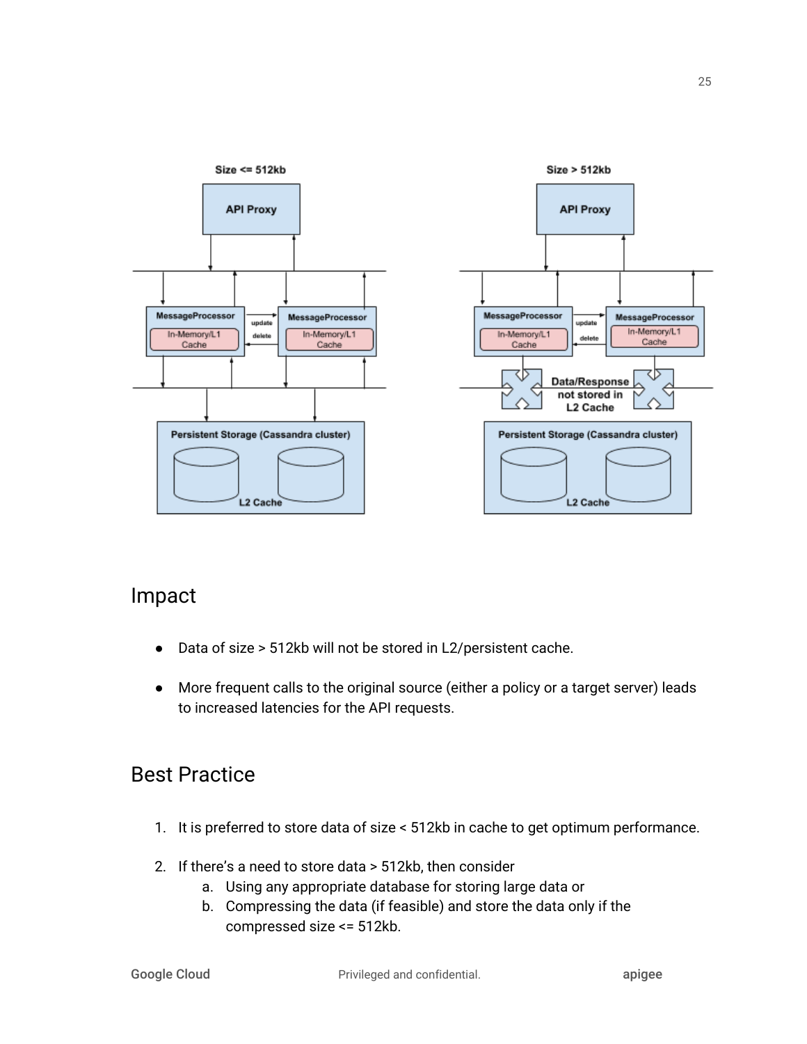## Impact

- Data of size > 512kb will not be stored in L2/persistent cache.
- More frequent calls to the original source (either a policy or a target server) leads to increased latencies for the API requests.

## Best Practice

1. It is preferred to store data of size < 512kb in cache to get optimum performance.
2. If there's a need to store data > 512kb, then consider
   a. Using any appropriate database for storing large data or
   b. Compressing the data (if feasible) and store the data only if the compressed size <= 512kb.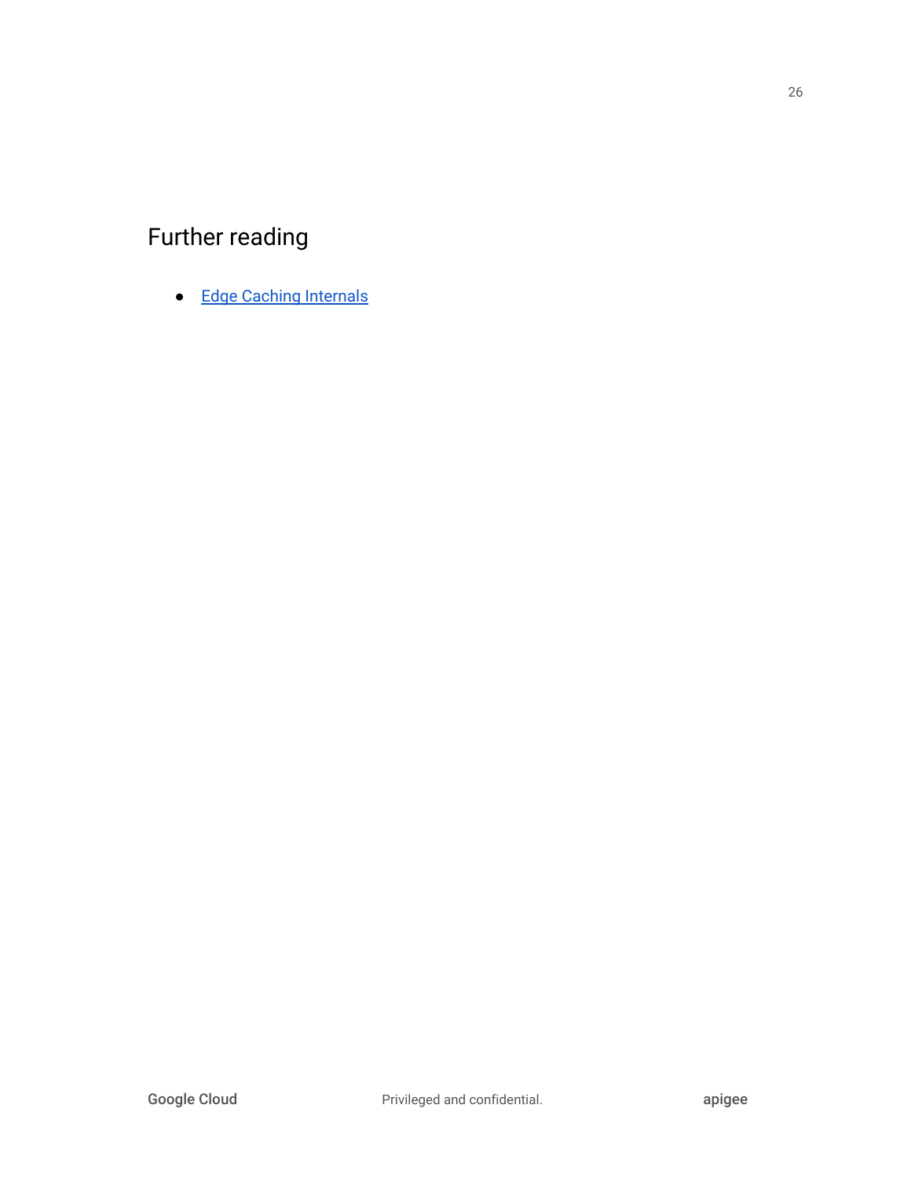## Further reading

- Edge Caching Internals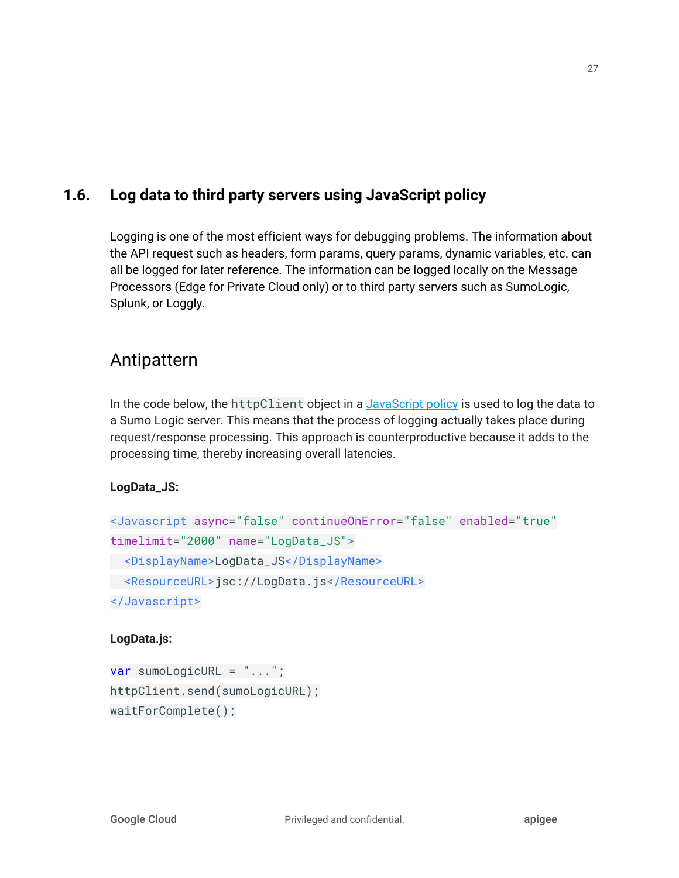## 1.6. Log data to third party servers using JavaScript policy

Logging is one of the most efficient ways for debugging problems. The information about the API request such as headers, form params, query params, dynamic variables, etc. can all be logged for later reference. The information can be logged locally on the Message Processors (Edge for Private Cloud only) or to third party servers such as SumoLogic, Splunk, or Loggly.

### Antipattern

In the code below, the `httpClient` object in a JavaScript policy is used to log the data to a Sumo Logic server. This means that the process of logging actually takes place during request/response processing. This approach is counterproductive because it adds to the processing time, thereby increasing overall latencies.

**LogData_JS:**

```
<Javascript async="false" continueOnError="false" enabled="true"
timelimit="2000" name="LogData_JS">
  <DisplayName>LogData_JS</DisplayName>
  <ResourceURL>jsc://LogData.js</ResourceURL>
</Javascript>
```

**LogData.js:**

```
var sumoLogicURL = "...";
httpClient.send(sumoLogicURL);
waitForComplete();
```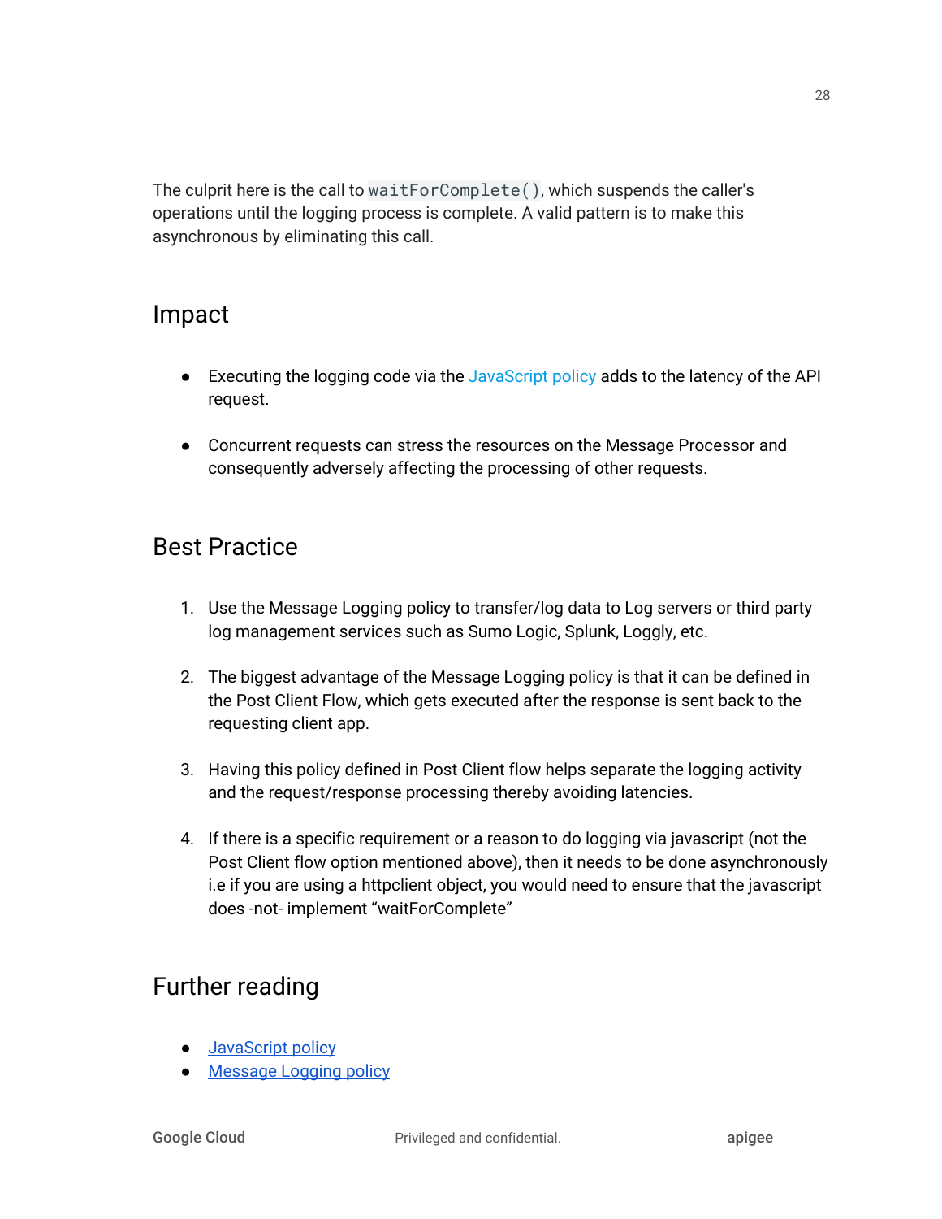The culprit here is the call to `waitForComplete()`, which suspends the caller's operations until the logging process is complete. A valid pattern is to make this asynchronous by eliminating this call.

## Impact

- Executing the logging code via the [JavaScript policy](#) adds to the latency of the API request.
- Concurrent requests can stress the resources on the Message Processor and consequently adversely affecting the processing of other requests.

## Best Practice

1. Use the Message Logging policy to transfer/log data to Log servers or third party log management services such as Sumo Logic, Splunk, Loggly, etc.
2. The biggest advantage of the Message Logging policy is that it can be defined in the Post Client Flow, which gets executed after the response is sent back to the requesting client app.
3. Having this policy defined in Post Client flow helps separate the logging activity and the request/response processing thereby avoiding latencies.
4. If there is a specific requirement or a reason to do logging via javascript (not the Post Client flow option mentioned above), then it needs to be done asynchronously i.e if you are using a httpclient object, you would need to ensure that the javascript does -not- implement "waitForComplete"

## Further reading

- [JavaScript policy](#)
- [Message Logging policy](#)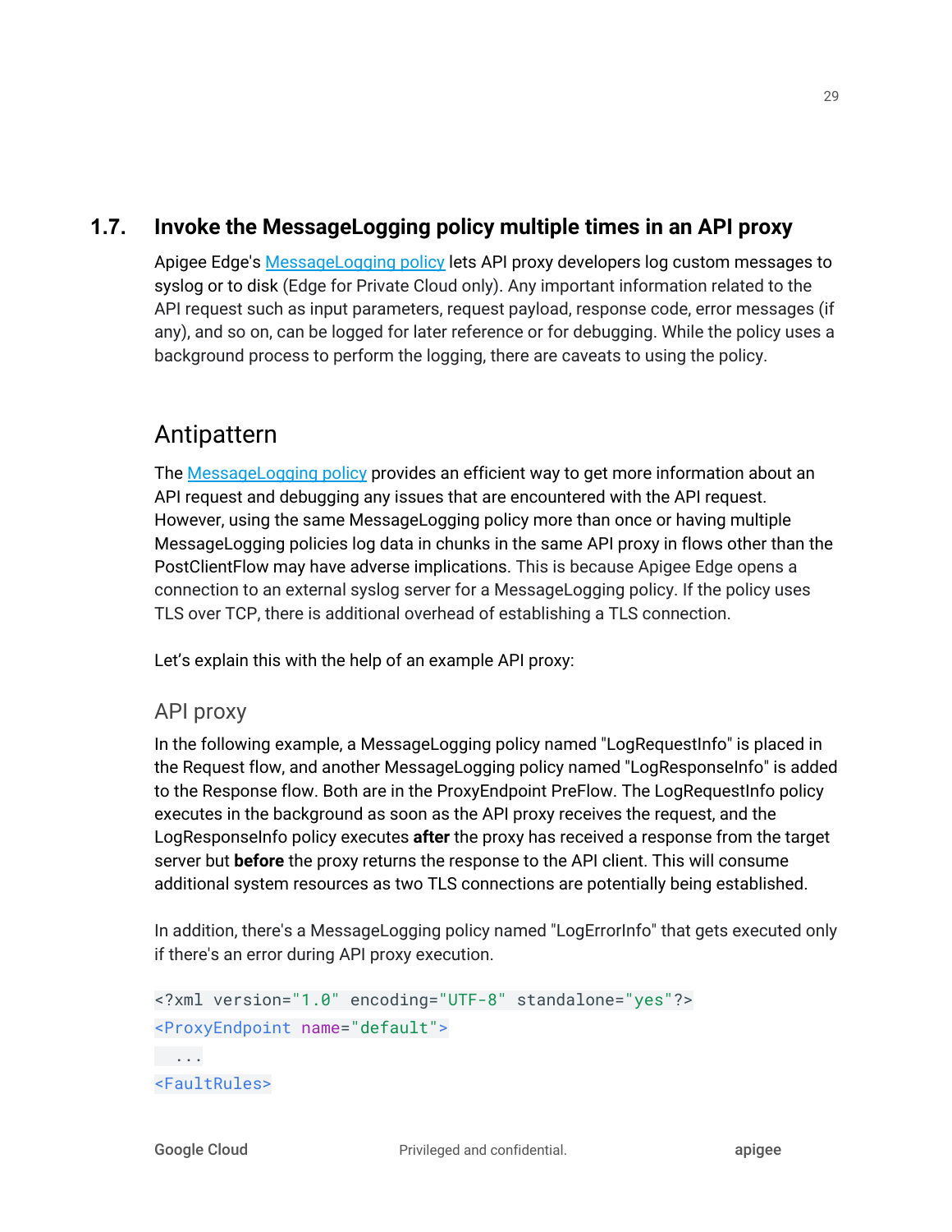## 1.7. Invoke the MessageLogging policy multiple times in an API proxy

Apigee Edge's [MessageLogging policy](#) lets API proxy developers log custom messages to syslog or to disk (Edge for Private Cloud only). Any important information related to the API request such as input parameters, request payload, response code, error messages (if any), and so on, can be logged for later reference or for debugging. While the policy uses a background process to perform the logging, there are caveats to using the policy.

### Antipattern

The [MessageLogging policy](#) provides an efficient way to get more information about an API request and debugging any issues that are encountered with the API request. However, using the same MessageLogging policy more than once or having multiple MessageLogging policies log data in chunks in the same API proxy in flows other than the PostClientFlow may have adverse implications. This is because Apigee Edge opens a connection to an external syslog server for a MessageLogging policy. If the policy uses TLS over TCP, there is additional overhead of establishing a TLS connection.

Let's explain this with the help of an example API proxy:

#### API proxy

In the following example, a MessageLogging policy named "LogRequestInfo" is placed in the Request flow, and another MessageLogging policy named "LogResponseInfo" is added to the Response flow. Both are in the ProxyEndpoint PreFlow. The LogRequestInfo policy executes in the background as soon as the API proxy receives the request, and the LogResponseInfo policy executes **after** the proxy has received a response from the target server but **before** the proxy returns the response to the API client. This will consume additional system resources as two TLS connections are potentially being established.

In addition, there's a MessageLogging policy named "LogErrorInfo" that gets executed only if there's an error during API proxy execution.

```
<?xml version="1.0" encoding="UTF-8" standalone="yes"?>
<ProxyEndpoint name="default">
  ...
<FaultRules>
```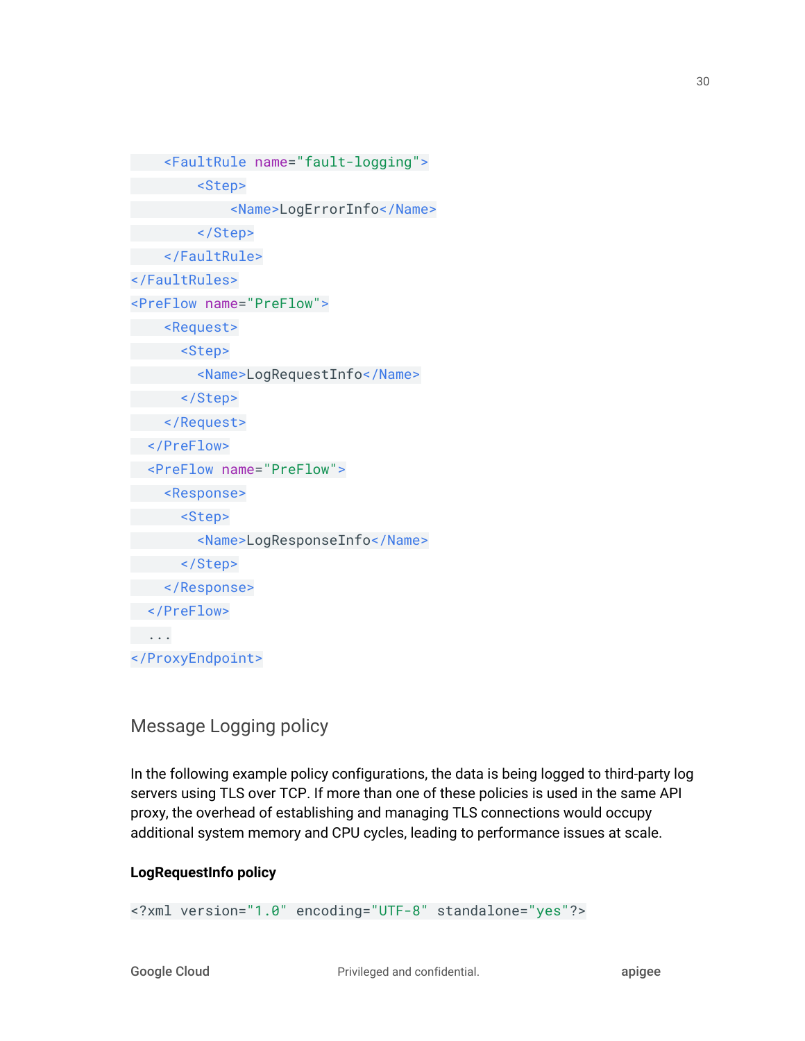```xml
    <FaultRule name="fault-logging">
        <Step>
            <Name>LogErrorInfo</Name>
        </Step>
    </FaultRule>
</FaultRules>
<PreFlow name="PreFlow">
    <Request>
      <Step>
        <Name>LogRequestInfo</Name>
      </Step>
    </Request>
  </PreFlow>
  <PreFlow name="PreFlow">
    <Response>
      <Step>
        <Name>LogResponseInfo</Name>
      </Step>
    </Response>
  </PreFlow>
  ...
</ProxyEndpoint>
```

## Message Logging policy

In the following example policy configurations, the data is being logged to third-party log servers using TLS over TCP. If more than one of these policies is used in the same API proxy, the overhead of establishing and managing TLS connections would occupy additional system memory and CPU cycles, leading to performance issues at scale.

**LogRequestInfo policy**

```xml
<?xml version="1.0" encoding="UTF-8" standalone="yes"?>
```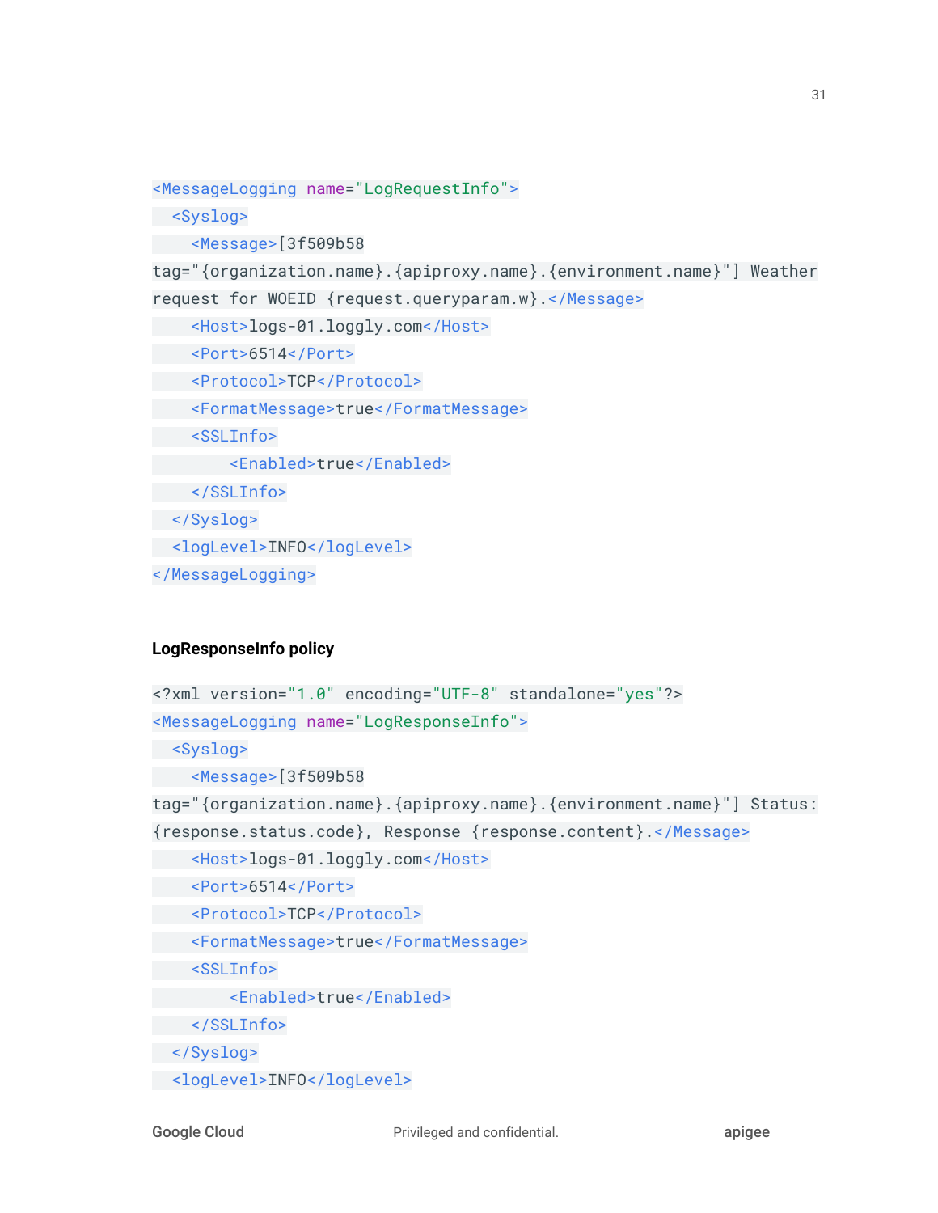```xml
<MessageLogging name="LogRequestInfo">
  <Syslog>
    <Message>[3f509b58 
tag="{organization.name}.{apiproxy.name}.{environment.name}"] Weather 
request for WOEID {request.queryparam.w}.</Message>
    <Host>logs-01.loggly.com</Host>
    <Port>6514</Port>
    <Protocol>TCP</Protocol>
    <FormatMessage>true</FormatMessage>
    <SSLInfo>
        <Enabled>true</Enabled>
    </SSLInfo>
  </Syslog>
  <logLevel>INFO</logLevel>
</MessageLogging>
```

**LogResponseInfo policy**

```xml
<?xml version="1.0" encoding="UTF-8" standalone="yes"?>
<MessageLogging name="LogResponseInfo">
  <Syslog>
    <Message>[3f509b58 
tag="{organization.name}.{apiproxy.name}.{environment.name}"] Status: 
{response.status.code}, Response {response.content}.</Message>
    <Host>logs-01.loggly.com</Host>
    <Port>6514</Port>
    <Protocol>TCP</Protocol>
    <FormatMessage>true</FormatMessage>
    <SSLInfo>
        <Enabled>true</Enabled>
    </SSLInfo>
  </Syslog>
  <logLevel>INFO</logLevel>
```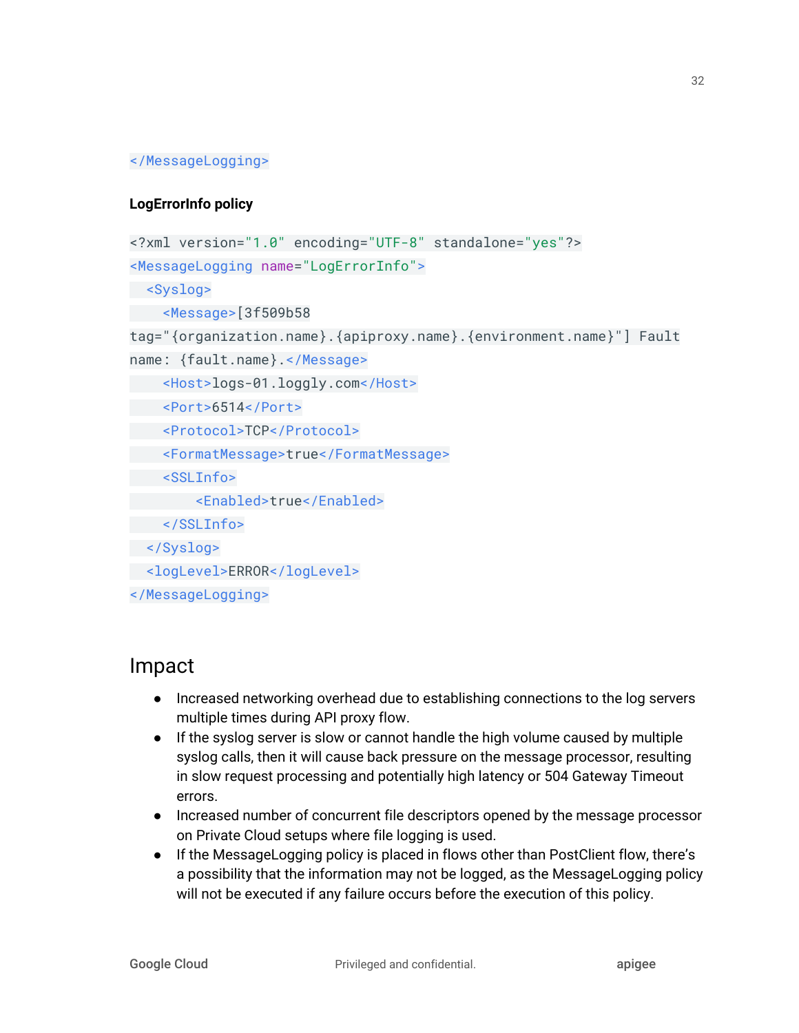```
</MessageLogging>
```

**LogErrorInfo policy**

```
<?xml version="1.0" encoding="UTF-8" standalone="yes"?>
<MessageLogging name="LogErrorInfo">
  <Syslog>
    <Message>[3f509b58
tag="{organization.name}.{apiproxy.name}.{environment.name}"] Fault
name: {fault.name}.</Message>
    <Host>logs-01.loggly.com</Host>
    <Port>6514</Port>
    <Protocol>TCP</Protocol>
    <FormatMessage>true</FormatMessage>
    <SSLInfo>
        <Enabled>true</Enabled>
    </SSLInfo>
  </Syslog>
  <logLevel>ERROR</logLevel>
</MessageLogging>
```

## Impact

- Increased networking overhead due to establishing connections to the log servers multiple times during API proxy flow.
- If the syslog server is slow or cannot handle the high volume caused by multiple syslog calls, then it will cause back pressure on the message processor, resulting in slow request processing and potentially high latency or 504 Gateway Timeout errors.
- Increased number of concurrent file descriptors opened by the message processor on Private Cloud setups where file logging is used.
- If the MessageLogging policy is placed in flows other than PostClient flow, there's a possibility that the information may not be logged, as the MessageLogging policy will not be executed if any failure occurs before the execution of this policy.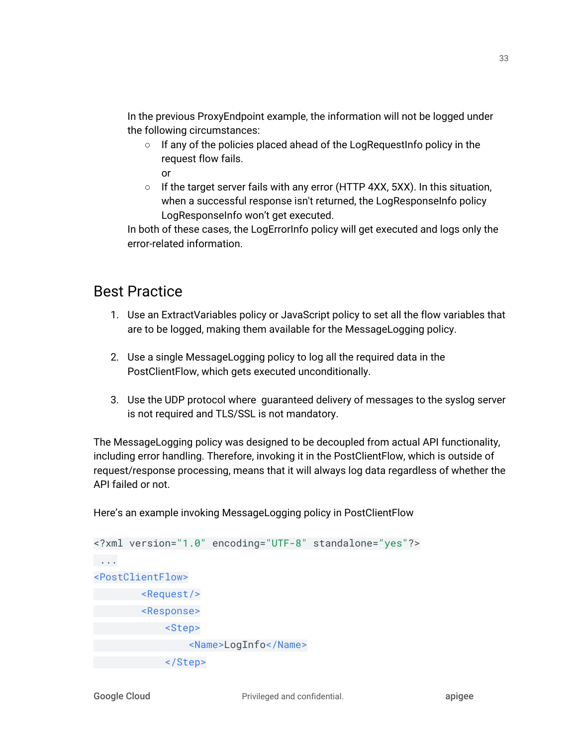In the previous ProxyEndpoint example, the information will not be logged under the following circumstances:

- If any of the policies placed ahead of the LogRequestInfo policy in the request flow fails.
  or
- If the target server fails with any error (HTTP 4XX, 5XX). In this situation, when a successful response isn't returned, the LogResponseInfo policy LogResponseInfo won't get executed.

In both of these cases, the LogErrorInfo policy will get executed and logs only the error-related information.

## Best Practice

1. Use an ExtractVariables policy or JavaScript policy to set all the flow variables that are to be logged, making them available for the MessageLogging policy.

2. Use a single MessageLogging policy to log all the required data in the PostClientFlow, which gets executed unconditionally.

3. Use the UDP protocol where guaranteed delivery of messages to the syslog server is not required and TLS/SSL is not mandatory.

The MessageLogging policy was designed to be decoupled from actual API functionality, including error handling. Therefore, invoking it in the PostClientFlow, which is outside of request/response processing, means that it will always log data regardless of whether the API failed or not.

Here's an example invoking MessageLogging policy in PostClientFlow

```
<?xml version="1.0" encoding="UTF-8" standalone="yes"?>
 ...
<PostClientFlow>
        <Request/>
        <Response>
            <Step>
                <Name>LogInfo</Name>
            </Step>
```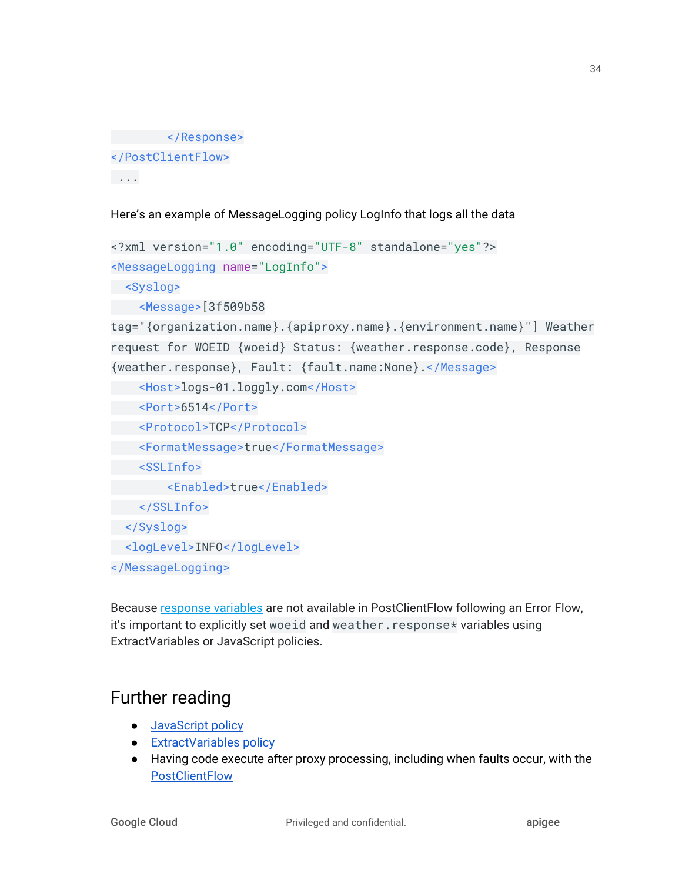```
        </Response>
</PostClientFlow>
 ...
```

Here's an example of MessageLogging policy LogInfo that logs all the data

```
<?xml version="1.0" encoding="UTF-8" standalone="yes"?>
<MessageLogging name="LogInfo">
  <Syslog>
    <Message>[3f509b58
tag="{organization.name}.{apiproxy.name}.{environment.name}"] Weather
request for WOEID {woeid} Status: {weather.response.code}, Response
{weather.response}, Fault: {fault.name:None}.</Message>
    <Host>logs-01.loggly.com</Host>
    <Port>6514</Port>
    <Protocol>TCP</Protocol>
    <FormatMessage>true</FormatMessage>
    <SSLInfo>
        <Enabled>true</Enabled>
    </SSLInfo>
  </Syslog>
  <logLevel>INFO</logLevel>
</MessageLogging>
```

Because response variables are not available in PostClientFlow following an Error Flow, it's important to explicitly set `woeid` and `weather.response*` variables using ExtractVariables or JavaScript policies.

## Further reading

- JavaScript policy
- ExtractVariables policy
- Having code execute after proxy processing, including when faults occur, with the PostClientFlow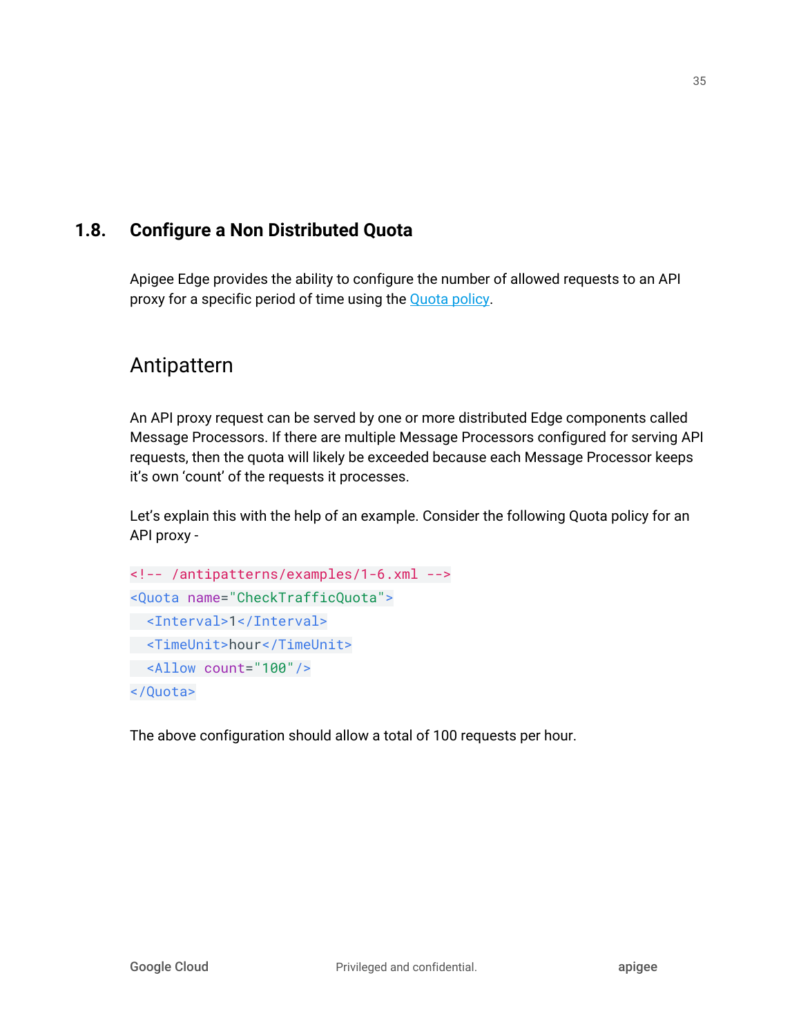## 1.8. Configure a Non Distributed Quota

Apigee Edge provides the ability to configure the number of allowed requests to an API proxy for a specific period of time using the Quota policy.

### Antipattern

An API proxy request can be served by one or more distributed Edge components called Message Processors. If there are multiple Message Processors configured for serving API requests, then the quota will likely be exceeded because each Message Processor keeps it's own 'count' of the requests it processes.

Let's explain this with the help of an example. Consider the following Quota policy for an API proxy -

```
<!-- /antipatterns/examples/1-6.xml -->
<Quota name="CheckTrafficQuota">
  <Interval>1</Interval>
  <TimeUnit>hour</TimeUnit>
  <Allow count="100"/>
</Quota>
```

The above configuration should allow a total of 100 requests per hour.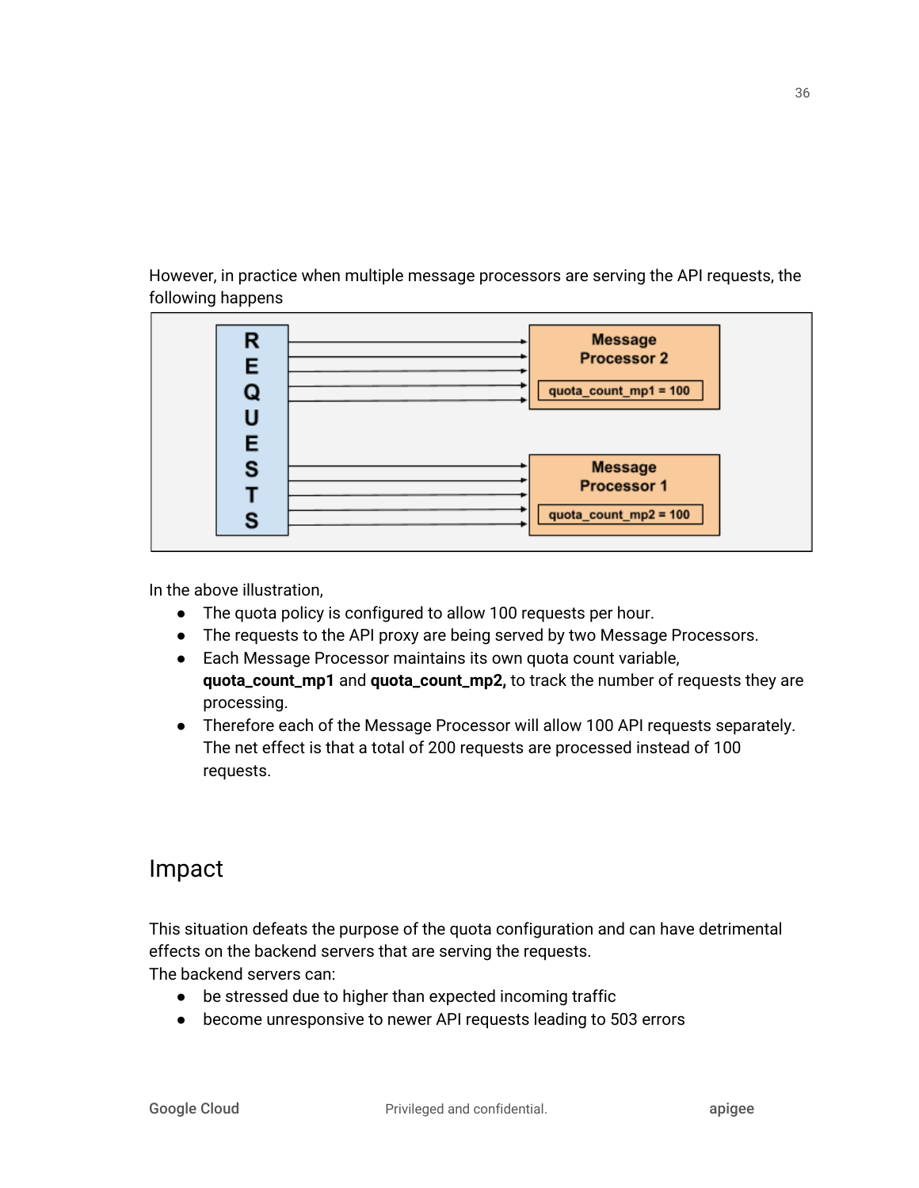However, in practice when multiple message processors are serving the API requests, the following happens

In the above illustration,

- The quota policy is configured to allow 100 requests per hour.
- The requests to the API proxy are being served by two Message Processors.
- Each Message Processor maintains its own quota count variable, **quota_count_mp1** and **quota_count_mp2,** to track the number of requests they are processing.
- Therefore each of the Message Processor will allow 100 API requests separately. The net effect is that a total of 200 requests are processed instead of 100 requests.

## Impact

This situation defeats the purpose of the quota configuration and can have detrimental effects on the backend servers that are serving the requests.

The backend servers can:

- be stressed due to higher than expected incoming traffic
- become unresponsive to newer API requests leading to 503 errors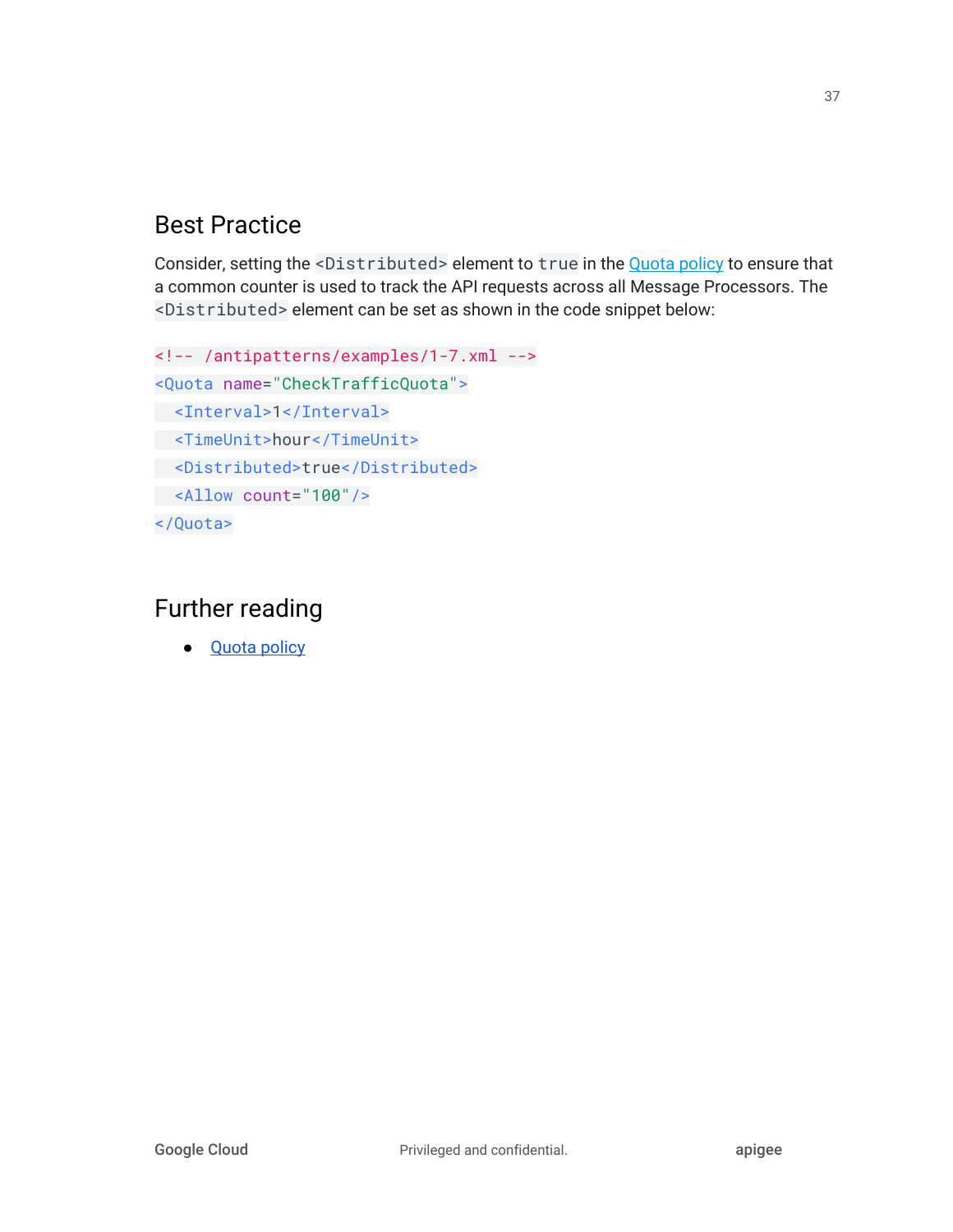## Best Practice

Consider, setting the `<Distributed>` element to `true` in the Quota policy to ensure that a common counter is used to track the API requests across all Message Processors. The `<Distributed>` element can be set as shown in the code snippet below:

```
<!-- /antipatterns/examples/1-7.xml -->
<Quota name="CheckTrafficQuota">
  <Interval>1</Interval>
  <TimeUnit>hour</TimeUnit>
  <Distributed>true</Distributed>
  <Allow count="100"/>
</Quota>
```

## Further reading

- Quota policy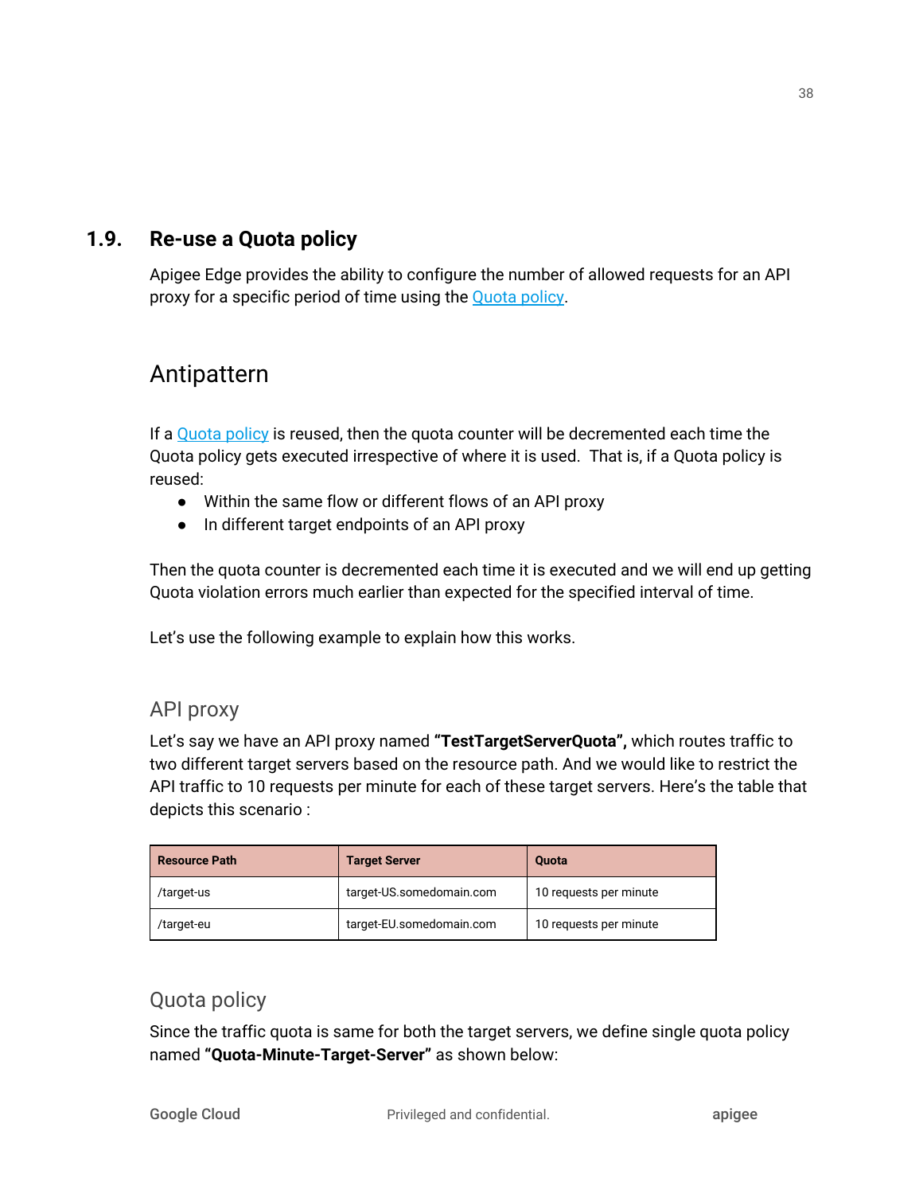## 1.9. Re-use a Quota policy

Apigee Edge provides the ability to configure the number of allowed requests for an API proxy for a specific period of time using the [Quota policy](#).

### Antipattern

If a [Quota policy](#) is reused, then the quota counter will be decremented each time the Quota policy gets executed irrespective of where it is used. That is, if a Quota policy is reused:

- Within the same flow or different flows of an API proxy
- In different target endpoints of an API proxy

Then the quota counter is decremented each time it is executed and we will end up getting Quota violation errors much earlier than expected for the specified interval of time.

Let's use the following example to explain how this works.

#### API proxy

Let's say we have an API proxy named **"TestTargetServerQuota",** which routes traffic to two different target servers based on the resource path. And we would like to restrict the API traffic to 10 requests per minute for each of these target servers. Here's the table that depicts this scenario :

| Resource Path | Target Server | Quota |
|---|---|---|
| /target-us | target-US.somedomain.com | 10 requests per minute |
| /target-eu | target-EU.somedomain.com | 10 requests per minute |

#### Quota policy

Since the traffic quota is same for both the target servers, we define single quota policy named **"Quota-Minute-Target-Server"** as shown below: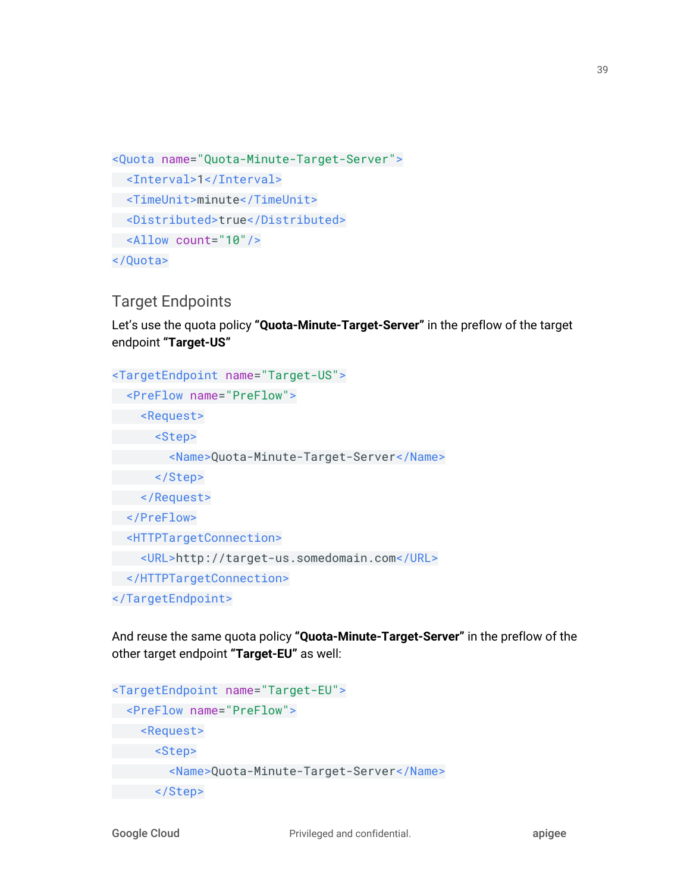```xml
<Quota name="Quota-Minute-Target-Server">
  <Interval>1</Interval>
  <TimeUnit>minute</TimeUnit>
  <Distributed>true</Distributed>
  <Allow count="10"/>
</Quota>
```

### Target Endpoints

Let's use the quota policy **"Quota-Minute-Target-Server"** in the preflow of the target endpoint **"Target-US"**

```xml
<TargetEndpoint name="Target-US">
  <PreFlow name="PreFlow">
    <Request>
      <Step>
        <Name>Quota-Minute-Target-Server</Name>
      </Step>
    </Request>
  </PreFlow>
  <HTTPTargetConnection>
    <URL>http://target-us.somedomain.com</URL>
  </HTTPTargetConnection>
</TargetEndpoint>
```

And reuse the same quota policy **"Quota-Minute-Target-Server"** in the preflow of the other target endpoint **"Target-EU"** as well:

```xml
<TargetEndpoint name="Target-EU">
  <PreFlow name="PreFlow">
    <Request>
      <Step>
        <Name>Quota-Minute-Target-Server</Name>
      </Step>
```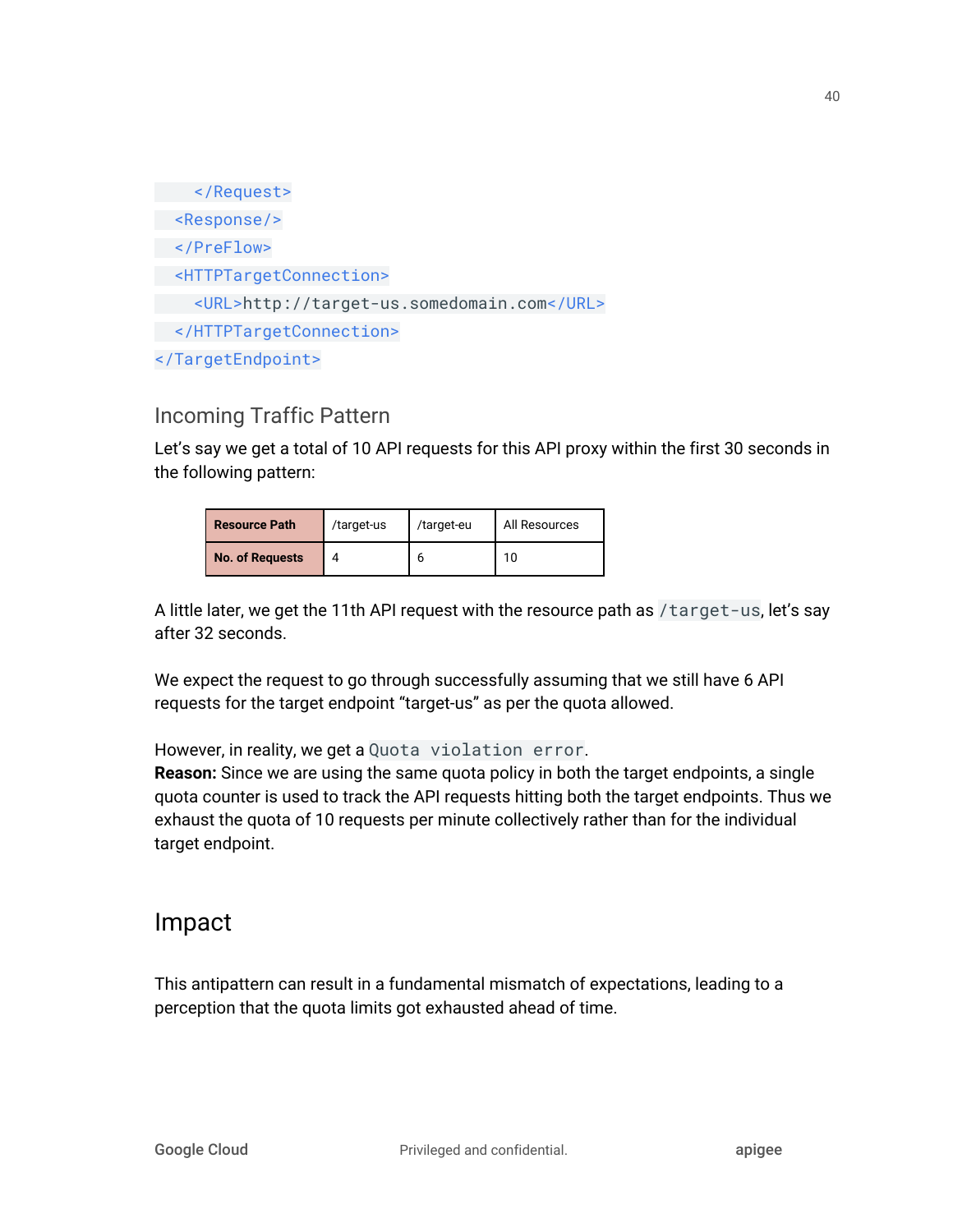```
    </Request>
  <Response/>
  </PreFlow>
  <HTTPTargetConnection>
    <URL>http://target-us.somedomain.com</URL>
  </HTTPTargetConnection>
</TargetEndpoint>
```

### Incoming Traffic Pattern

Let's say we get a total of 10 API requests for this API proxy within the first 30 seconds in the following pattern:

| **Resource Path** | /target-us | /target-eu | All Resources |
|---|---|---|---|
| **No. of Requests** | 4 | 6 | 10 |

A little later, we get the 11th API request with the resource path as `/target-us`, let's say after 32 seconds.

We expect the request to go through successfully assuming that we still have 6 API requests for the target endpoint "target-us" as per the quota allowed.

However, in reality, we get a `Quota violation error`.
**Reason:** Since we are using the same quota policy in both the target endpoints, a single quota counter is used to track the API requests hitting both the target endpoints. Thus we exhaust the quota of 10 requests per minute collectively rather than for the individual target endpoint.

## Impact

This antipattern can result in a fundamental mismatch of expectations, leading to a perception that the quota limits got exhausted ahead of time.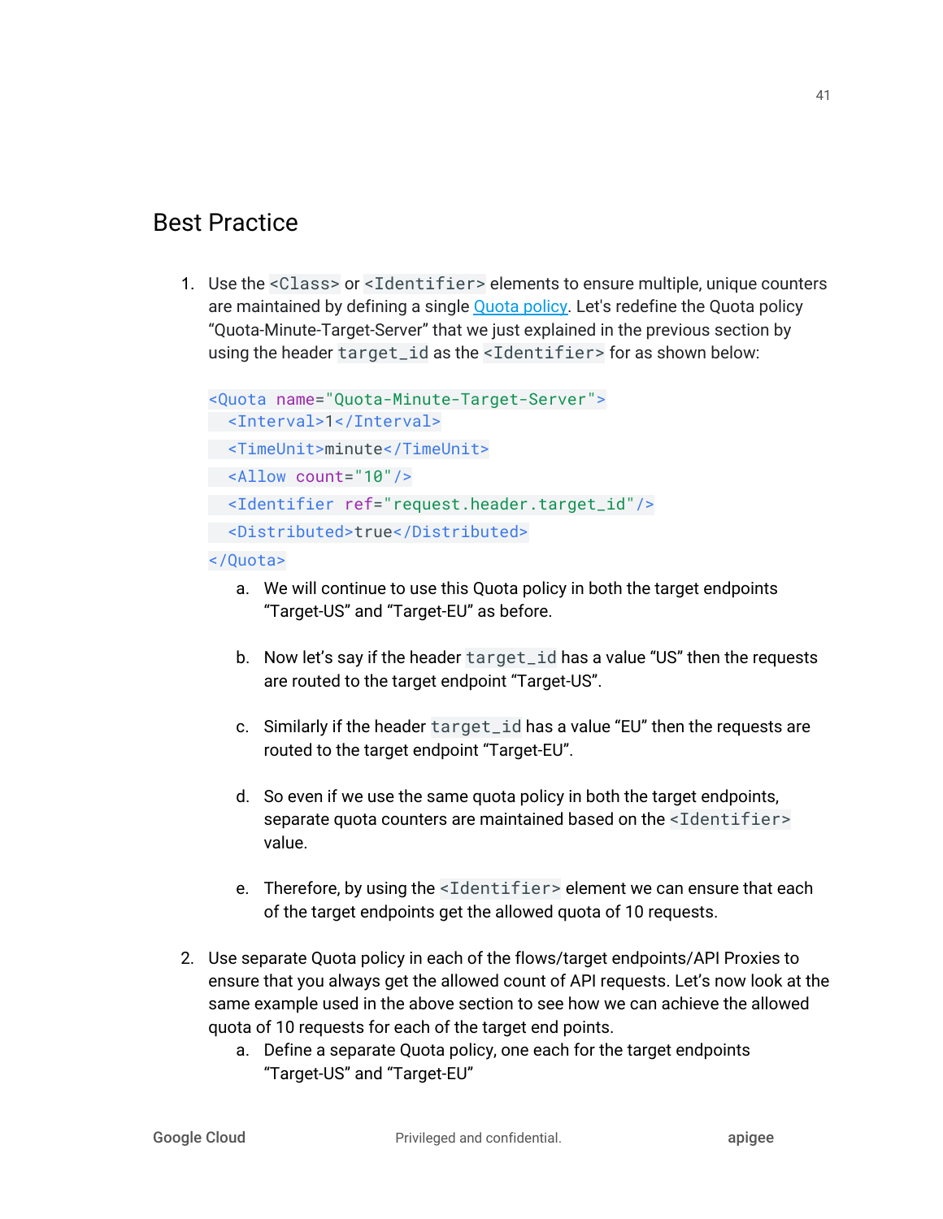## Best Practice

1. Use the `<Class>` or `<Identifier>` elements to ensure multiple, unique counters are maintained by defining a single [Quota policy](). Let's redefine the Quota policy "Quota-Minute-Target-Server" that we just explained in the previous section by using the header `target_id` as the `<Identifier>` for as shown below:

   ```
   <Quota name="Quota-Minute-Target-Server">
     <Interval>1</Interval>
     <TimeUnit>minute</TimeUnit>
     <Allow count="10"/>
     <Identifier ref="request.header.target_id"/>
     <Distributed>true</Distributed>
   </Quota>
   ```

   a. We will continue to use this Quota policy in both the target endpoints "Target-US" and "Target-EU" as before.

   b. Now let's say if the header `target_id` has a value "US" then the requests are routed to the target endpoint "Target-US".

   c. Similarly if the header `target_id` has a value "EU" then the requests are routed to the target endpoint "Target-EU".

   d. So even if we use the same quota policy in both the target endpoints, separate quota counters are maintained based on the `<Identifier>` value.

   e. Therefore, by using the `<Identifier>` element we can ensure that each of the target endpoints get the allowed quota of 10 requests.

2. Use separate Quota policy in each of the flows/target endpoints/API Proxies to ensure that you always get the allowed count of API requests. Let's now look at the same example used in the above section to see how we can achieve the allowed quota of 10 requests for each of the target end points.

   a. Define a separate Quota policy, one each for the target endpoints "Target-US" and "Target-EU"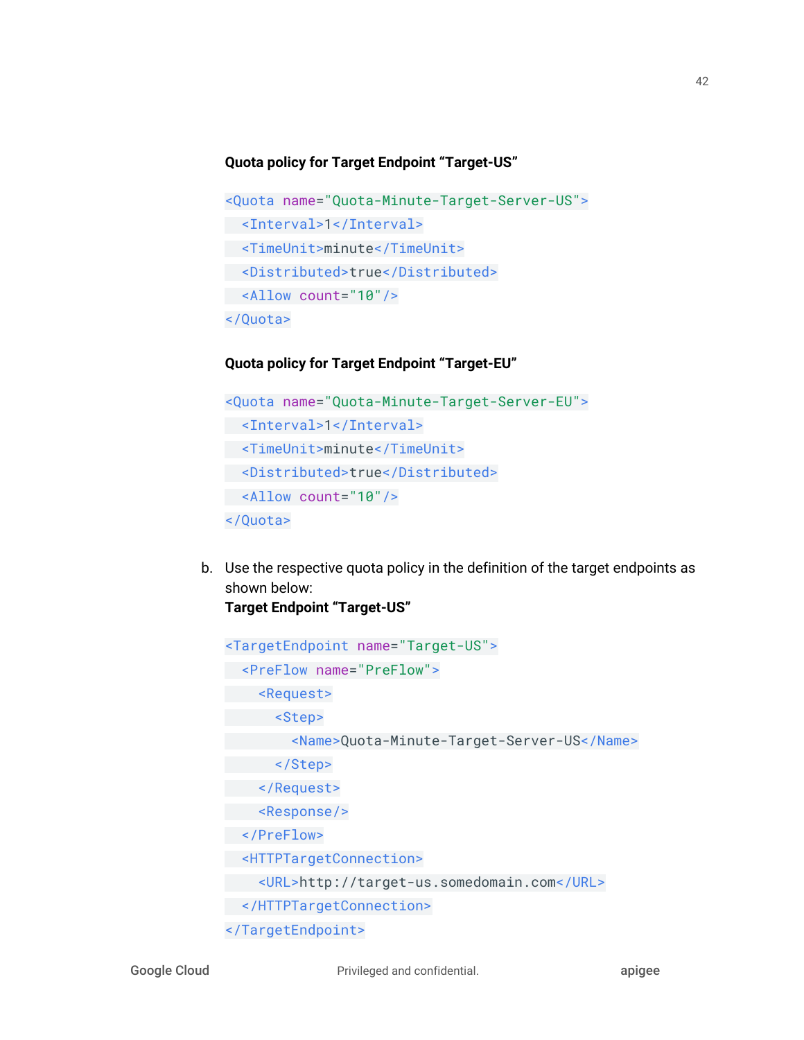**Quota policy for Target Endpoint “Target-US”**

```
<Quota name="Quota-Minute-Target-Server-US">
  <Interval>1</Interval>
  <TimeUnit>minute</TimeUnit>
  <Distributed>true</Distributed>
  <Allow count="10"/>
</Quota>
```

**Quota policy for Target Endpoint “Target-EU”**

```
<Quota name="Quota-Minute-Target-Server-EU">
  <Interval>1</Interval>
  <TimeUnit>minute</TimeUnit>
  <Distributed>true</Distributed>
  <Allow count="10"/>
</Quota>
```

b. Use the respective quota policy in the definition of the target endpoints as shown below:
**Target Endpoint “Target-US”**

```
<TargetEndpoint name="Target-US">
  <PreFlow name="PreFlow">
    <Request>
      <Step>
        <Name>Quota-Minute-Target-Server-US</Name>
      </Step>
    </Request>
    <Response/>
  </PreFlow>
  <HTTPTargetConnection>
    <URL>http://target-us.somedomain.com</URL>
  </HTTPTargetConnection>
</TargetEndpoint>
```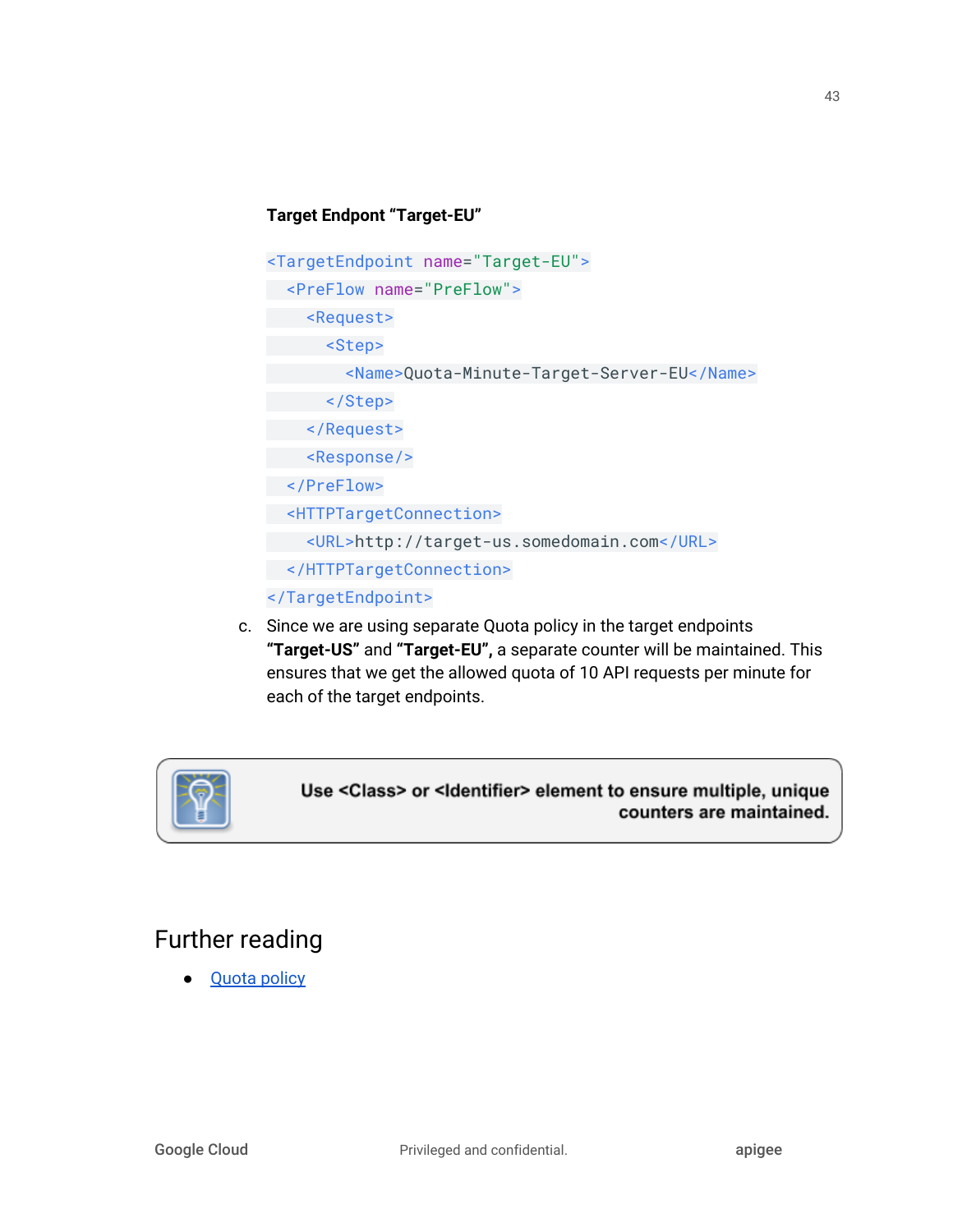**Target Endpont "Target-EU"**

```
<TargetEndpoint name="Target-EU">
  <PreFlow name="PreFlow">
    <Request>
      <Step>
        <Name>Quota-Minute-Target-Server-EU</Name>
      </Step>
    </Request>
    <Response/>
  </PreFlow>
  <HTTPTargetConnection>
    <URL>http://target-us.somedomain.com</URL>
  </HTTPTargetConnection>
</TargetEndpoint>
```

c. Since we are using separate Quota policy in the target endpoints **"Target-US"** and **"Target-EU",** a separate counter will be maintained. This ensures that we get the allowed quota of 10 API requests per minute for each of the target endpoints.

> **Use <Class> or <Identifier> element to ensure multiple, unique counters are maintained.**

## Further reading

- [Quota policy]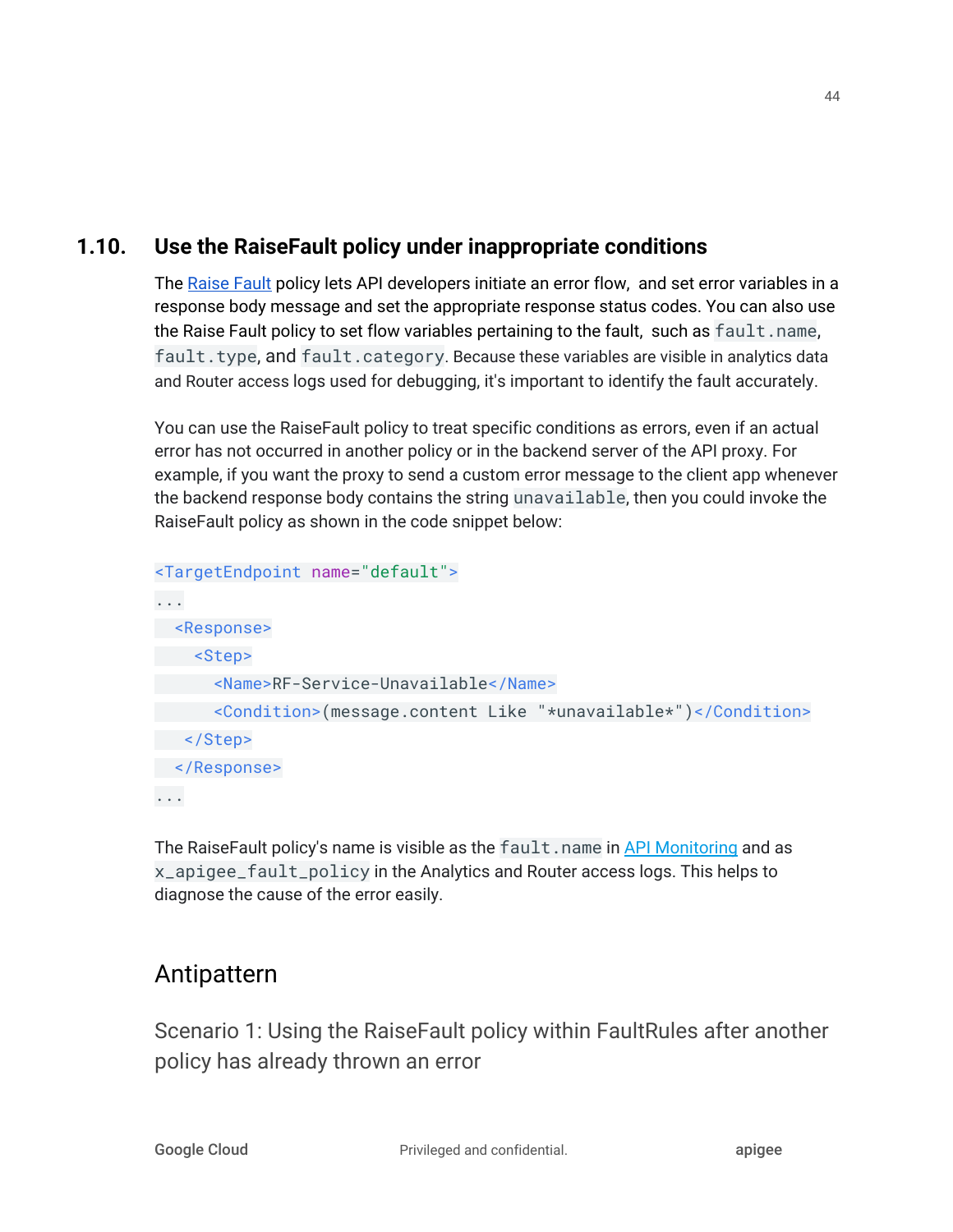## 1.10. Use the RaiseFault policy under inappropriate conditions

The Raise Fault policy lets API developers initiate an error flow, and set error variables in a response body message and set the appropriate response status codes. You can also use the Raise Fault policy to set flow variables pertaining to the fault, such as `fault.name`, `fault.type`, and `fault.category`. Because these variables are visible in analytics data and Router access logs used for debugging, it's important to identify the fault accurately.

You can use the RaiseFault policy to treat specific conditions as errors, even if an actual error has not occurred in another policy or in the backend server of the API proxy. For example, if you want the proxy to send a custom error message to the client app whenever the backend response body contains the string `unavailable`, then you could invoke the RaiseFault policy as shown in the code snippet below:

```
<TargetEndpoint name="default">
...
  <Response>
    <Step>
      <Name>RF-Service-Unavailable</Name>
      <Condition>(message.content Like "*unavailable*")</Condition>
    </Step>
  </Response>
...
```

The RaiseFault policy's name is visible as the `fault.name` in API Monitoring and as `x_apigee_fault_policy` in the Analytics and Router access logs. This helps to diagnose the cause of the error easily.

### Antipattern

#### Scenario 1: Using the RaiseFault policy within FaultRules after another policy has already thrown an error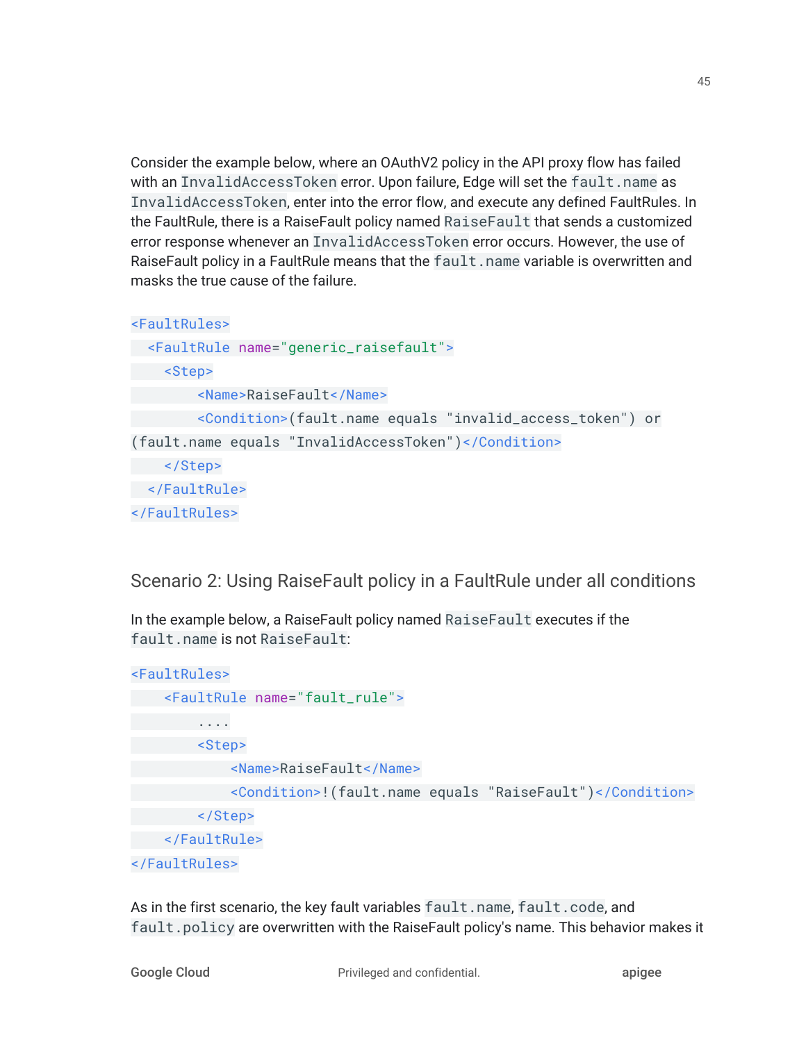Consider the example below, where an OAuthV2 policy in the API proxy flow has failed with an `InvalidAccessToken` error. Upon failure, Edge will set the `fault.name` as `InvalidAccessToken`, enter into the error flow, and execute any defined FaultRules. In the FaultRule, there is a RaiseFault policy named `RaiseFault` that sends a customized error response whenever an `InvalidAccessToken` error occurs. However, the use of RaiseFault policy in a FaultRule means that the `fault.name` variable is overwritten and masks the true cause of the failure.

```
<FaultRules>
  <FaultRule name="generic_raisefault">
    <Step>
        <Name>RaiseFault</Name>
        <Condition>(fault.name equals "invalid_access_token") or
(fault.name equals "InvalidAccessToken")</Condition>
    </Step>
  </FaultRule>
</FaultRules>
```

### Scenario 2: Using RaiseFault policy in a FaultRule under all conditions

In the example below, a RaiseFault policy named `RaiseFault` executes if the `fault.name` is not `RaiseFault`:

```
<FaultRules>
    <FaultRule name="fault_rule">
        ....
        <Step>
            <Name>RaiseFault</Name>
            <Condition>!(fault.name equals "RaiseFault")</Condition>
        </Step>
    </FaultRule>
</FaultRules>
```

As in the first scenario, the key fault variables `fault.name`, `fault.code`, and `fault.policy` are overwritten with the RaiseFault policy's name. This behavior makes it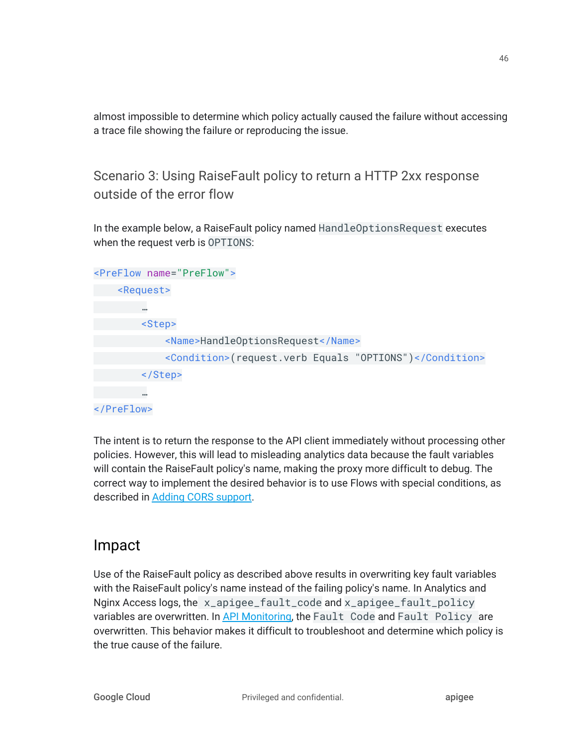almost impossible to determine which policy actually caused the failure without accessing a trace file showing the failure or reproducing the issue.

### Scenario 3: Using RaiseFault policy to return a HTTP 2xx response outside of the error flow

In the example below, a RaiseFault policy named `HandleOptionsRequest` executes when the request verb is `OPTIONS`:

```
<PreFlow name="PreFlow">
    <Request>
        …
        <Step>
            <Name>HandleOptionsRequest</Name>
            <Condition>(request.verb Equals "OPTIONS")</Condition>
        </Step>
        …
</PreFlow>
```

The intent is to return the response to the API client immediately without processing other policies. However, this will lead to misleading analytics data because the fault variables will contain the RaiseFault policy's name, making the proxy more difficult to debug. The correct way to implement the desired behavior is to use Flows with special conditions, as described in [Adding CORS support](Adding CORS support).

## Impact

Use of the RaiseFault policy as described above results in overwriting key fault variables with the RaiseFault policy's name instead of the failing policy's name. In Analytics and Nginx Access logs, the `x_apigee_fault_code` and `x_apigee_fault_policy` variables are overwritten. In [API Monitoring](API Monitoring), the `Fault Code` and `Fault Policy` are overwritten. This behavior makes it difficult to troubleshoot and determine which policy is the true cause of the failure.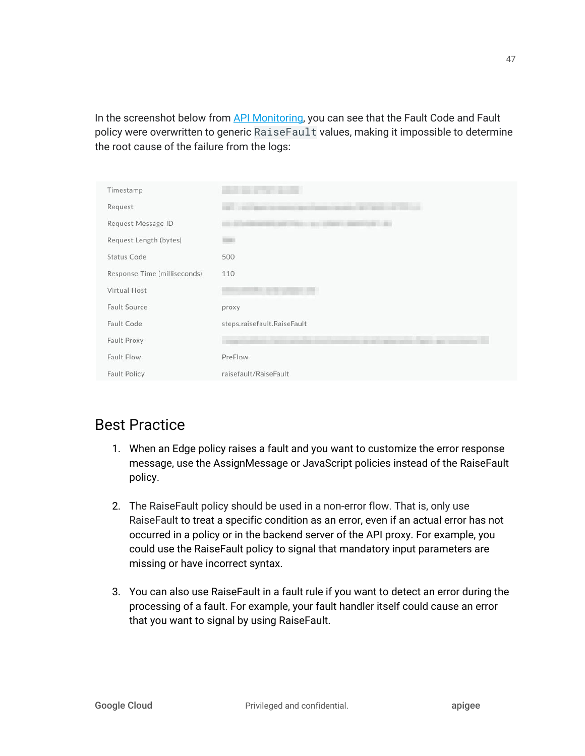In the screenshot below from [API Monitoring](), you can see that the Fault Code and Fault policy were overwritten to generic `RaiseFault` values, making it impossible to determine the root cause of the failure from the logs:

| | |
|---|---|
| Timestamp | |
| Request | |
| Request Message ID | |
| Request Length (bytes) | |
| Status Code | 500 |
| Response Time (milliseconds) | 110 |
| Virtual Host | |
| Fault Source | proxy |
| Fault Code | steps.raisefault.RaiseFault |
| Fault Proxy | |
| Fault Flow | PreFlow |
| Fault Policy | raisefault/RaiseFault |

## Best Practice

1. When an Edge policy raises a fault and you want to customize the error response message, use the AssignMessage or JavaScript policies instead of the RaiseFault policy.

2. The RaiseFault policy should be used in a non-error flow. That is, only use RaiseFault to treat a specific condition as an error, even if an actual error has not occurred in a policy or in the backend server of the API proxy. For example, you could use the RaiseFault policy to signal that mandatory input parameters are missing or have incorrect syntax.

3. You can also use RaiseFault in a fault rule if you want to detect an error during the processing of a fault. For example, your fault handler itself could cause an error that you want to signal by using RaiseFault.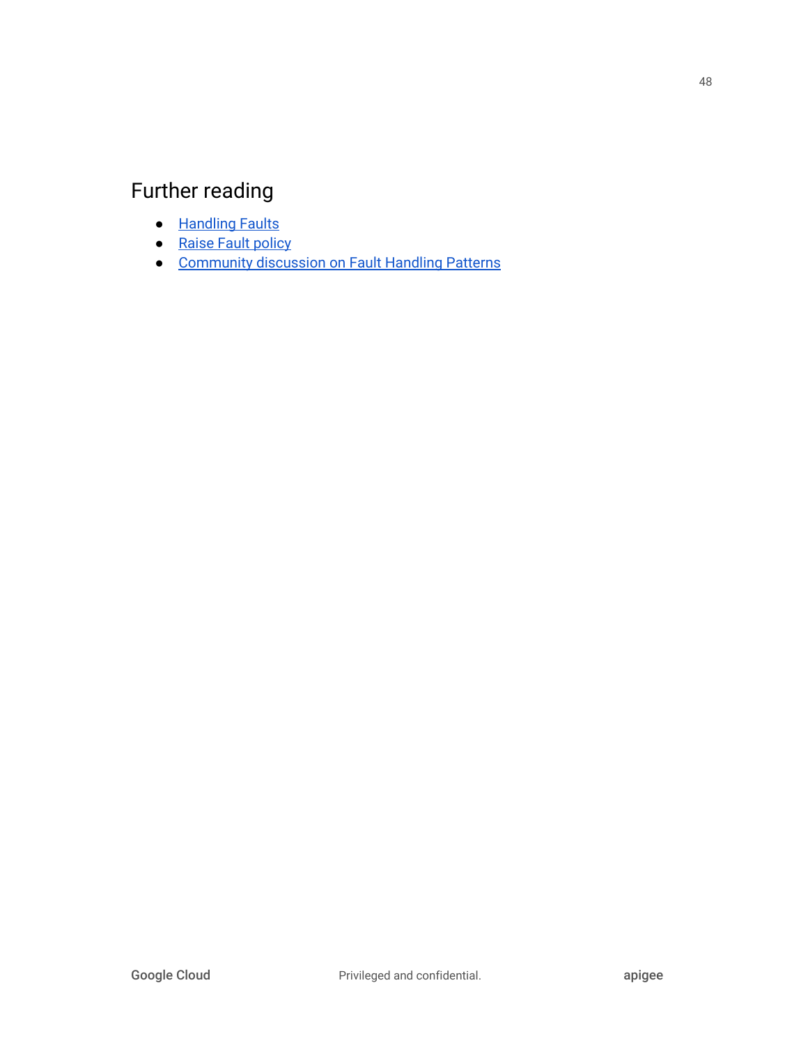## Further reading

- Handling Faults
- Raise Fault policy
- Community discussion on Fault Handling Patterns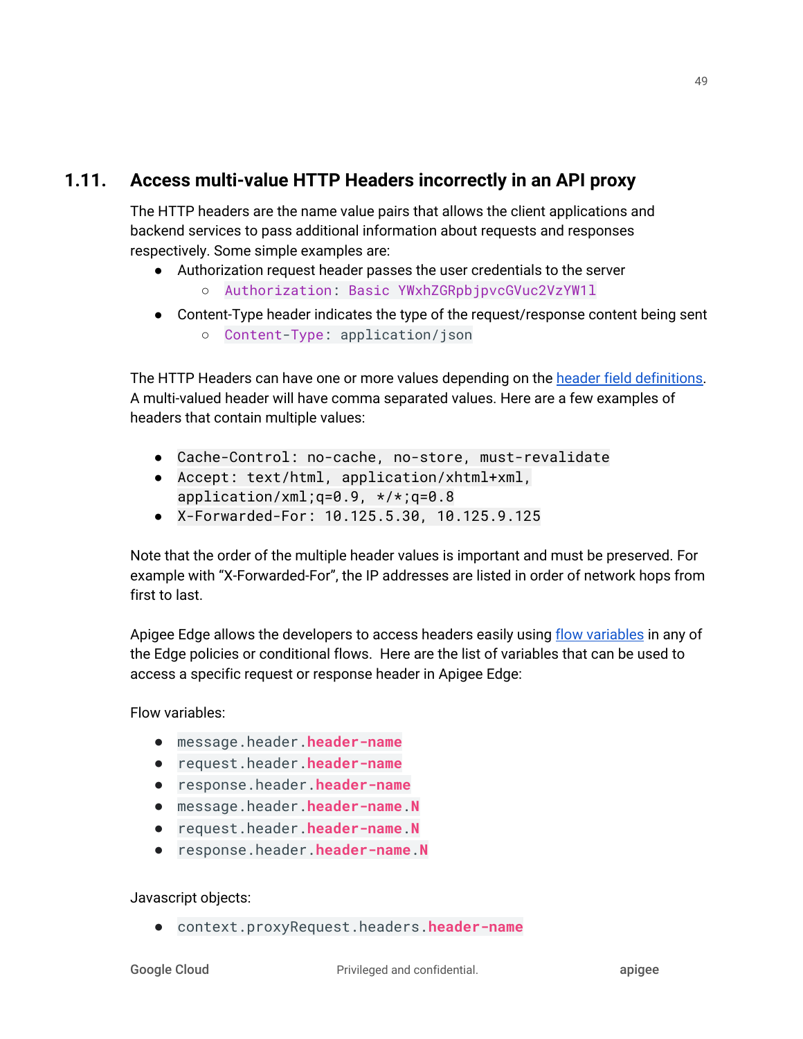## 1.11. Access multi-value HTTP Headers incorrectly in an API proxy

The HTTP headers are the name value pairs that allows the client applications and backend services to pass additional information about requests and responses respectively. Some simple examples are:

- Authorization request header passes the user credentials to the server
  - `Authorization: Basic YWxhZGRpbjpvcGVuc2VzYW1l`
- Content-Type header indicates the type of the request/response content being sent
  - `Content-Type: application/json`

The HTTP Headers can have one or more values depending on the header field definitions. A multi-valued header will have comma separated values. Here are a few examples of headers that contain multiple values:

- `Cache-Control: no-cache, no-store, must-revalidate`
- `Accept: text/html, application/xhtml+xml, application/xml;q=0.9, */*;q=0.8`
- `X-Forwarded-For: 10.125.5.30, 10.125.9.125`

Note that the order of the multiple header values is important and must be preserved. For example with "X-Forwarded-For", the IP addresses are listed in order of network hops from first to last.

Apigee Edge allows the developers to access headers easily using flow variables in any of the Edge policies or conditional flows. Here are the list of variables that can be used to access a specific request or response header in Apigee Edge:

Flow variables:

- `message.header.header-name`
- `request.header.header-name`
- `response.header.header-name`
- `message.header.header-name.N`
- `request.header.header-name.N`
- `response.header.header-name.N`

Javascript objects:

- `context.proxyRequest.headers.header-name`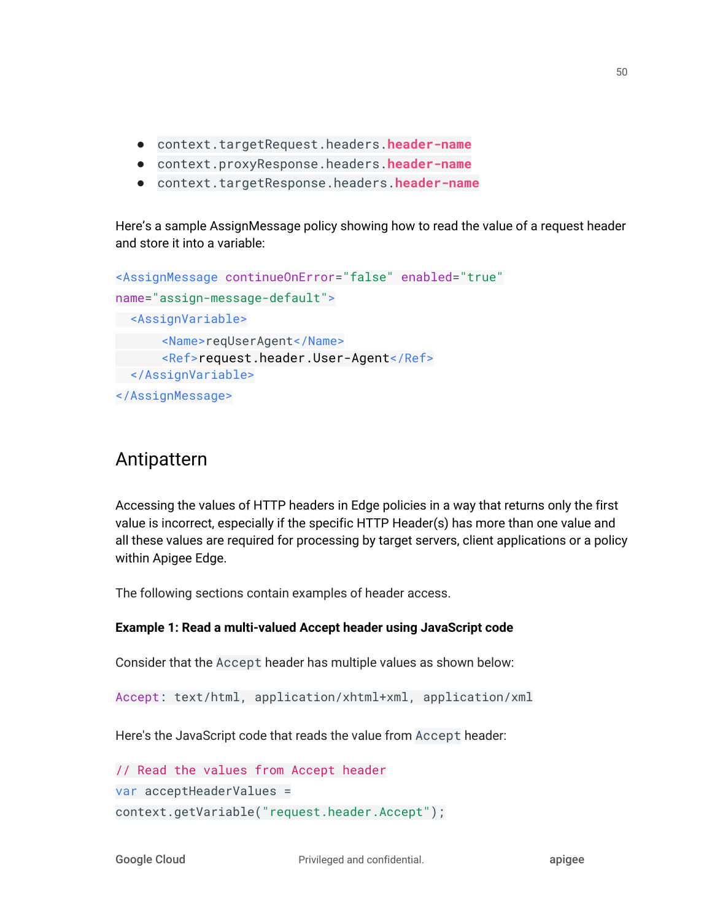- `context.targetRequest.headers.header-name`
- `context.proxyResponse.headers.header-name`
- `context.targetResponse.headers.header-name`

Here's a sample AssignMessage policy showing how to read the value of a request header and store it into a variable:

```
<AssignMessage continueOnError="false" enabled="true"
name="assign-message-default">
  <AssignVariable>
      <Name>reqUserAgent</Name>
      <Ref>request.header.User-Agent</Ref>
  </AssignVariable>
</AssignMessage>
```

## Antipattern

Accessing the values of HTTP headers in Edge policies in a way that returns only the first value is incorrect, especially if the specific HTTP Header(s) has more than one value and all these values are required for processing by target servers, client applications or a policy within Apigee Edge.

The following sections contain examples of header access.

**Example 1: Read a multi-valued Accept header using JavaScript code**

Consider that the `Accept` header has multiple values as shown below:

```
Accept: text/html, application/xhtml+xml, application/xml
```

Here's the JavaScript code that reads the value from `Accept` header:

```
// Read the values from Accept header
var acceptHeaderValues =
context.getVariable("request.header.Accept");
```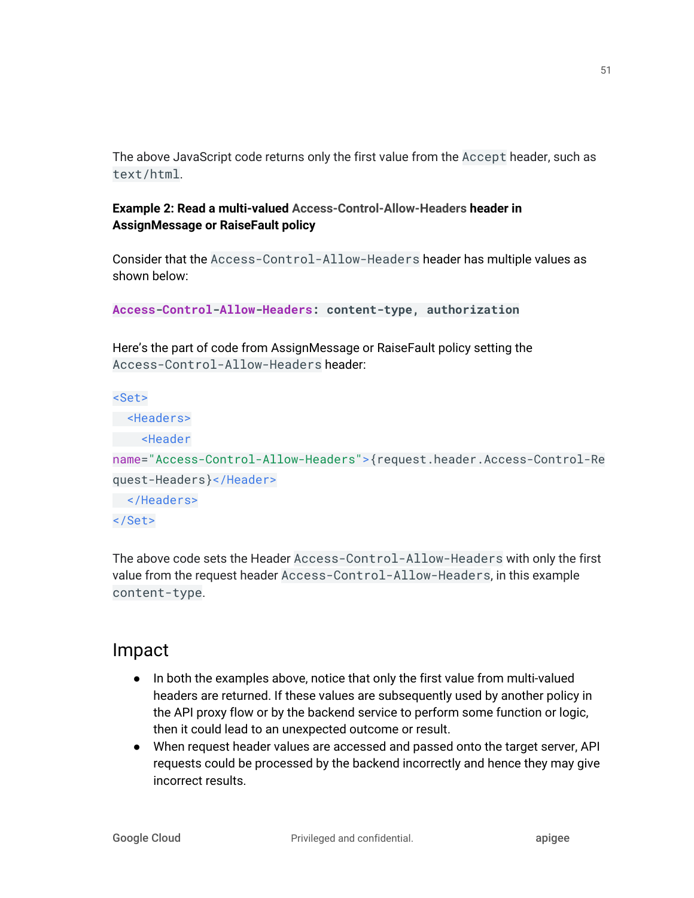The above JavaScript code returns only the first value from the `Accept` header, such as `text/html`.

**Example 2: Read a multi-valued Access-Control-Allow-Headers header in AssignMessage or RaiseFault policy**

Consider that the `Access-Control-Allow-Headers` header has multiple values as shown below:

```
Access-Control-Allow-Headers: content-type, authorization
```

Here's the part of code from AssignMessage or RaiseFault policy setting the `Access-Control-Allow-Headers` header:

```
<Set>
  <Headers>
    <Header
name="Access-Control-Allow-Headers">{request.header.Access-Control-Request-Headers}</Header>
  </Headers>
</Set>
```

The above code sets the Header `Access-Control-Allow-Headers` with only the first value from the request header `Access-Control-Allow-Headers`, in this example `content-type`.

## Impact

- In both the examples above, notice that only the first value from multi-valued headers are returned. If these values are subsequently used by another policy in the API proxy flow or by the backend service to perform some function or logic, then it could lead to an unexpected outcome or result.
- When request header values are accessed and passed onto the target server, API requests could be processed by the backend incorrectly and hence they may give incorrect results.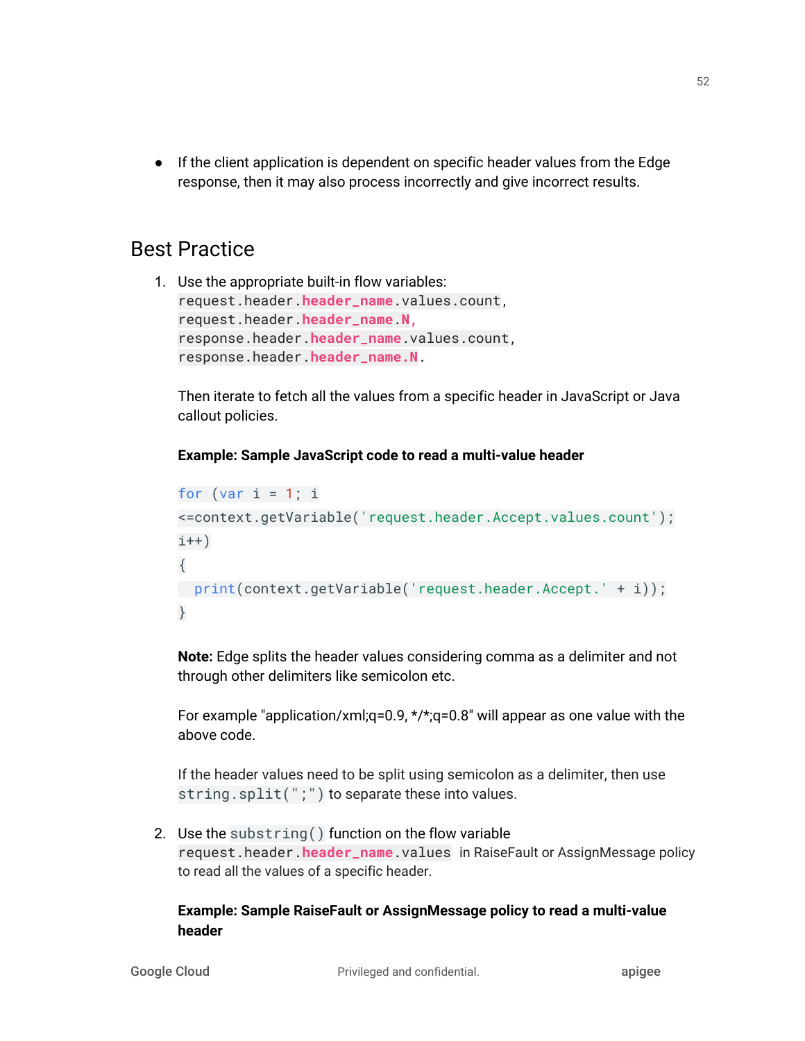- If the client application is dependent on specific header values from the Edge response, then it may also process incorrectly and give incorrect results.

## Best Practice

1. Use the appropriate built-in flow variables: `request.header.header_name.values.count`, `request.header.header_name.N`, `response.header.header_name.values.count`, `response.header.header_name.N`.

   Then iterate to fetch all the values from a specific header in JavaScript or Java callout policies.

   **Example: Sample JavaScript code to read a multi-value header**

   ```
   for (var i = 1; i
   <=context.getVariable('request.header.Accept.values.count');
   i++)
   {
     print(context.getVariable('request.header.Accept.' + i));
   }
   ```

   **Note:** Edge splits the header values considering comma as a delimiter and not through other delimiters like semicolon etc.

   For example "application/xml;q=0.9, */*;q=0.8" will appear as one value with the above code.

   If the header values need to be split using semicolon as a delimiter, then use `string.split(";")` to separate these into values.

2. Use the `substring()` function on the flow variable `request.header.header_name.values` in RaiseFault or AssignMessage policy to read all the values of a specific header.

   **Example: Sample RaiseFault or AssignMessage policy to read a multi-value header**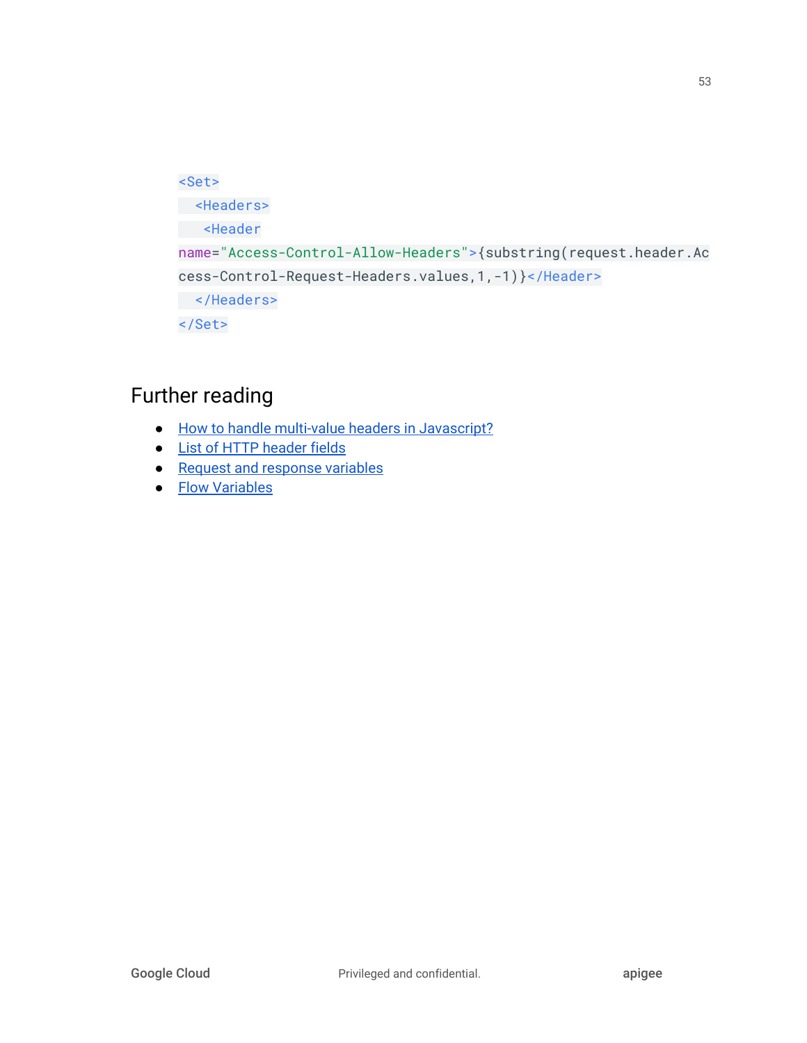```
<Set>
  <Headers>
    <Header
name="Access-Control-Allow-Headers">{substring(request.header.Access-Control-Request-Headers.values,1,-1)}</Header>
  </Headers>
</Set>
```

## Further reading

- How to handle multi-value headers in Javascript?
- List of HTTP header fields
- Request and response variables
- Flow Variables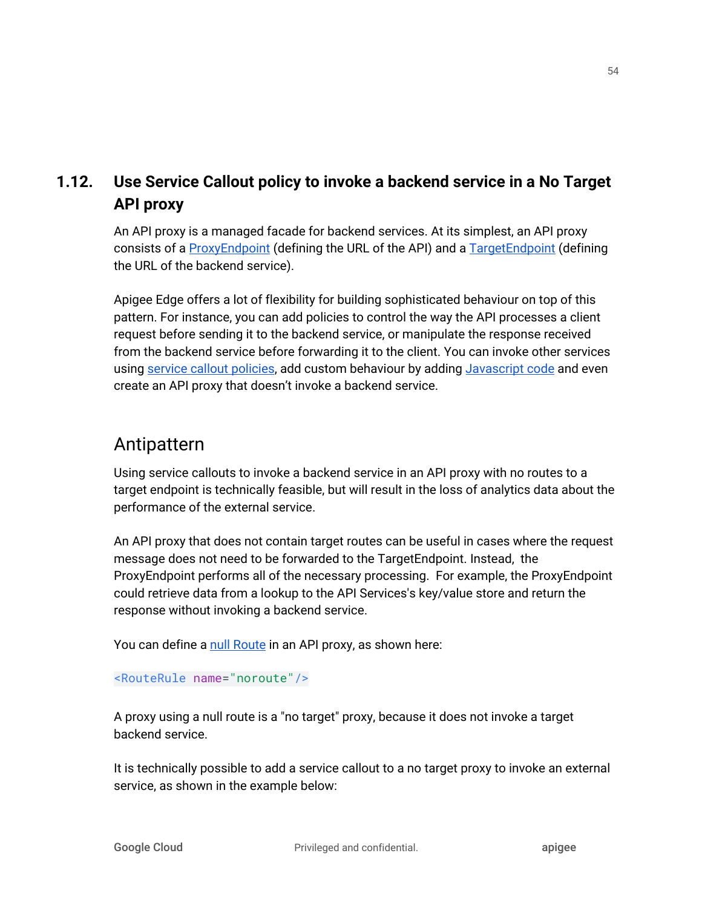## 1.12. Use Service Callout policy to invoke a backend service in a No Target API proxy

An API proxy is a managed facade for backend services. At its simplest, an API proxy consists of a ProxyEndpoint (defining the URL of the API) and a TargetEndpoint (defining the URL of the backend service).

Apigee Edge offers a lot of flexibility for building sophisticated behaviour on top of this pattern. For instance, you can add policies to control the way the API processes a client request before sending it to the backend service, or manipulate the response received from the backend service before forwarding it to the client. You can invoke other services using service callout policies, add custom behaviour by adding Javascript code and even create an API proxy that doesn't invoke a backend service.

### Antipattern

Using service callouts to invoke a backend service in an API proxy with no routes to a target endpoint is technically feasible, but will result in the loss of analytics data about the performance of the external service.

An API proxy that does not contain target routes can be useful in cases where the request message does not need to be forwarded to the TargetEndpoint. Instead, the ProxyEndpoint performs all of the necessary processing. For example, the ProxyEndpoint could retrieve data from a lookup to the API Services's key/value store and return the response without invoking a backend service.

You can define a null Route in an API proxy, as shown here:

```
<RouteRule name="noroute"/>
```

A proxy using a null route is a "no target" proxy, because it does not invoke a target backend service.

It is technically possible to add a service callout to a no target proxy to invoke an external service, as shown in the example below: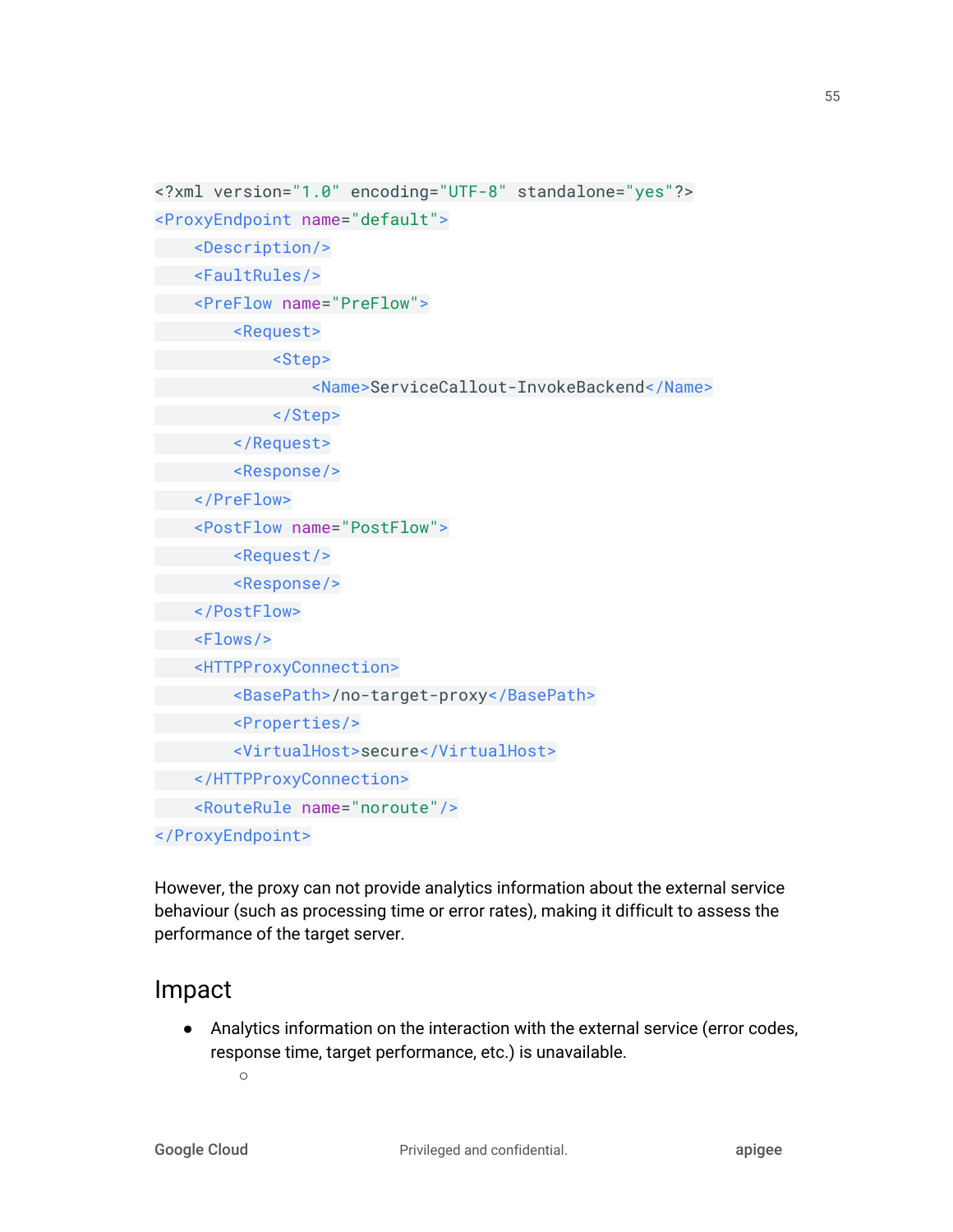```xml
<?xml version="1.0" encoding="UTF-8" standalone="yes"?>
<ProxyEndpoint name="default">
    <Description/>
    <FaultRules/>
    <PreFlow name="PreFlow">
        <Request>
            <Step>
                <Name>ServiceCallout-InvokeBackend</Name>
            </Step>
        </Request>
        <Response/>
    </PreFlow>
    <PostFlow name="PostFlow">
        <Request/>
        <Response/>
    </PostFlow>
    <Flows/>
    <HTTPProxyConnection>
        <BasePath>/no-target-proxy</BasePath>
        <Properties/>
        <VirtualHost>secure</VirtualHost>
    </HTTPProxyConnection>
    <RouteRule name="noroute"/>
</ProxyEndpoint>
```

However, the proxy can not provide analytics information about the external service behaviour (such as processing time or error rates), making it difficult to assess the performance of the target server.

## Impact

- Analytics information on the interaction with the external service (error codes, response time, target performance, etc.) is unavailable.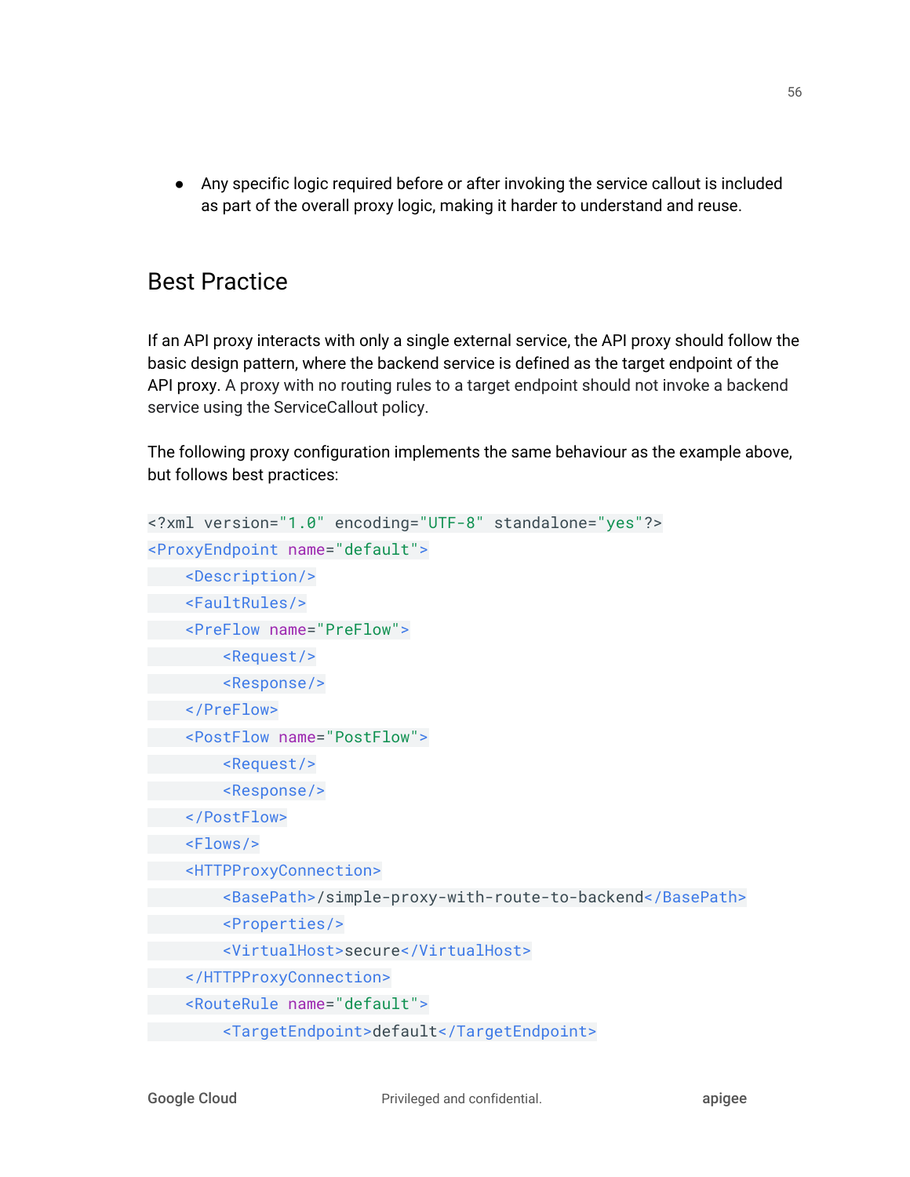- Any specific logic required before or after invoking the service callout is included as part of the overall proxy logic, making it harder to understand and reuse.

## Best Practice

If an API proxy interacts with only a single external service, the API proxy should follow the basic design pattern, where the backend service is defined as the target endpoint of the API proxy. A proxy with no routing rules to a target endpoint should not invoke a backend service using the ServiceCallout policy.

The following proxy configuration implements the same behaviour as the example above, but follows best practices:

```
<?xml version="1.0" encoding="UTF-8" standalone="yes"?>
<ProxyEndpoint name="default">
    <Description/>
    <FaultRules/>
    <PreFlow name="PreFlow">
        <Request/>
        <Response/>
    </PreFlow>
    <PostFlow name="PostFlow">
        <Request/>
        <Response/>
    </PostFlow>
    <Flows/>
    <HTTPProxyConnection>
        <BasePath>/simple-proxy-with-route-to-backend</BasePath>
        <Properties/>
        <VirtualHost>secure</VirtualHost>
    </HTTPProxyConnection>
    <RouteRule name="default">
        <TargetEndpoint>default</TargetEndpoint>
```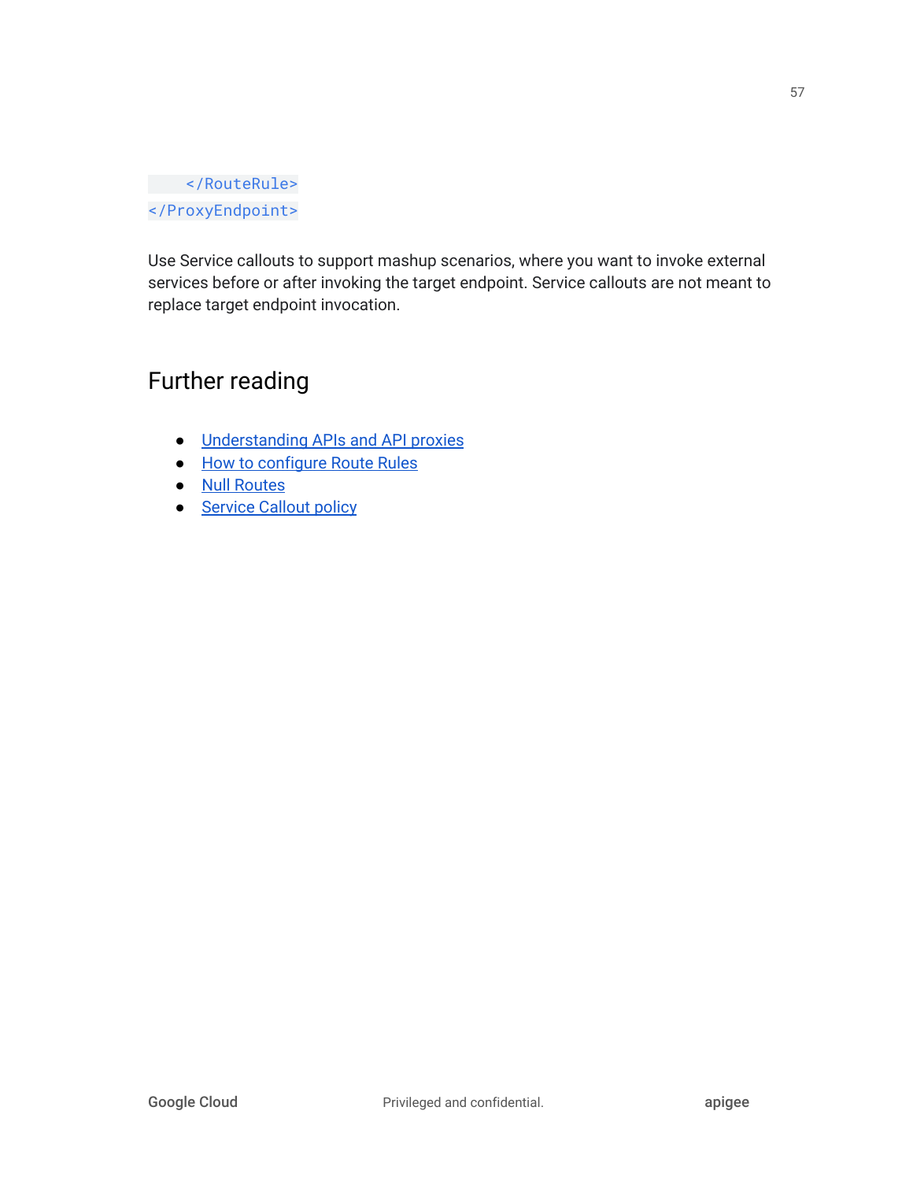```
    </RouteRule>
</ProxyEndpoint>
```

Use Service callouts to support mashup scenarios, where you want to invoke external services before or after invoking the target endpoint. Service callouts are not meant to replace target endpoint invocation.

## Further reading

- Understanding APIs and API proxies
- How to configure Route Rules
- Null Routes
- Service Callout policy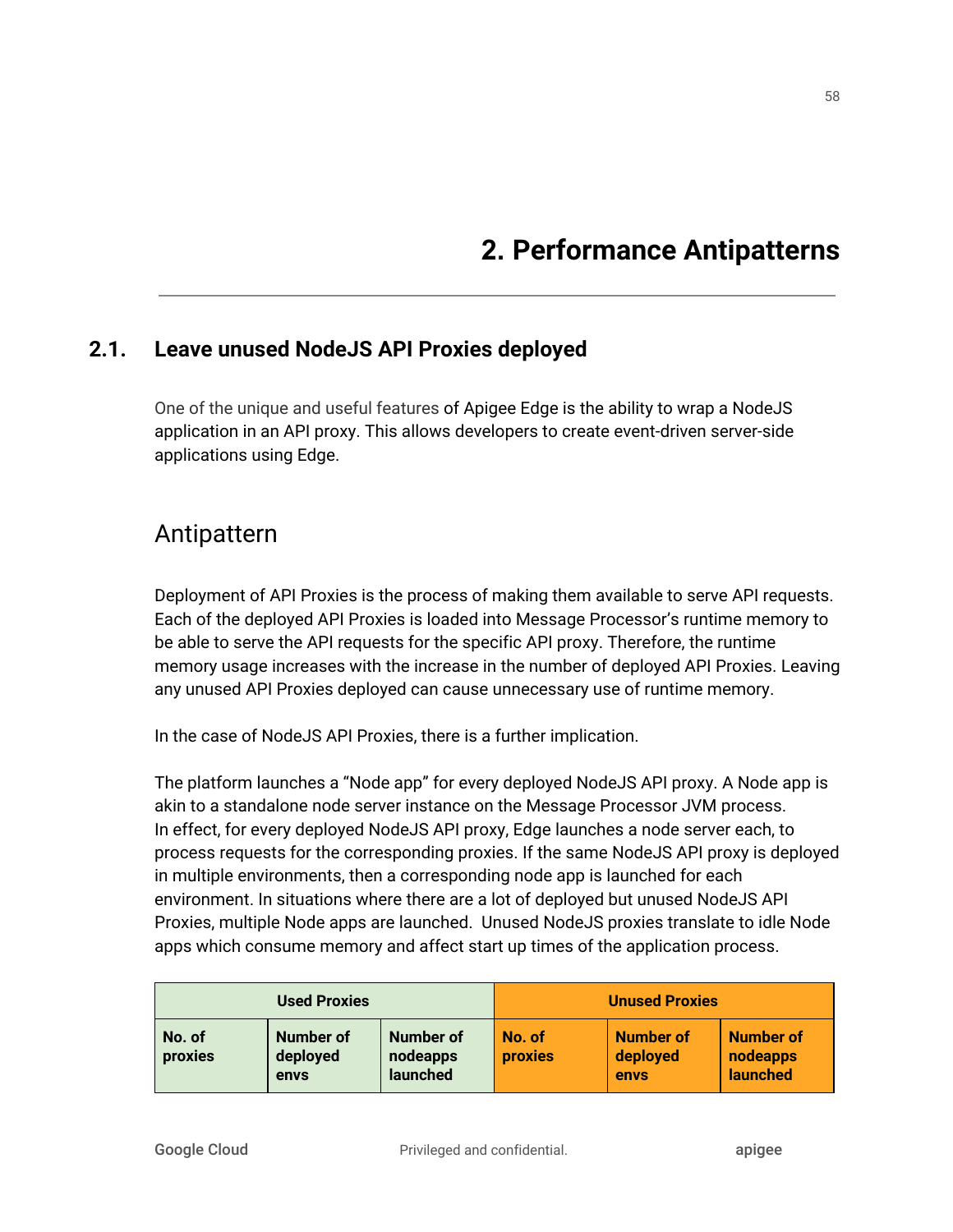# 2. Performance Antipatterns

## 2.1. Leave unused NodeJS API Proxies deployed

One of the unique and useful features of Apigee Edge is the ability to wrap a NodeJS application in an API proxy. This allows developers to create event-driven server-side applications using Edge.

### Antipattern

Deployment of API Proxies is the process of making them available to serve API requests. Each of the deployed API Proxies is loaded into Message Processor's runtime memory to be able to serve the API requests for the specific API proxy. Therefore, the runtime memory usage increases with the increase in the number of deployed API Proxies. Leaving any unused API Proxies deployed can cause unnecessary use of runtime memory.

In the case of NodeJS API Proxies, there is a further implication.

The platform launches a "Node app" for every deployed NodeJS API proxy. A Node app is akin to a standalone node server instance on the Message Processor JVM process. In effect, for every deployed NodeJS API proxy, Edge launches a node server each, to process requests for the corresponding proxies. If the same NodeJS API proxy is deployed in multiple environments, then a corresponding node app is launched for each environment. In situations where there are a lot of deployed but unused NodeJS API Proxies, multiple Node apps are launched. Unused NodeJS proxies translate to idle Node apps which consume memory and affect start up times of the application process.

| **Used Proxies** | | | **Unused Proxies** | | |
|---|---|---|---|---|---|
| **No. of proxies** | **Number of deployed envs** | **Number of nodeapps launched** | **No. of proxies** | **Number of deployed envs** | **Number of nodeapps launched** |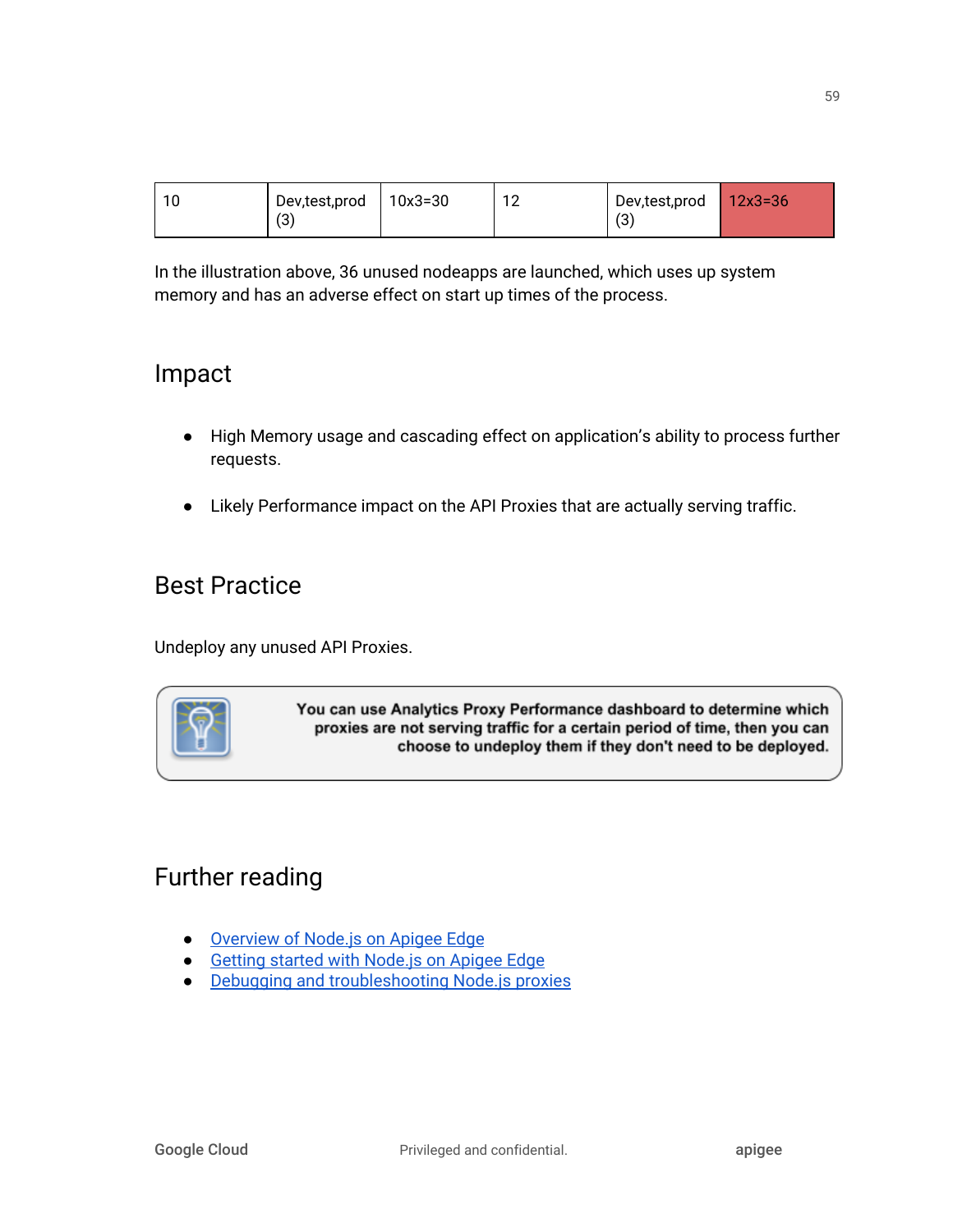| 10 | Dev,test,prod (3) | 10x3=30 | 12 | Dev,test,prod (3) | 12x3=36 |
|---|---|---|---|---|---|

In the illustration above, 36 unused nodeapps are launched, which uses up system memory and has an adverse effect on start up times of the process.

## Impact

- High Memory usage and cascading effect on application's ability to process further requests.
- Likely Performance impact on the API Proxies that are actually serving traffic.

## Best Practice

Undeploy any unused API Proxies.

> **You can use Analytics Proxy Performance dashboard to determine which proxies are not serving traffic for a certain period of time, then you can choose to undeploy them if they don't need to be deployed.**

## Further reading

- Overview of Node.js on Apigee Edge
- Getting started with Node.js on Apigee Edge
- Debugging and troubleshooting Node.js proxies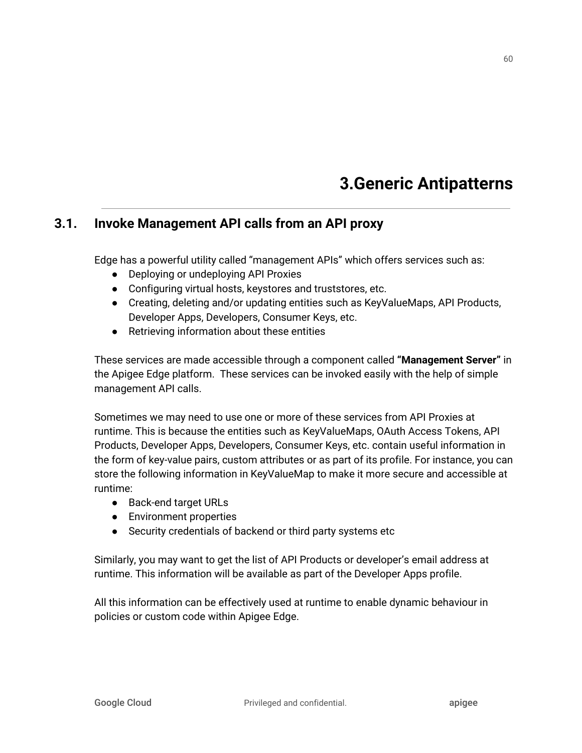# 3.Generic Antipatterns

## 3.1. Invoke Management API calls from an API proxy

Edge has a powerful utility called “management APIs” which offers services such as:

- Deploying or undeploying API Proxies
- Configuring virtual hosts, keystores and truststores, etc.
- Creating, deleting and/or updating entities such as KeyValueMaps, API Products, Developer Apps, Developers, Consumer Keys, etc.
- Retrieving information about these entities

These services are made accessible through a component called **“Management Server”** in the Apigee Edge platform. These services can be invoked easily with the help of simple management API calls.

Sometimes we may need to use one or more of these services from API Proxies at runtime. This is because the entities such as KeyValueMaps, OAuth Access Tokens, API Products, Developer Apps, Developers, Consumer Keys, etc. contain useful information in the form of key-value pairs, custom attributes or as part of its profile. For instance, you can store the following information in KeyValueMap to make it more secure and accessible at runtime:

- Back-end target URLs
- Environment properties
- Security credentials of backend or third party systems etc

Similarly, you may want to get the list of API Products or developer’s email address at runtime. This information will be available as part of the Developer Apps profile.

All this information can be effectively used at runtime to enable dynamic behaviour in policies or custom code within Apigee Edge.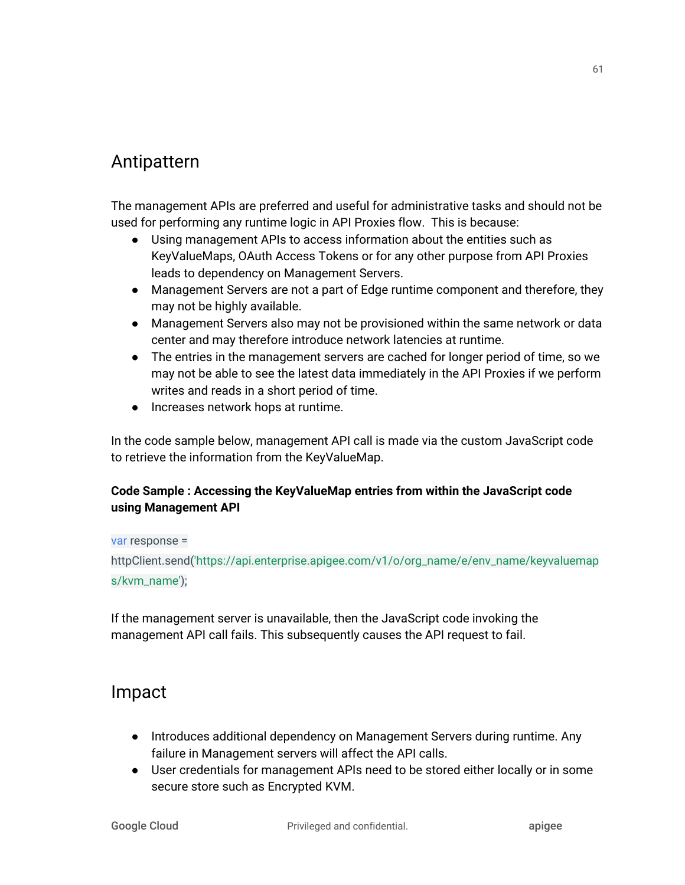## Antipattern

The management APIs are preferred and useful for administrative tasks and should not be used for performing any runtime logic in API Proxies flow. This is because:

- Using management APIs to access information about the entities such as KeyValueMaps, OAuth Access Tokens or for any other purpose from API Proxies leads to dependency on Management Servers.
- Management Servers are not a part of Edge runtime component and therefore, they may not be highly available.
- Management Servers also may not be provisioned within the same network or data center and may therefore introduce network latencies at runtime.
- The entries in the management servers are cached for longer period of time, so we may not be able to see the latest data immediately in the API Proxies if we perform writes and reads in a short period of time.
- Increases network hops at runtime.

In the code sample below, management API call is made via the custom JavaScript code to retrieve the information from the KeyValueMap.

**Code Sample : Accessing the KeyValueMap entries from within the JavaScript code using Management API**

```
var response =
httpClient.send('https://api.enterprise.apigee.com/v1/o/org_name/e/env_name/keyvaluemaps/kvm_name');
```

If the management server is unavailable, then the JavaScript code invoking the management API call fails. This subsequently causes the API request to fail.

## Impact

- Introduces additional dependency on Management Servers during runtime. Any failure in Management servers will affect the API calls.
- User credentials for management APIs need to be stored either locally or in some secure store such as Encrypted KVM.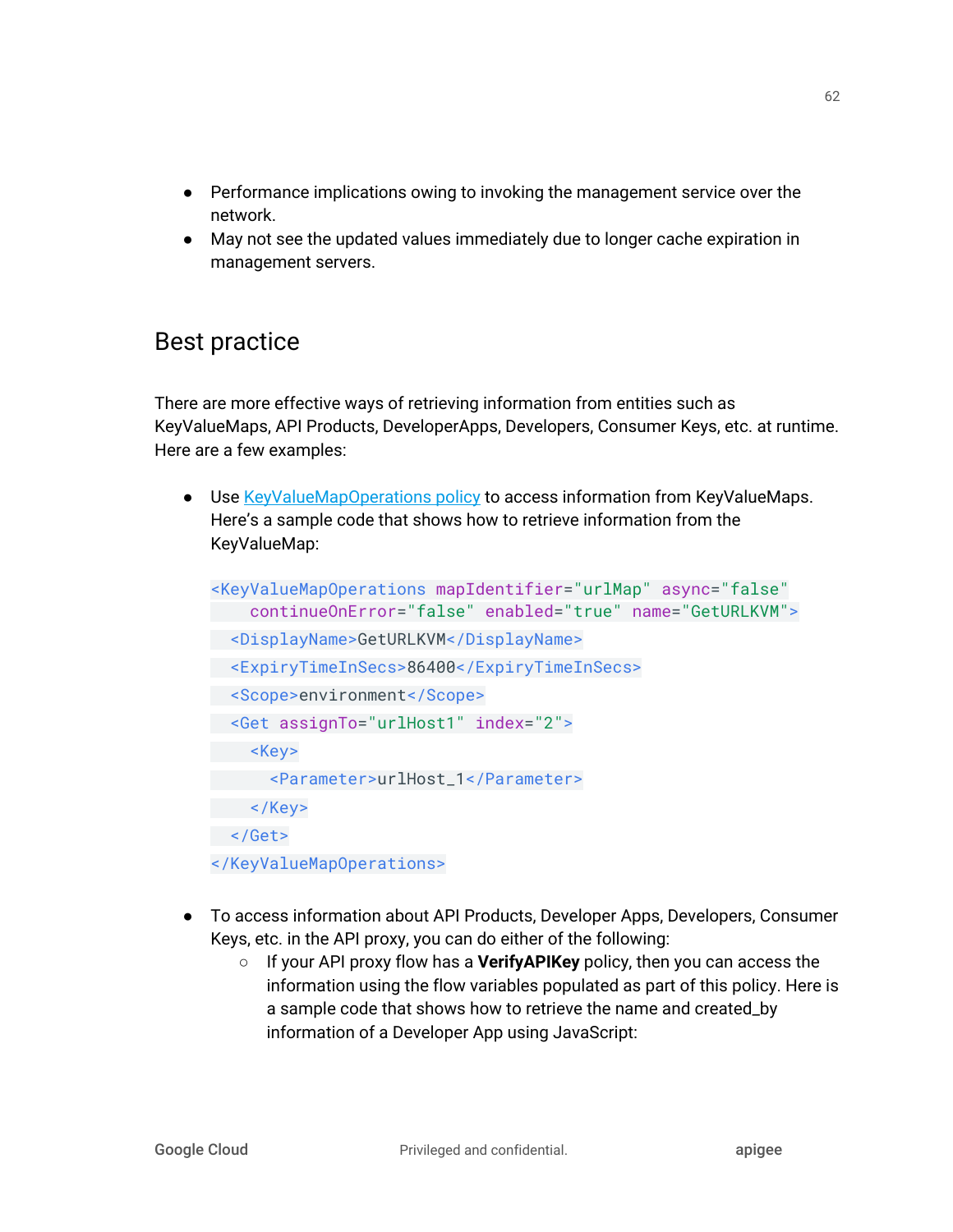- Performance implications owing to invoking the management service over the network.
- May not see the updated values immediately due to longer cache expiration in management servers.

## Best practice

There are more effective ways of retrieving information from entities such as KeyValueMaps, API Products, DeveloperApps, Developers, Consumer Keys, etc. at runtime. Here are a few examples:

- Use [KeyValueMapOperations policy](KeyValueMapOperations policy) to access information from KeyValueMaps. Here's a sample code that shows how to retrieve information from the KeyValueMap:

```xml
<KeyValueMapOperations mapIdentifier="urlMap" async="false"
    continueOnError="false" enabled="true" name="GetURLKVM">
  <DisplayName>GetURLKVM</DisplayName>
  <ExpiryTimeInSecs>86400</ExpiryTimeInSecs>
  <Scope>environment</Scope>
  <Get assignTo="urlHost1" index="2">
    <Key>
      <Parameter>urlHost_1</Parameter>
    </Key>
  </Get>
</KeyValueMapOperations>
```

- To access information about API Products, Developer Apps, Developers, Consumer Keys, etc. in the API proxy, you can do either of the following:
  - If your API proxy flow has a **VerifyAPIKey** policy, then you can access the information using the flow variables populated as part of this policy. Here is a sample code that shows how to retrieve the name and created_by information of a Developer App using JavaScript: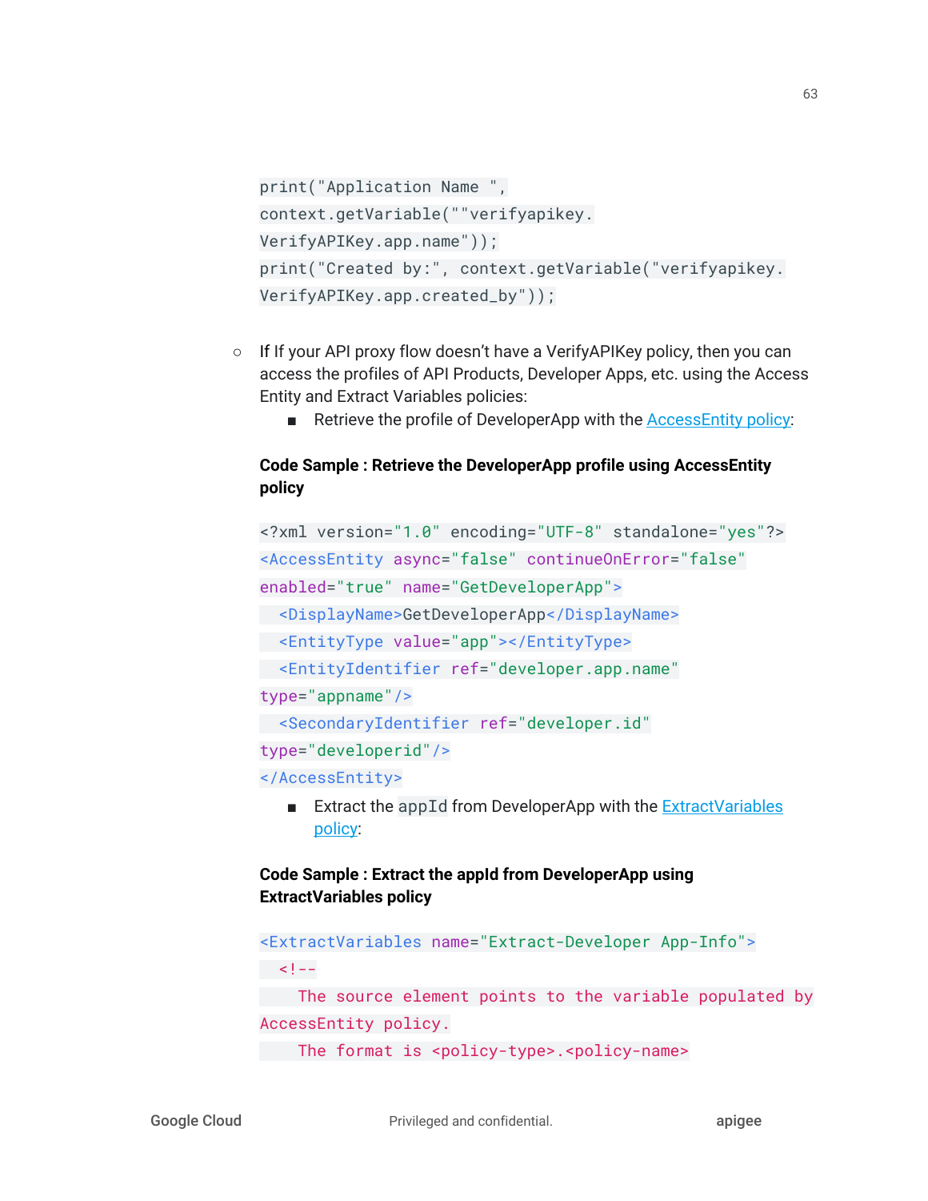```
print("Application Name ",
context.getVariable(""verifyapikey.
VerifyAPIKey.app.name"));
print("Created by:", context.getVariable("verifyapikey.
VerifyAPIKey.app.created_by"));
```

- If If your API proxy flow doesn't have a VerifyAPIKey policy, then you can access the profiles of API Products, Developer Apps, etc. using the Access Entity and Extract Variables policies:
  - Retrieve the profile of DeveloperApp with the AccessEntity policy:

**Code Sample : Retrieve the DeveloperApp profile using AccessEntity policy**

```
<?xml version="1.0" encoding="UTF-8" standalone="yes"?>
<AccessEntity async="false" continueOnError="false"
enabled="true" name="GetDeveloperApp">
  <DisplayName>GetDeveloperApp</DisplayName>
  <EntityType value="app"></EntityType>
  <EntityIdentifier ref="developer.app.name"
type="appname"/>
  <SecondaryIdentifier ref="developer.id"
type="developerid"/>
</AccessEntity>
```

  - Extract the `appId` from DeveloperApp with the ExtractVariables policy:

**Code Sample : Extract the appId from DeveloperApp using ExtractVariables policy**

```
<ExtractVariables name="Extract-Developer App-Info">
  <!--
    The source element points to the variable populated by
AccessEntity policy.
    The format is <policy-type>.<policy-name>
```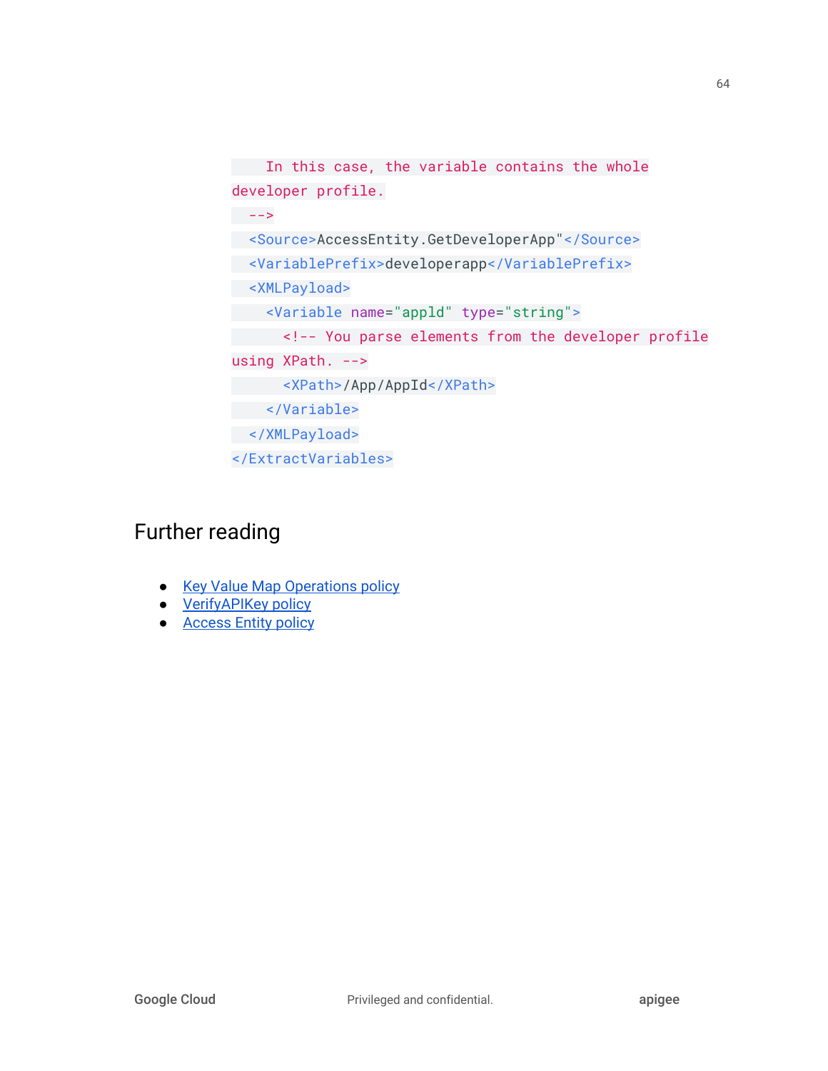```
    In this case, the variable contains the whole
developer profile.
  -->
  <Source>AccessEntity.GetDeveloperApp"</Source>
  <VariablePrefix>developerapp</VariablePrefix>
  <XMLPayload>
    <Variable name="appld" type="string">
      <!-- You parse elements from the developer profile
using XPath. -->
      <XPath>/App/AppId</XPath>
    </Variable>
  </XMLPayload>
</ExtractVariables>
```

## Further reading

- Key Value Map Operations policy
- VerifyAPIKey policy
- Access Entity policy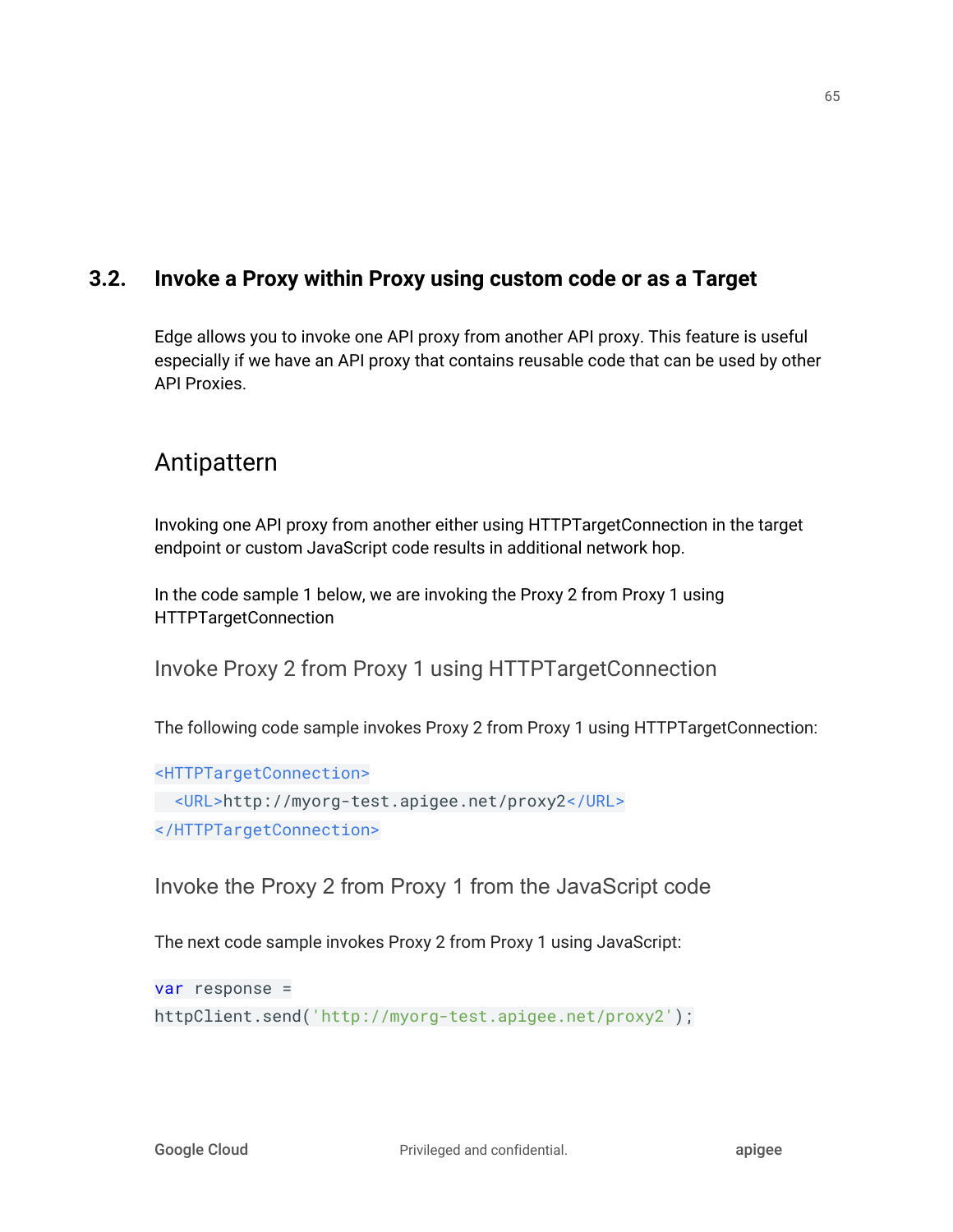## 3.2. Invoke a Proxy within Proxy using custom code or as a Target

Edge allows you to invoke one API proxy from another API proxy. This feature is useful especially if we have an API proxy that contains reusable code that can be used by other API Proxies.

### Antipattern

Invoking one API proxy from another either using HTTPTargetConnection in the target endpoint or custom JavaScript code results in additional network hop.

In the code sample 1 below, we are invoking the Proxy 2 from Proxy 1 using HTTPTargetConnection

#### Invoke Proxy 2 from Proxy 1 using HTTPTargetConnection

The following code sample invokes Proxy 2 from Proxy 1 using HTTPTargetConnection:

```
<HTTPTargetConnection>
  <URL>http://myorg-test.apigee.net/proxy2</URL>
</HTTPTargetConnection>
```

#### Invoke the Proxy 2 from Proxy 1 from the JavaScript code

The next code sample invokes Proxy 2 from Proxy 1 using JavaScript:

```
var response =
httpClient.send('http://myorg-test.apigee.net/proxy2');
```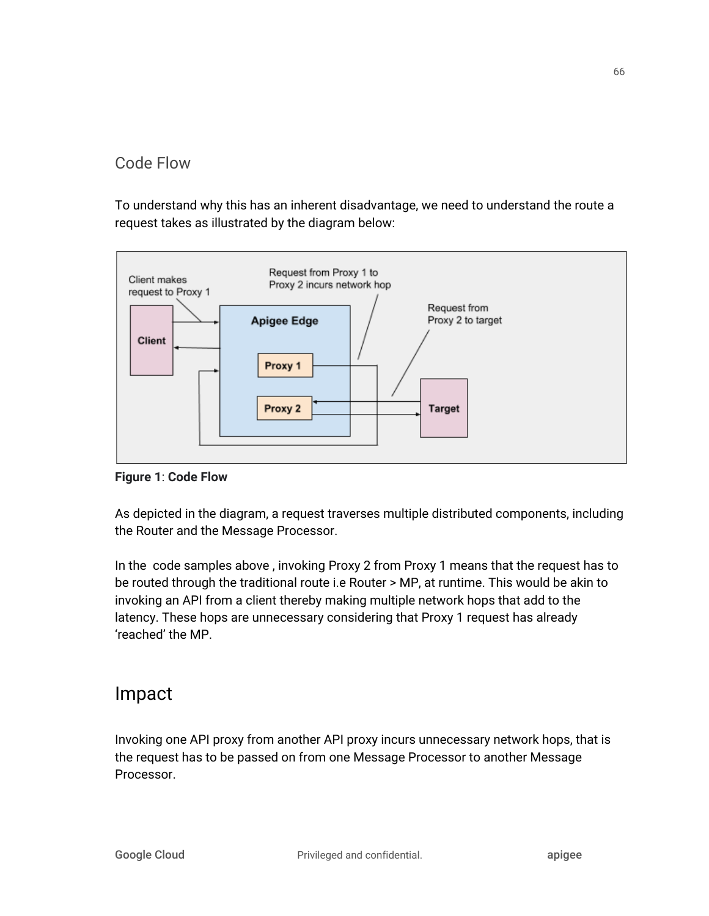## Code Flow

To understand why this has an inherent disadvantage, we need to understand the route a request takes as illustrated by the diagram below:

**Figure 1**: **Code Flow**

As depicted in the diagram, a request traverses multiple distributed components, including the Router and the Message Processor.

In the  code samples above , invoking Proxy 2 from Proxy 1 means that the request has to be routed through the traditional route i.e Router > MP, at runtime. This would be akin to invoking an API from a client thereby making multiple network hops that add to the latency. These hops are unnecessary considering that Proxy 1 request has already 'reached' the MP.

# Impact

Invoking one API proxy from another API proxy incurs unnecessary network hops, that is the request has to be passed on from one Message Processor to another Message Processor.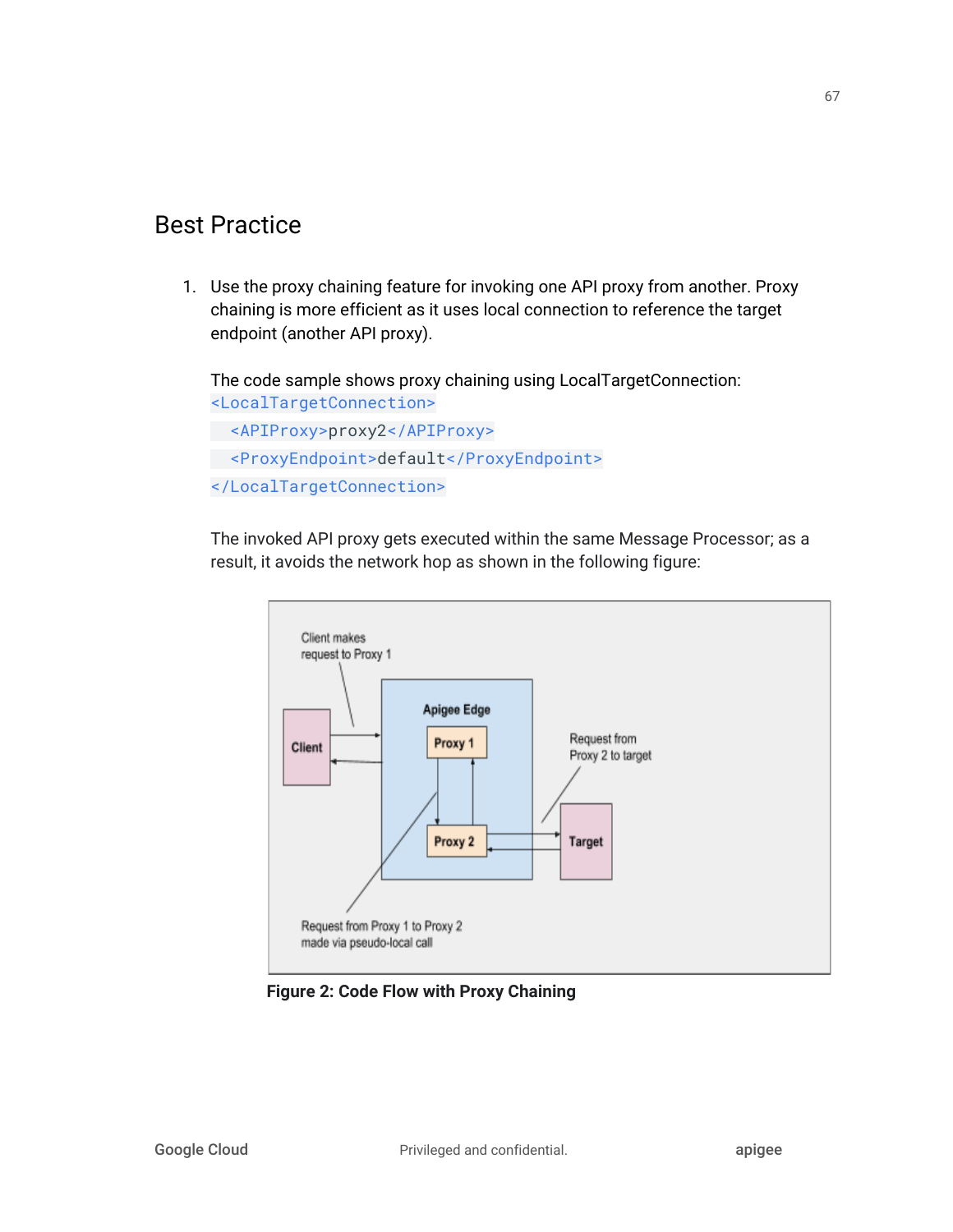## Best Practice

1. Use the proxy chaining feature for invoking one API proxy from another. Proxy chaining is more efficient as it uses local connection to reference the target endpoint (another API proxy).

   The code sample shows proxy chaining using LocalTargetConnection:

   ```
   <LocalTargetConnection>
     <APIProxy>proxy2</APIProxy>
     <ProxyEndpoint>default</ProxyEndpoint>
   </LocalTargetConnection>
   ```

   The invoked API proxy gets executed within the same Message Processor; as a result, it avoids the network hop as shown in the following figure:

   **Figure 2: Code Flow with Proxy Chaining**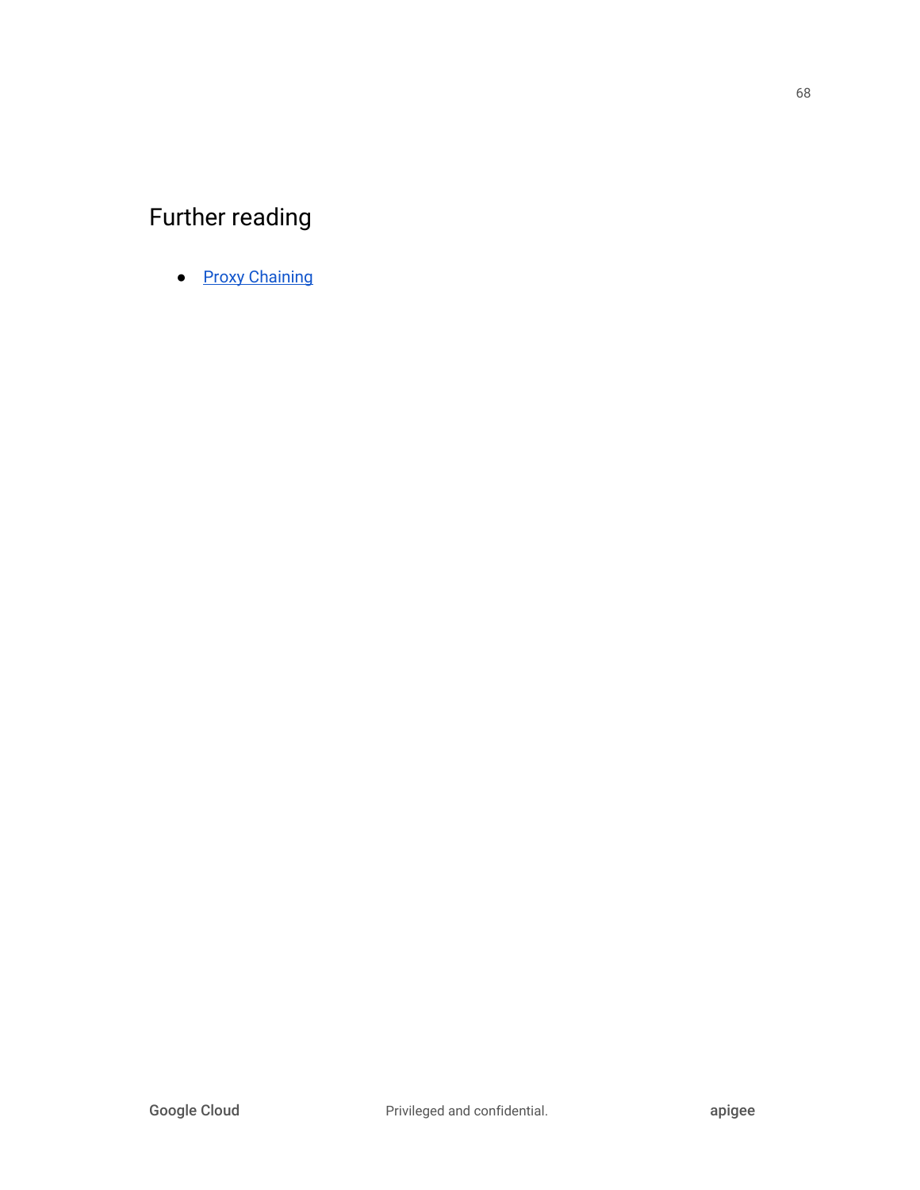## Further reading

- [Proxy Chaining]()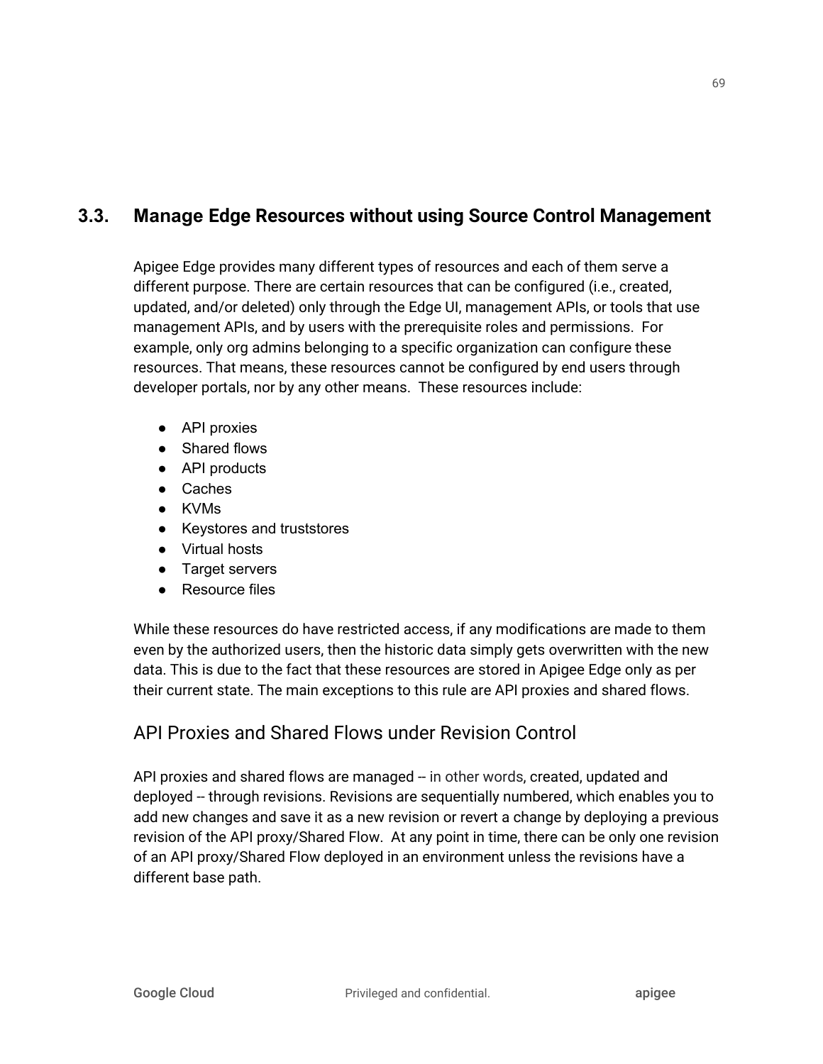## 3.3. Manage Edge Resources without using Source Control Management

Apigee Edge provides many different types of resources and each of them serve a different purpose. There are certain resources that can be configured (i.e., created, updated, and/or deleted) only through the Edge UI, management APIs, or tools that use management APIs, and by users with the prerequisite roles and permissions. For example, only org admins belonging to a specific organization can configure these resources. That means, these resources cannot be configured by end users through developer portals, nor by any other means. These resources include:

- API proxies
- Shared flows
- API products
- Caches
- KVMs
- Keystores and truststores
- Virtual hosts
- Target servers
- Resource files

While these resources do have restricted access, if any modifications are made to them even by the authorized users, then the historic data simply gets overwritten with the new data. This is due to the fact that these resources are stored in Apigee Edge only as per their current state. The main exceptions to this rule are API proxies and shared flows.

### API Proxies and Shared Flows under Revision Control

API proxies and shared flows are managed -- in other words, created, updated and deployed -- through revisions. Revisions are sequentially numbered, which enables you to add new changes and save it as a new revision or revert a change by deploying a previous revision of the API proxy/Shared Flow. At any point in time, there can be only one revision of an API proxy/Shared Flow deployed in an environment unless the revisions have a different base path.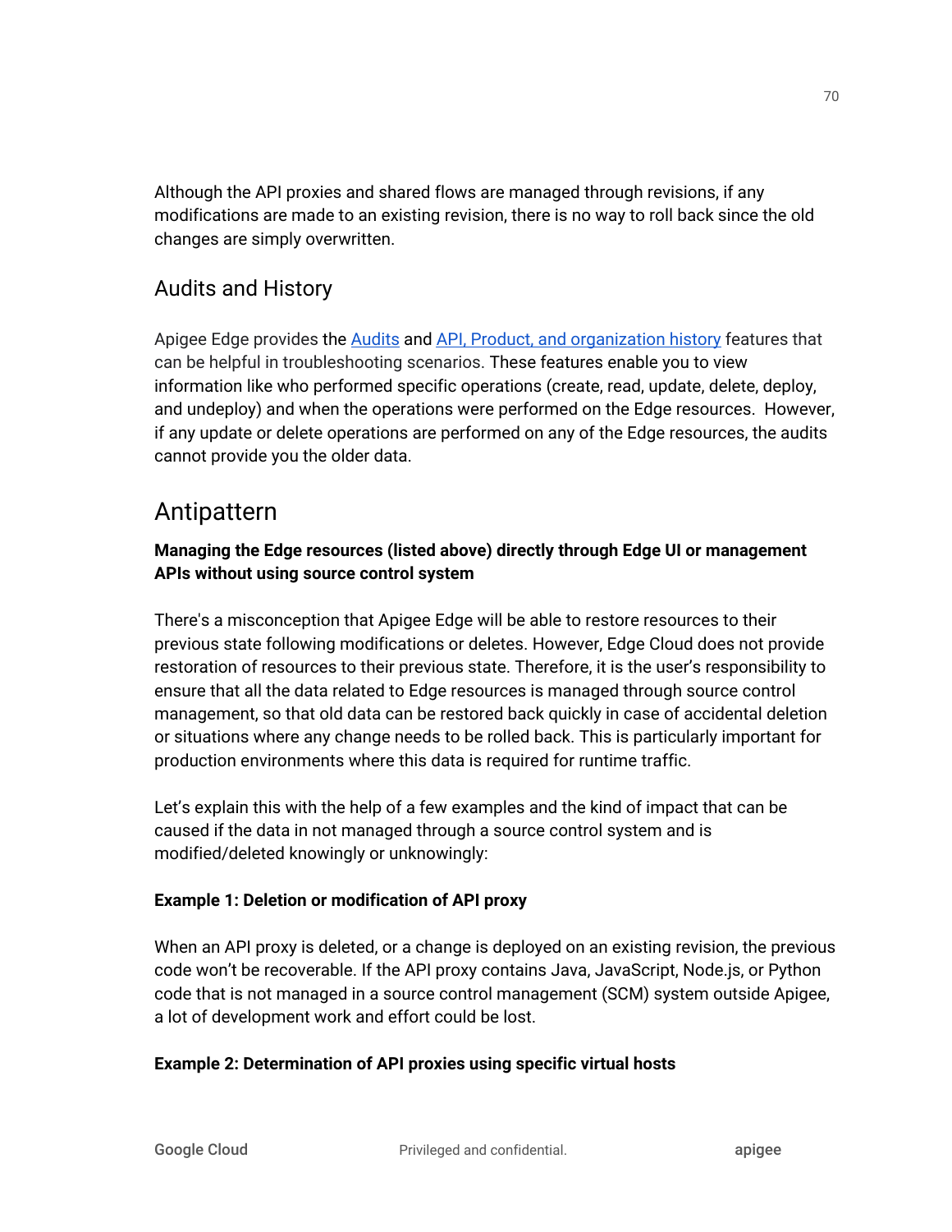Although the API proxies and shared flows are managed through revisions, if any modifications are made to an existing revision, there is no way to roll back since the old changes are simply overwritten.

## Audits and History

Apigee Edge provides the [Audits](Audits) and [API, Product, and organization history](API, Product, and organization history) features that can be helpful in troubleshooting scenarios. These features enable you to view information like who performed specific operations (create, read, update, delete, deploy, and undeploy) and when the operations were performed on the Edge resources. However, if any update or delete operations are performed on any of the Edge resources, the audits cannot provide you the older data.

# Antipattern

**Managing the Edge resources (listed above) directly through Edge UI or management APIs without using source control system**

There's a misconception that Apigee Edge will be able to restore resources to their previous state following modifications or deletes. However, Edge Cloud does not provide restoration of resources to their previous state. Therefore, it is the user's responsibility to ensure that all the data related to Edge resources is managed through source control management, so that old data can be restored back quickly in case of accidental deletion or situations where any change needs to be rolled back. This is particularly important for production environments where this data is required for runtime traffic.

Let's explain this with the help of a few examples and the kind of impact that can be caused if the data in not managed through a source control system and is modified/deleted knowingly or unknowingly:

**Example 1: Deletion or modification of API proxy**

When an API proxy is deleted, or a change is deployed on an existing revision, the previous code won't be recoverable. If the API proxy contains Java, JavaScript, Node.js, or Python code that is not managed in a source control management (SCM) system outside Apigee, a lot of development work and effort could be lost.

**Example 2: Determination of API proxies using specific virtual hosts**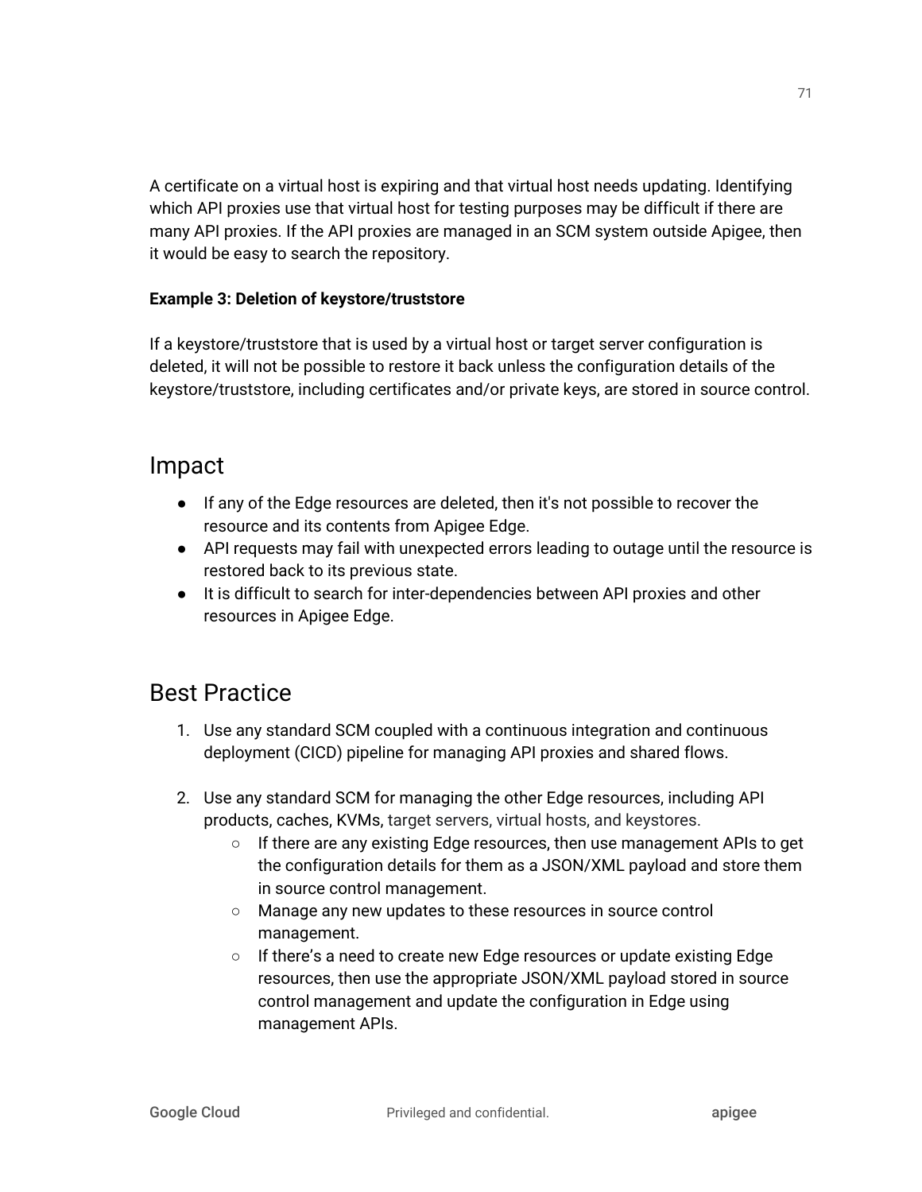A certificate on a virtual host is expiring and that virtual host needs updating. Identifying which API proxies use that virtual host for testing purposes may be difficult if there are many API proxies. If the API proxies are managed in an SCM system outside Apigee, then it would be easy to search the repository.

**Example 3: Deletion of keystore/truststore**

If a keystore/truststore that is used by a virtual host or target server configuration is deleted, it will not be possible to restore it back unless the configuration details of the keystore/truststore, including certificates and/or private keys, are stored in source control.

## Impact

- If any of the Edge resources are deleted, then it's not possible to recover the resource and its contents from Apigee Edge.
- API requests may fail with unexpected errors leading to outage until the resource is restored back to its previous state.
- It is difficult to search for inter-dependencies between API proxies and other resources in Apigee Edge.

## Best Practice

1. Use any standard SCM coupled with a continuous integration and continuous deployment (CICD) pipeline for managing API proxies and shared flows.

2. Use any standard SCM for managing the other Edge resources, including API products, caches, KVMs, target servers, virtual hosts, and keystores.
    - If there are any existing Edge resources, then use management APIs to get the configuration details for them as a JSON/XML payload and store them in source control management.
    - Manage any new updates to these resources in source control management.
    - If there's a need to create new Edge resources or update existing Edge resources, then use the appropriate JSON/XML payload stored in source control management and update the configuration in Edge using management APIs.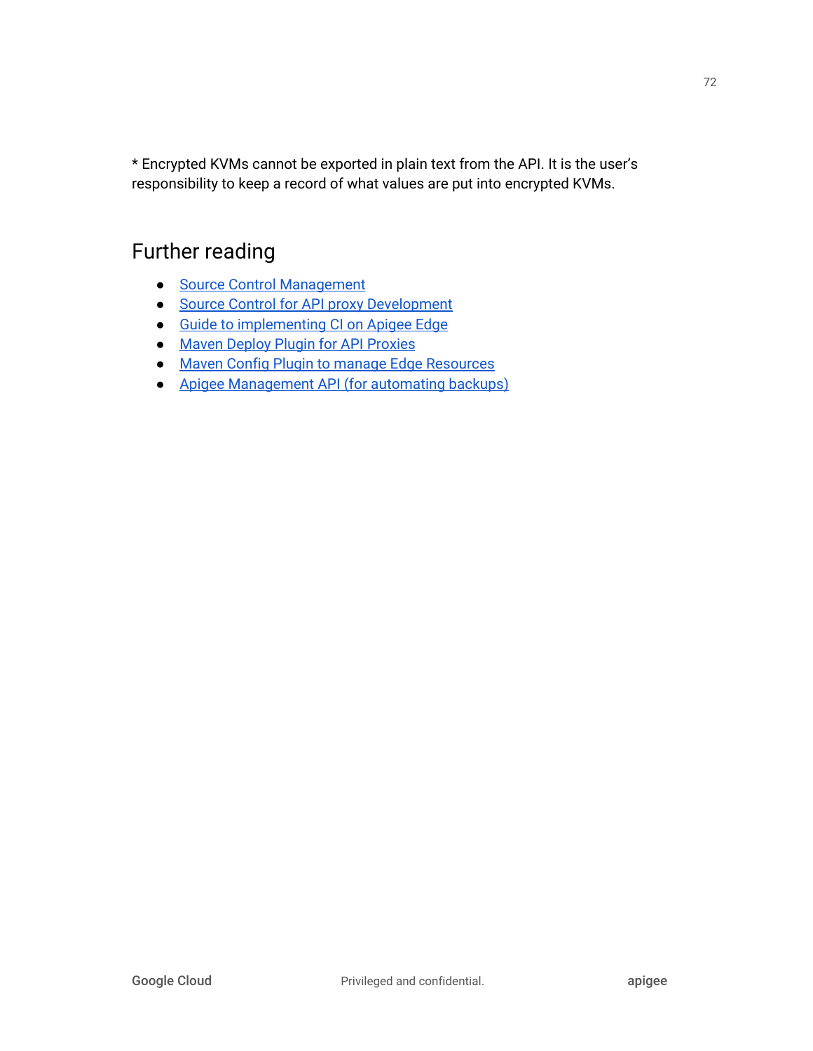* Encrypted KVMs cannot be exported in plain text from the API. It is the user's responsibility to keep a record of what values are put into encrypted KVMs.

## Further reading

- Source Control Management
- Source Control for API proxy Development
- Guide to implementing CI on Apigee Edge
- Maven Deploy Plugin for API Proxies
- Maven Config Plugin to manage Edge Resources
- Apigee Management API (for automating backups)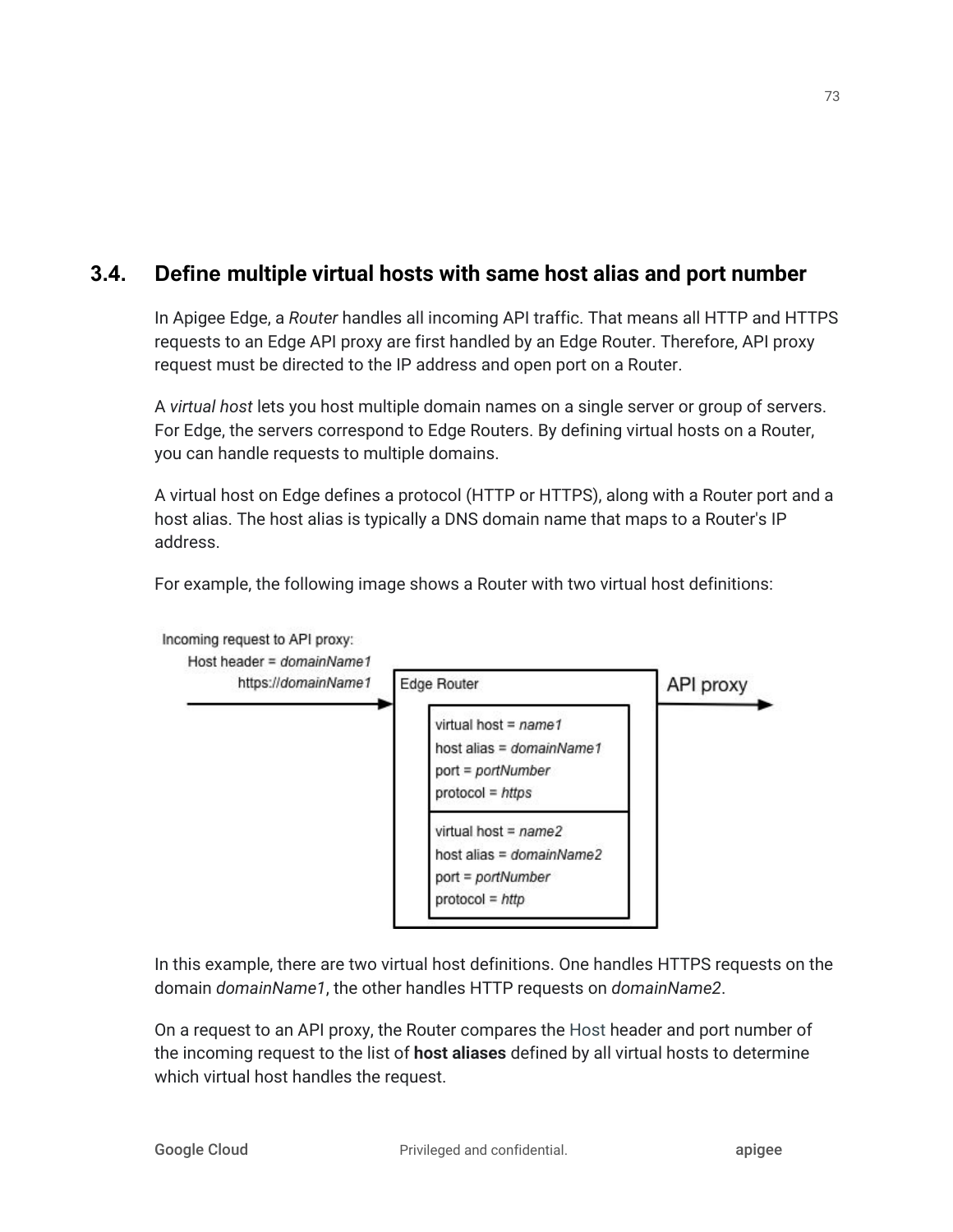## 3.4. Define multiple virtual hosts with same host alias and port number

In Apigee Edge, a *Router* handles all incoming API traffic. That means all HTTP and HTTPS requests to an Edge API proxy are first handled by an Edge Router. Therefore, API proxy request must be directed to the IP address and open port on a Router.

A *virtual host* lets you host multiple domain names on a single server or group of servers. For Edge, the servers correspond to Edge Routers. By defining virtual hosts on a Router, you can handle requests to multiple domains.

A virtual host on Edge defines a protocol (HTTP or HTTPS), along with a Router port and a host alias. The host alias is typically a DNS domain name that maps to a Router's IP address.

For example, the following image shows a Router with two virtual host definitions:

Incoming request to API proxy:
Host header = *domainName1*
https://*domainName1*

Edge Router

virtual host = *name1*
host alias = *domainName1*
port = *portNumber*
protocol = *https*

virtual host = *name2*
host alias = *domainName2*
port = *portNumber*
protocol = *http*

API proxy

In this example, there are two virtual host definitions. One handles HTTPS requests on the domain *domainName1*, the other handles HTTP requests on *domainName2*.

On a request to an API proxy, the Router compares the Host header and port number of the incoming request to the list of **host aliases** defined by all virtual hosts to determine which virtual host handles the request.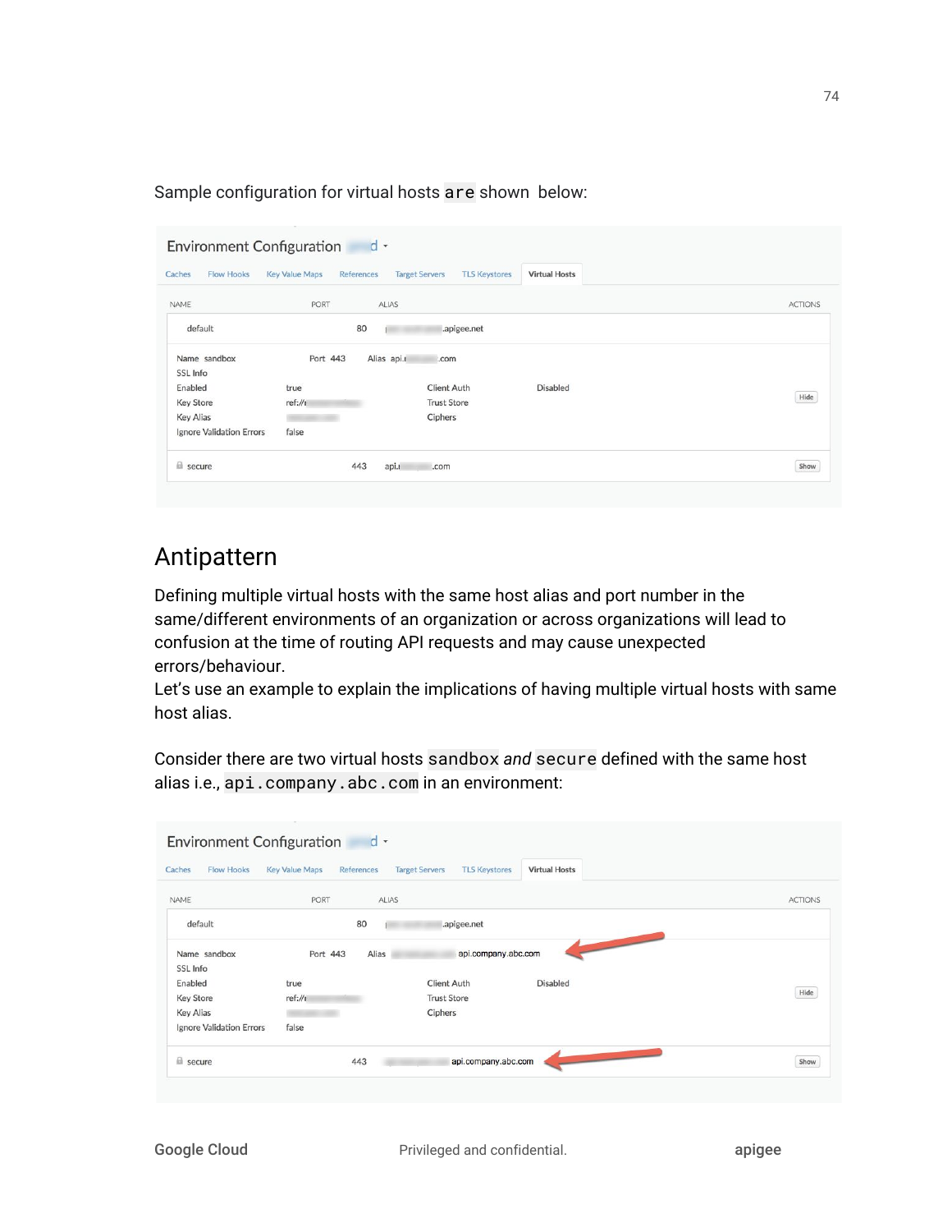Sample configuration for virtual hosts `are` shown below:

## Antipattern

Defining multiple virtual hosts with the same host alias and port number in the same/different environments of an organization or across organizations will lead to confusion at the time of routing API requests and may cause unexpected errors/behaviour.
Let's use an example to explain the implications of having multiple virtual hosts with same host alias.

Consider there are two virtual hosts `sandbox` *and* `secure` defined with the same host alias i.e., `api.company.abc.com` in an environment: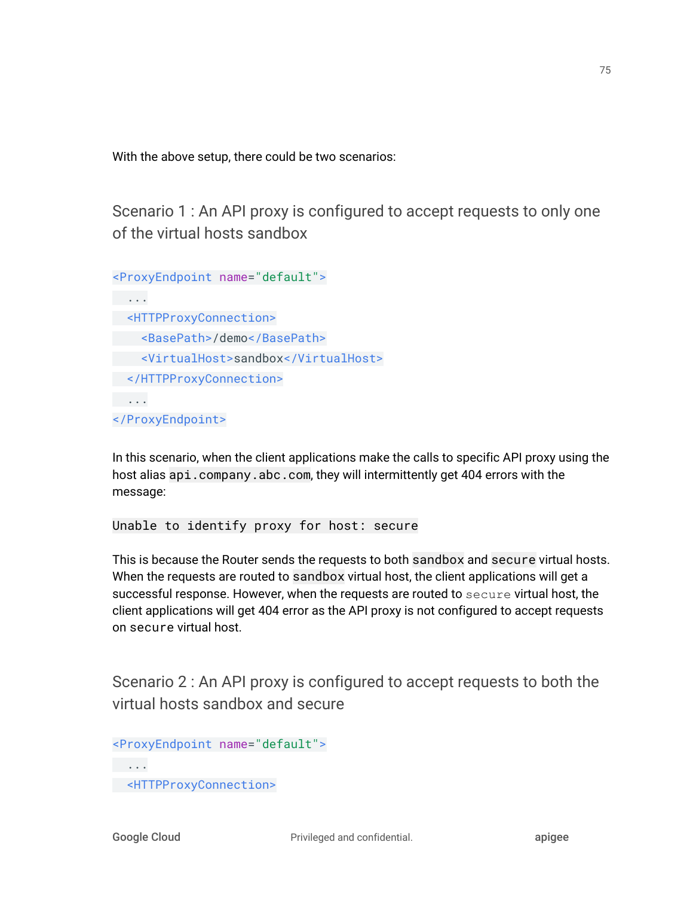With the above setup, there could be two scenarios:

### Scenario 1 : An API proxy is configured to accept requests to only one of the virtual hosts sandbox

```
<ProxyEndpoint name="default">
  ...
  <HTTPProxyConnection>
    <BasePath>/demo</BasePath>
    <VirtualHost>sandbox</VirtualHost>
  </HTTPProxyConnection>
  ...
</ProxyEndpoint>
```

In this scenario, when the client applications make the calls to specific API proxy using the host alias `api.company.abc.com`, they will intermittently get 404 errors with the message:

```
Unable to identify proxy for host: secure
```

This is because the Router sends the requests to both `sandbox` and `secure` virtual hosts. When the requests are routed to `sandbox` virtual host, the client applications will get a successful response. However, when the requests are routed to `secure` virtual host, the client applications will get 404 error as the API proxy is not configured to accept requests on `secure` virtual host.

### Scenario 2 : An API proxy is configured to accept requests to both the virtual hosts sandbox and secure

```
<ProxyEndpoint name="default">
  ...
  <HTTPProxyConnection>
```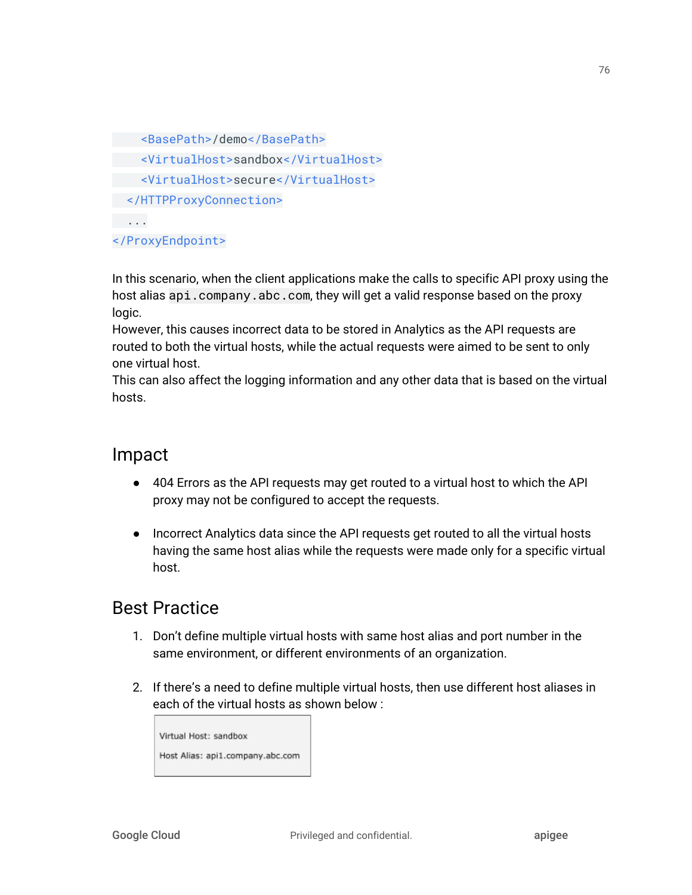```
    <BasePath>/demo</BasePath>
    <VirtualHost>sandbox</VirtualHost>
    <VirtualHost>secure</VirtualHost>
  </HTTPProxyConnection>
  ...
</ProxyEndpoint>
```

In this scenario, when the client applications make the calls to specific API proxy using the host alias `api.company.abc.com`, they will get a valid response based on the proxy logic.
However, this causes incorrect data to be stored in Analytics as the API requests are routed to both the virtual hosts, while the actual requests were aimed to be sent to only one virtual host.
This can also affect the logging information and any other data that is based on the virtual hosts.

## Impact

- 404 Errors as the API requests may get routed to a virtual host to which the API proxy may not be configured to accept the requests.

- Incorrect Analytics data since the API requests get routed to all the virtual hosts having the same host alias while the requests were made only for a specific virtual host.

## Best Practice

1. Don't define multiple virtual hosts with same host alias and port number in the same environment, or different environments of an organization.

2. If there's a need to define multiple virtual hosts, then use different host aliases in each of the virtual hosts as shown below :

```
Virtual Host: sandbox
Host Alias: api1.company.abc.com
```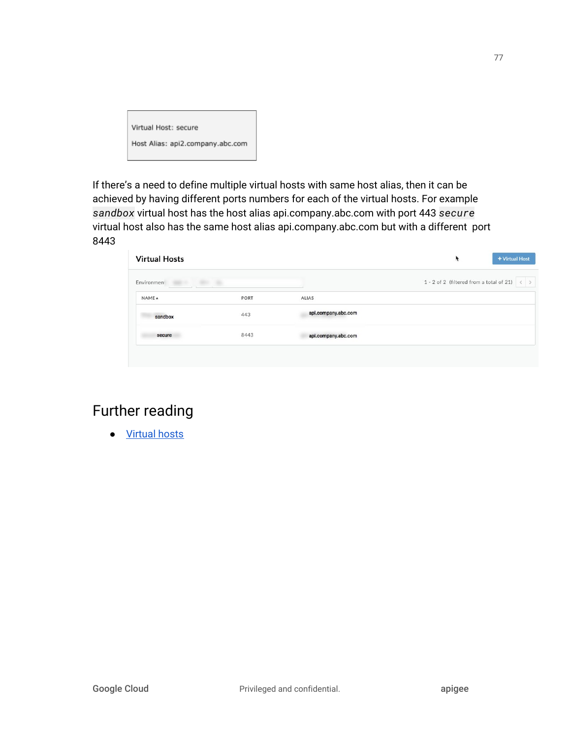```
Virtual Host: secure
Host Alias: api2.company.abc.com
```

If there's a need to define multiple virtual hosts with same host alias, then it can be achieved by having different ports numbers for each of the virtual hosts. For example `sandbox` virtual host has the host alias api.company.abc.com with port 443 `secure` virtual host also has the same host alias api.company.abc.com but with a different port 8443

**Virtual Hosts**

| NAME | PORT | ALIAS |
|---|---|---|
| sandbox | 443 | api.company.abc.com |
| secure | 8443 | api.company.abc.com |

# Further reading

- [Virtual hosts]()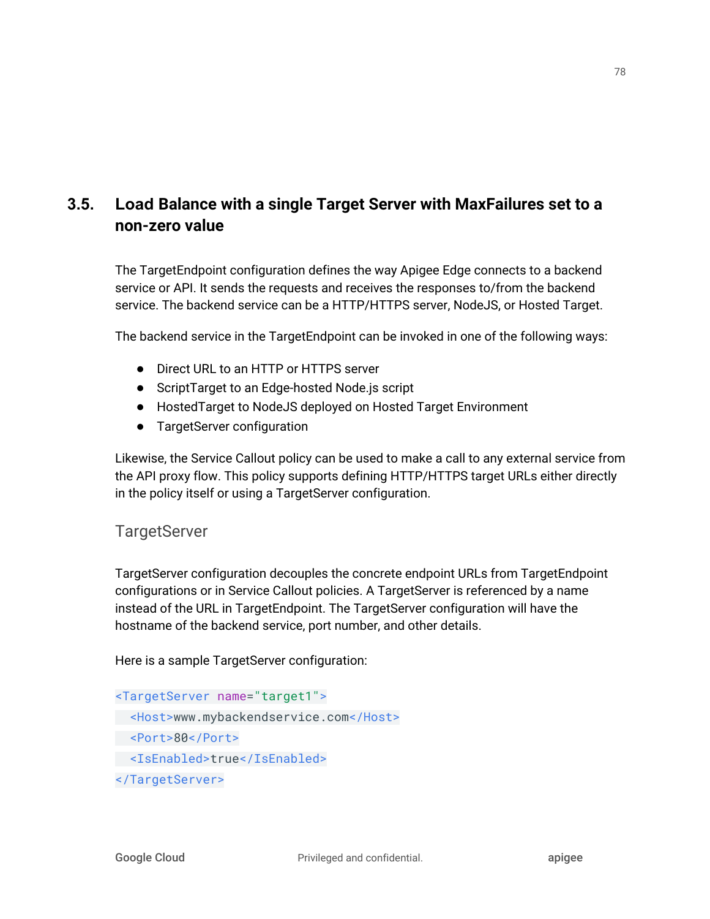## 3.5. Load Balance with a single Target Server with MaxFailures set to a non-zero value

The TargetEndpoint configuration defines the way Apigee Edge connects to a backend service or API. It sends the requests and receives the responses to/from the backend service. The backend service can be a HTTP/HTTPS server, NodeJS, or Hosted Target.

The backend service in the TargetEndpoint can be invoked in one of the following ways:

- Direct URL to an HTTP or HTTPS server
- ScriptTarget to an Edge-hosted Node.js script
- HostedTarget to NodeJS deployed on Hosted Target Environment
- TargetServer configuration

Likewise, the Service Callout policy can be used to make a call to any external service from the API proxy flow. This policy supports defining HTTP/HTTPS target URLs either directly in the policy itself or using a TargetServer configuration.

### TargetServer

TargetServer configuration decouples the concrete endpoint URLs from TargetEndpoint configurations or in Service Callout policies. A TargetServer is referenced by a name instead of the URL in TargetEndpoint. The TargetServer configuration will have the hostname of the backend service, port number, and other details.

Here is a sample TargetServer configuration:

```
<TargetServer name="target1">
  <Host>www.mybackendservice.com</Host>
  <Port>80</Port>
  <IsEnabled>true</IsEnabled>
</TargetServer>
```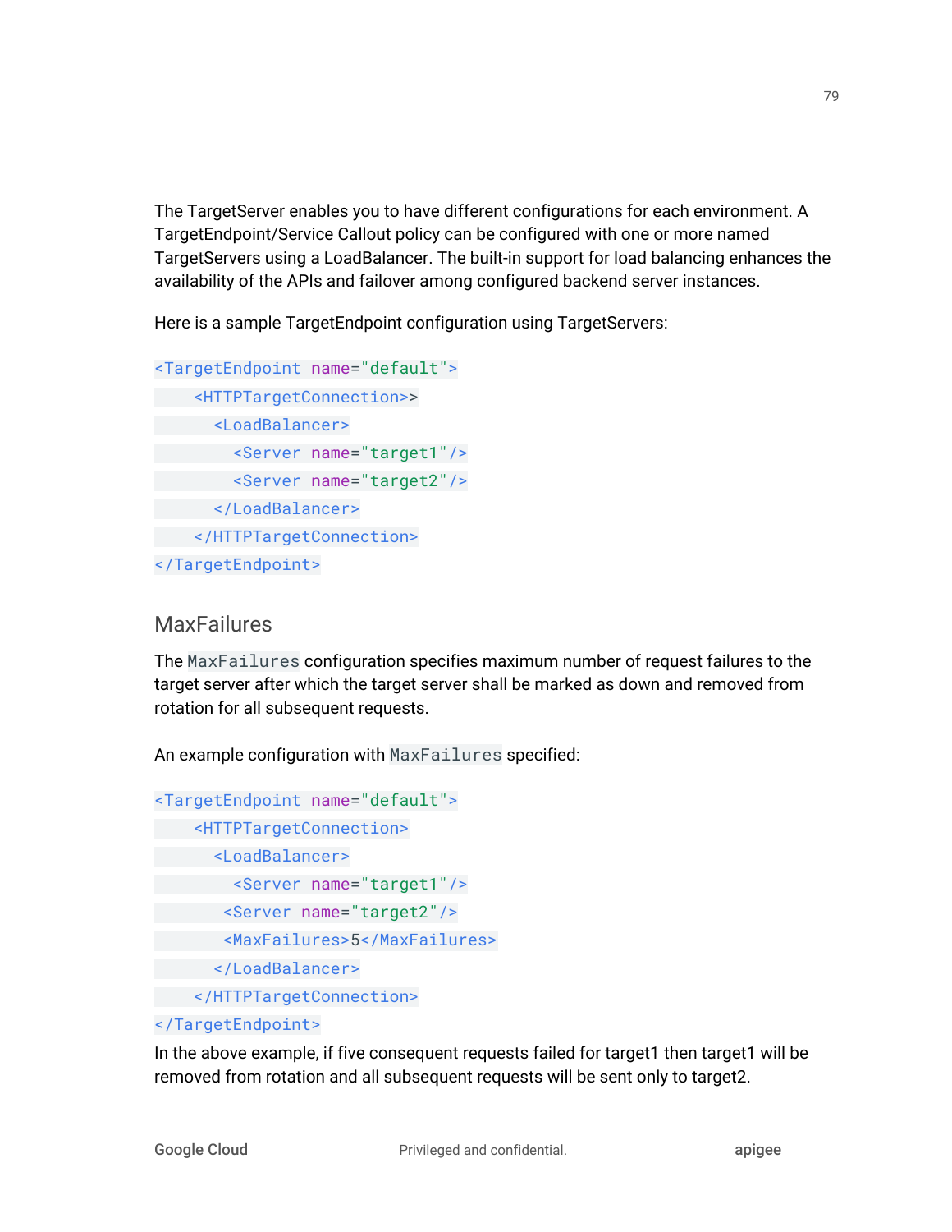The TargetServer enables you to have different configurations for each environment. A TargetEndpoint/Service Callout policy can be configured with one or more named TargetServers using a LoadBalancer. The built-in support for load balancing enhances the availability of the APIs and failover among configured backend server instances.

Here is a sample TargetEndpoint configuration using TargetServers:

```
<TargetEndpoint name="default">
    <HTTPTargetConnection>>
      <LoadBalancer>
        <Server name="target1"/>
        <Server name="target2"/>
      </LoadBalancer>
    </HTTPTargetConnection>
</TargetEndpoint>
```

## MaxFailures

The `MaxFailures` configuration specifies maximum number of request failures to the target server after which the target server shall be marked as down and removed from rotation for all subsequent requests.

An example configuration with `MaxFailures` specified:

```
<TargetEndpoint name="default">
    <HTTPTargetConnection>
      <LoadBalancer>
        <Server name="target1"/>
       <Server name="target2"/>
       <MaxFailures>5</MaxFailures>
      </LoadBalancer>
    </HTTPTargetConnection>
</TargetEndpoint>
```

In the above example, if five consequent requests failed for target1 then target1 will be removed from rotation and all subsequent requests will be sent only to target2.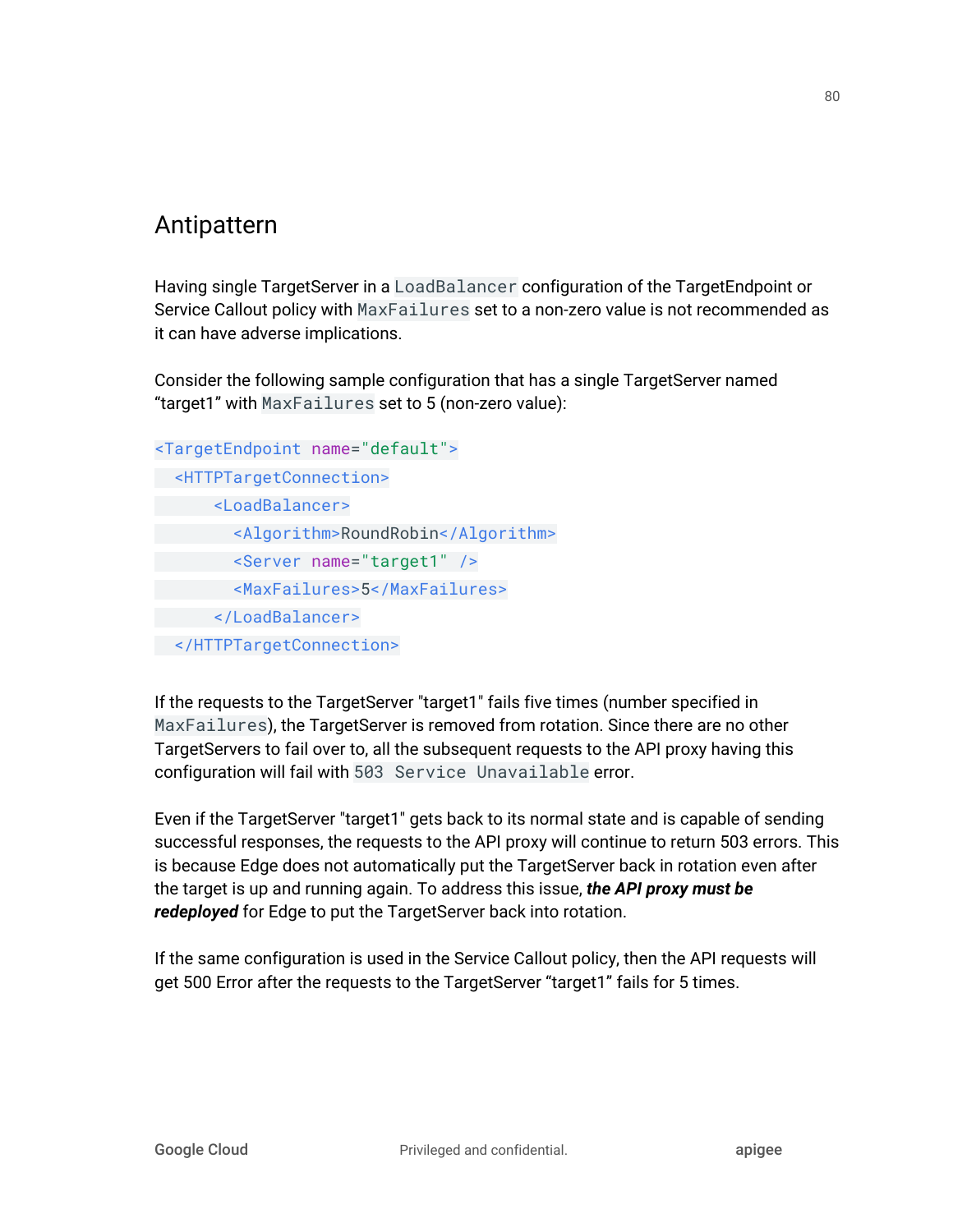## Antipattern

Having single TargetServer in a `LoadBalancer` configuration of the TargetEndpoint or Service Callout policy with `MaxFailures` set to a non-zero value is not recommended as it can have adverse implications.

Consider the following sample configuration that has a single TargetServer named "target1" with `MaxFailures` set to 5 (non-zero value):

```
<TargetEndpoint name="default">
  <HTTPTargetConnection>
      <LoadBalancer>
        <Algorithm>RoundRobin</Algorithm>
        <Server name="target1" />
        <MaxFailures>5</MaxFailures>
      </LoadBalancer>
  </HTTPTargetConnection>
```

If the requests to the TargetServer "target1" fails five times (number specified in `MaxFailures`), the TargetServer is removed from rotation. Since there are no other TargetServers to fail over to, all the subsequent requests to the API proxy having this configuration will fail with `503 Service Unavailable` error.

Even if the TargetServer "target1" gets back to its normal state and is capable of sending successful responses, the requests to the API proxy will continue to return 503 errors. This is because Edge does not automatically put the TargetServer back in rotation even after the target is up and running again. To address this issue, ***the API proxy must be redeployed*** for Edge to put the TargetServer back into rotation.

If the same configuration is used in the Service Callout policy, then the API requests will get 500 Error after the requests to the TargetServer "target1" fails for 5 times.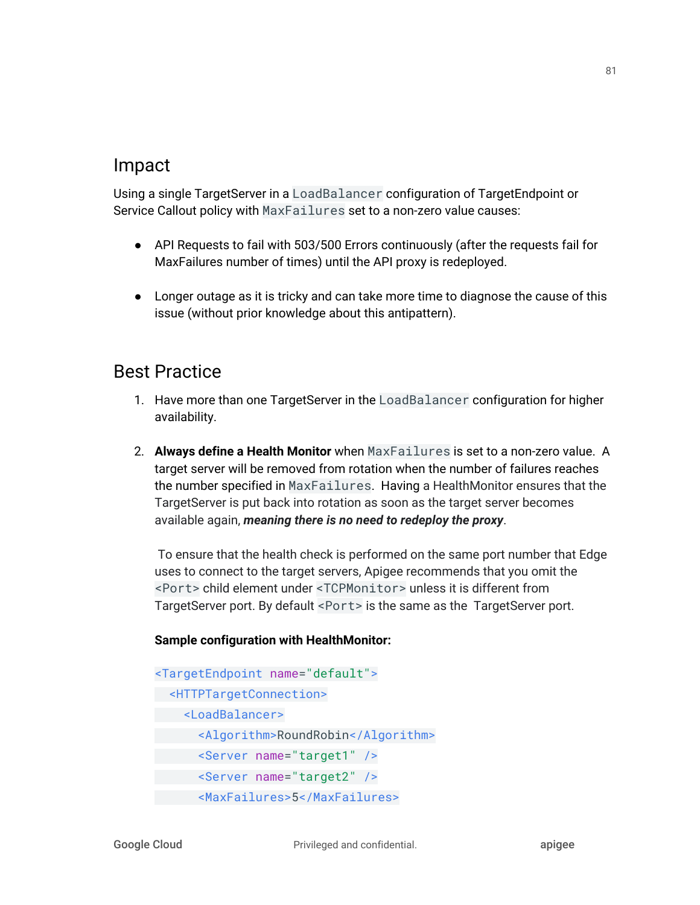## Impact

Using a single TargetServer in a `LoadBalancer` configuration of TargetEndpoint or Service Callout policy with `MaxFailures` set to a non-zero value causes:

- API Requests to fail with 503/500 Errors continuously (after the requests fail for MaxFailures number of times) until the API proxy is redeployed.
- Longer outage as it is tricky and can take more time to diagnose the cause of this issue (without prior knowledge about this antipattern).

## Best Practice

1. Have more than one TargetServer in the `LoadBalancer` configuration for higher availability.

2. **Always define a Health Monitor** when `MaxFailures` is set to a non-zero value. A target server will be removed from rotation when the number of failures reaches the number specified in `MaxFailures`. Having a HealthMonitor ensures that the TargetServer is put back into rotation as soon as the target server becomes available again, ***meaning there is no need to redeploy the proxy***.

   To ensure that the health check is performed on the same port number that Edge uses to connect to the target servers, Apigee recommends that you omit the `<Port>` child element under `<TCPMonitor>` unless it is different from TargetServer port. By default `<Port>` is the same as the TargetServer port.

   **Sample configuration with HealthMonitor:**

```
<TargetEndpoint name="default">
  <HTTPTargetConnection>
    <LoadBalancer>
      <Algorithm>RoundRobin</Algorithm>
      <Server name="target1" />
      <Server name="target2" />
      <MaxFailures>5</MaxFailures>
```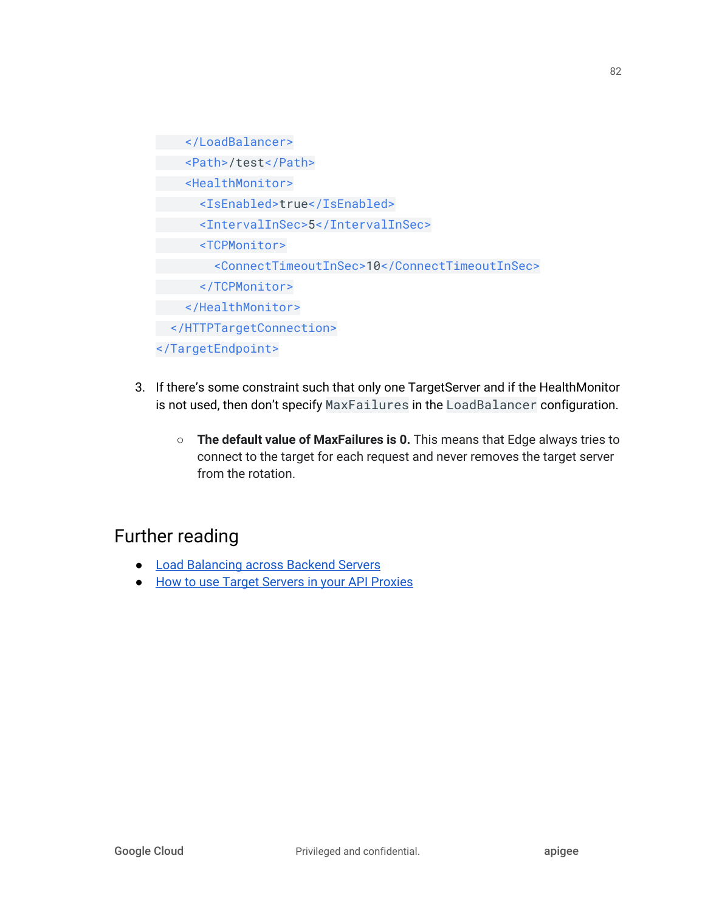```
    </LoadBalancer>
    <Path>/test</Path>
    <HealthMonitor>
      <IsEnabled>true</IsEnabled>
      <IntervalInSec>5</IntervalInSec>
      <TCPMonitor>
        <ConnectTimeoutInSec>10</ConnectTimeoutInSec>
      </TCPMonitor>
    </HealthMonitor>
  </HTTPTargetConnection>
</TargetEndpoint>
```

3. If there's some constraint such that only one TargetServer and if the HealthMonitor is not used, then don't specify `MaxFailures` in the `LoadBalancer` configuration.
    - **The default value of MaxFailures is 0.** This means that Edge always tries to connect to the target for each request and never removes the target server from the rotation.

## Further reading

- Load Balancing across Backend Servers
- How to use Target Servers in your API Proxies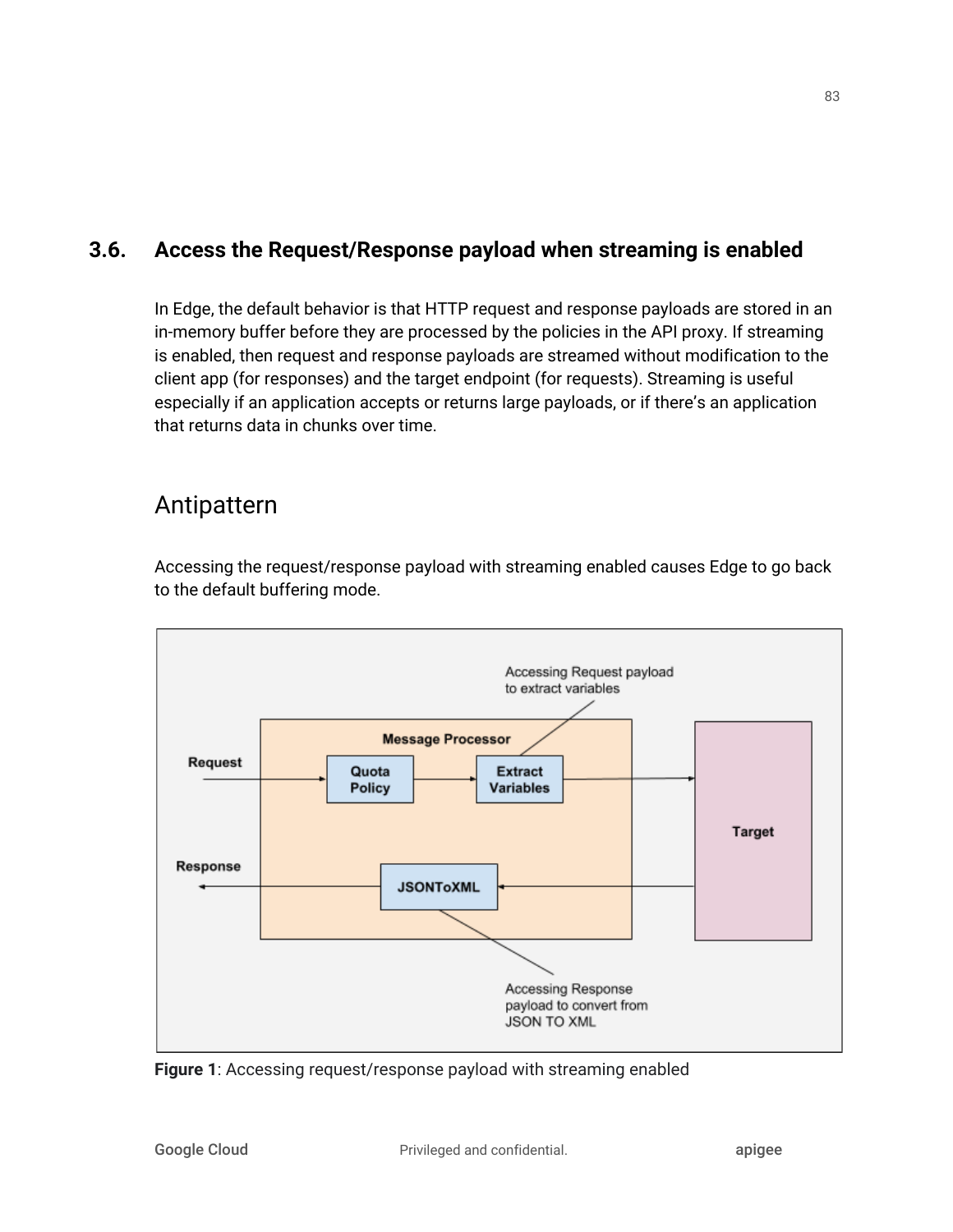## 3.6. Access the Request/Response payload when streaming is enabled

In Edge, the default behavior is that HTTP request and response payloads are stored in an in-memory buffer before they are processed by the policies in the API proxy. If streaming is enabled, then request and response payloads are streamed without modification to the client app (for responses) and the target endpoint (for requests). Streaming is useful especially if an application accepts or returns large payloads, or if there's an application that returns data in chunks over time.

# Antipattern

Accessing the request/response payload with streaming enabled causes Edge to go back to the default buffering mode.

**Figure 1**: Accessing request/response payload with streaming enabled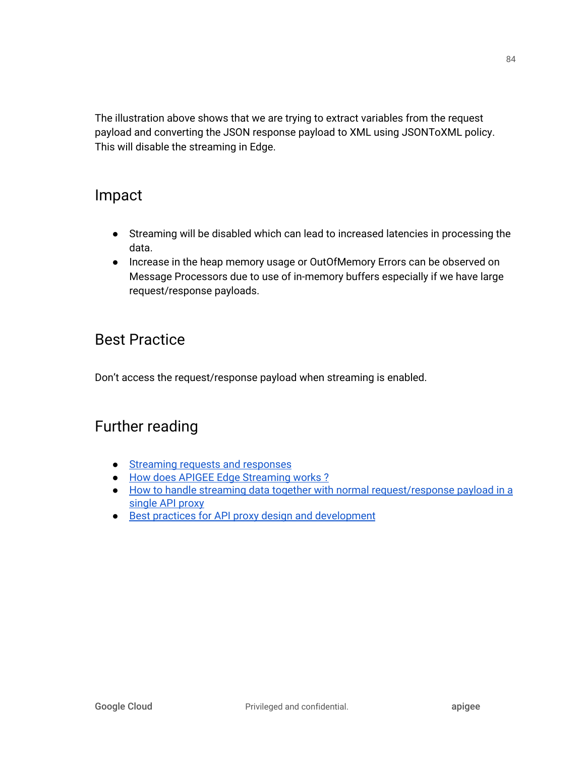The illustration above shows that we are trying to extract variables from the request payload and converting the JSON response payload to XML using JSONToXML policy. This will disable the streaming in Edge.

## Impact

- Streaming will be disabled which can lead to increased latencies in processing the data.
- Increase in the heap memory usage or OutOfMemory Errors can be observed on Message Processors due to use of in-memory buffers especially if we have large request/response payloads.

## Best Practice

Don't access the request/response payload when streaming is enabled.

## Further reading

- Streaming requests and responses
- How does APIGEE Edge Streaming works ?
- How to handle streaming data together with normal request/response payload in a single API proxy
- Best practices for API proxy design and development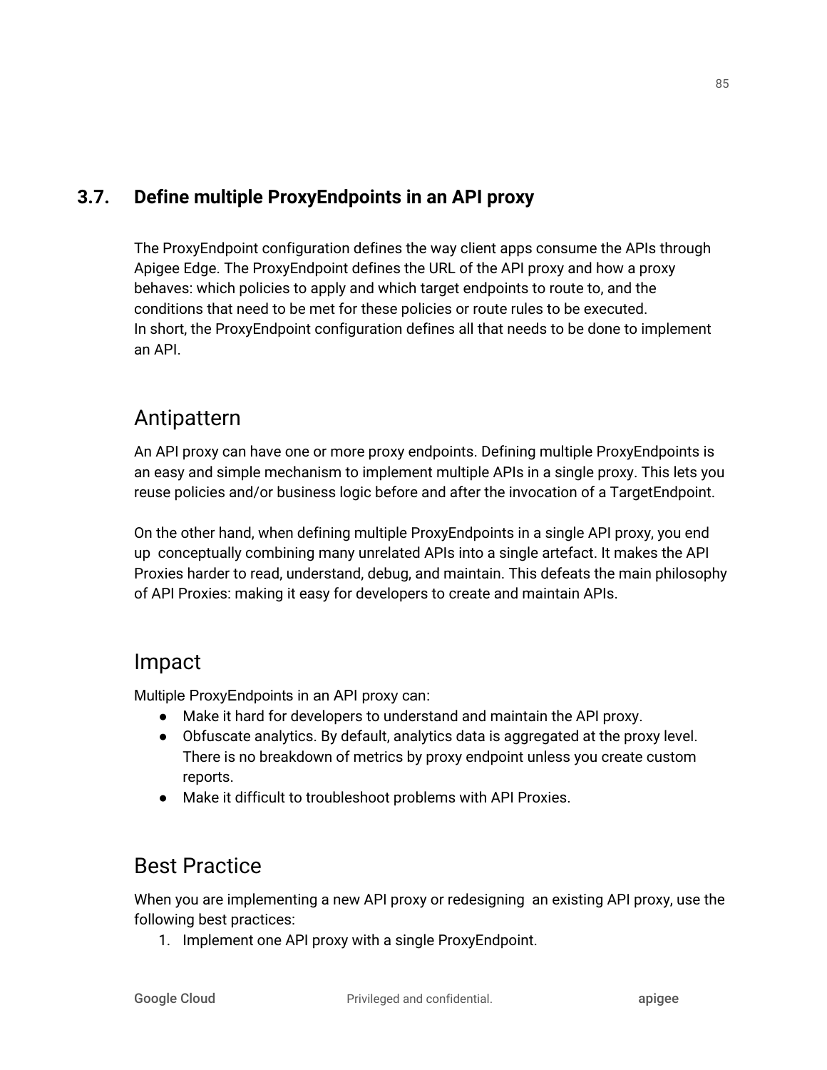## 3.7. Define multiple ProxyEndpoints in an API proxy

The ProxyEndpoint configuration defines the way client apps consume the APIs through Apigee Edge. The ProxyEndpoint defines the URL of the API proxy and how a proxy behaves: which policies to apply and which target endpoints to route to, and the conditions that need to be met for these policies or route rules to be executed.
In short, the ProxyEndpoint configuration defines all that needs to be done to implement an API.

### Antipattern

An API proxy can have one or more proxy endpoints. Defining multiple ProxyEndpoints is an easy and simple mechanism to implement multiple APIs in a single proxy. This lets you reuse policies and/or business logic before and after the invocation of a TargetEndpoint.

On the other hand, when defining multiple ProxyEndpoints in a single API proxy, you end up conceptually combining many unrelated APIs into a single artefact. It makes the API Proxies harder to read, understand, debug, and maintain. This defeats the main philosophy of API Proxies: making it easy for developers to create and maintain APIs.

### Impact

Multiple ProxyEndpoints in an API proxy can:

- Make it hard for developers to understand and maintain the API proxy.
- Obfuscate analytics. By default, analytics data is aggregated at the proxy level. There is no breakdown of metrics by proxy endpoint unless you create custom reports.
- Make it difficult to troubleshoot problems with API Proxies.

### Best Practice

When you are implementing a new API proxy or redesigning an existing API proxy, use the following best practices:

1. Implement one API proxy with a single ProxyEndpoint.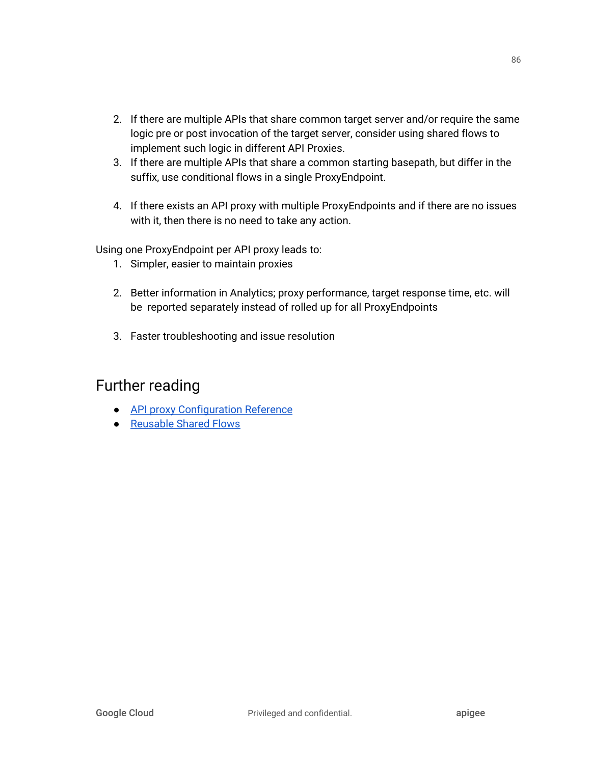2. If there are multiple APIs that share common target server and/or require the same logic pre or post invocation of the target server, consider using shared flows to implement such logic in different API Proxies.
3. If there are multiple APIs that share a common starting basepath, but differ in the suffix, use conditional flows in a single ProxyEndpoint.

4. If there exists an API proxy with multiple ProxyEndpoints and if there are no issues with it, then there is no need to take any action.

Using one ProxyEndpoint per API proxy leads to:

1. Simpler, easier to maintain proxies

2. Better information in Analytics; proxy performance, target response time, etc. will be reported separately instead of rolled up for all ProxyEndpoints

3. Faster troubleshooting and issue resolution

## Further reading

- API proxy Configuration Reference
- Reusable Shared Flows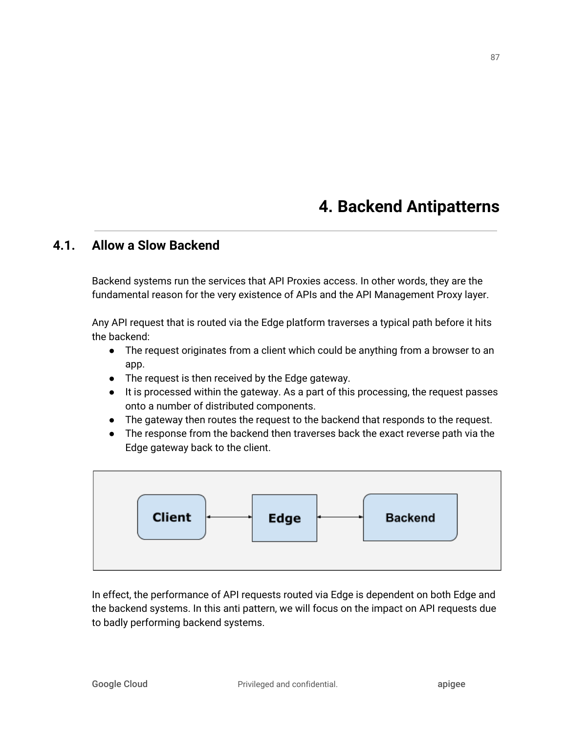# 4. Backend Antipatterns

## 4.1. Allow a Slow Backend

Backend systems run the services that API Proxies access. In other words, they are the fundamental reason for the very existence of APIs and the API Management Proxy layer.

Any API request that is routed via the Edge platform traverses a typical path before it hits the backend:

- The request originates from a client which could be anything from a browser to an app.
- The request is then received by the Edge gateway.
- It is processed within the gateway. As a part of this processing, the request passes onto a number of distributed components.
- The gateway then routes the request to the backend that responds to the request.
- The response from the backend then traverses back the exact reverse path via the Edge gateway back to the client.

Client ⟷ Edge ⟷ Backend

In effect, the performance of API requests routed via Edge is dependent on both Edge and the backend systems. In this anti pattern, we will focus on the impact on API requests due to badly performing backend systems.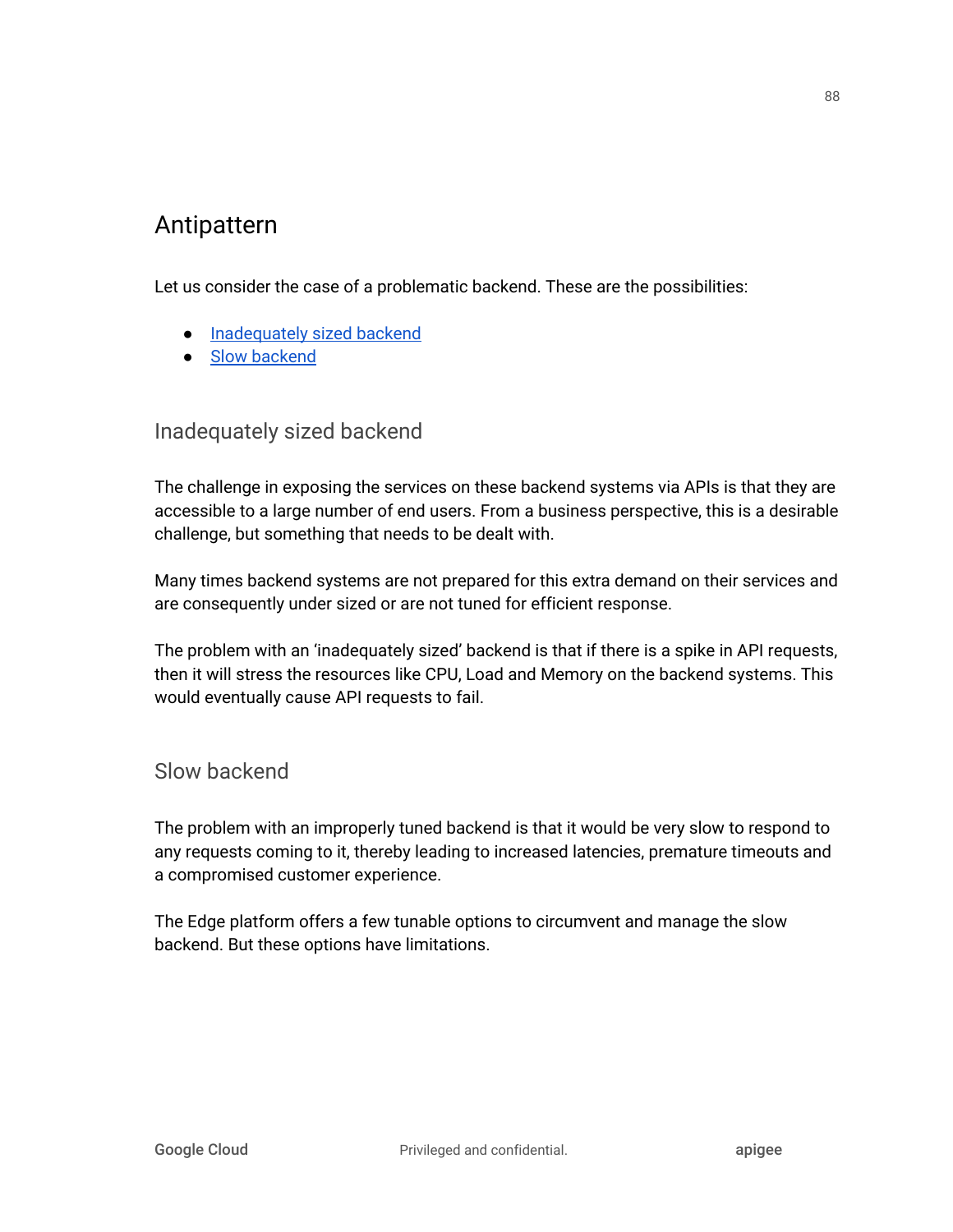# Antipattern

Let us consider the case of a problematic backend. These are the possibilities:

- [Inadequately sized backend](#inadequately-sized-backend)
- [Slow backend](#slow-backend)

## Inadequately sized backend

The challenge in exposing the services on these backend systems via APIs is that they are accessible to a large number of end users. From a business perspective, this is a desirable challenge, but something that needs to be dealt with.

Many times backend systems are not prepared for this extra demand on their services and are consequently under sized or are not tuned for efficient response.

The problem with an 'inadequately sized' backend is that if there is a spike in API requests, then it will stress the resources like CPU, Load and Memory on the backend systems. This would eventually cause API requests to fail.

## Slow backend

The problem with an improperly tuned backend is that it would be very slow to respond to any requests coming to it, thereby leading to increased latencies, premature timeouts and a compromised customer experience.

The Edge platform offers a few tunable options to circumvent and manage the slow backend. But these options have limitations.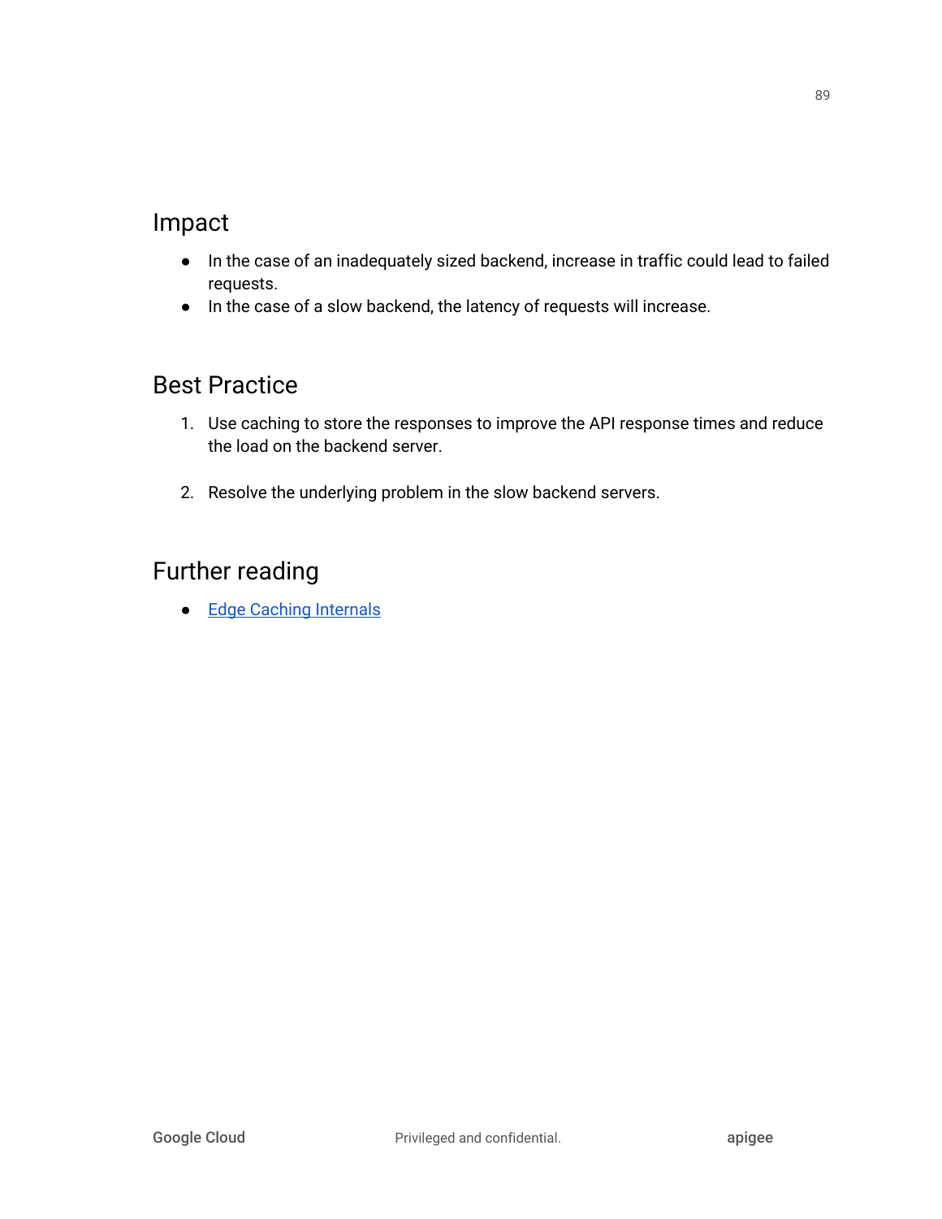## Impact

- In the case of an inadequately sized backend, increase in traffic could lead to failed requests.
- In the case of a slow backend, the latency of requests will increase.

## Best Practice

1. Use caching to store the responses to improve the API response times and reduce the load on the backend server.

2. Resolve the underlying problem in the slow backend servers.

## Further reading

- Edge Caching Internals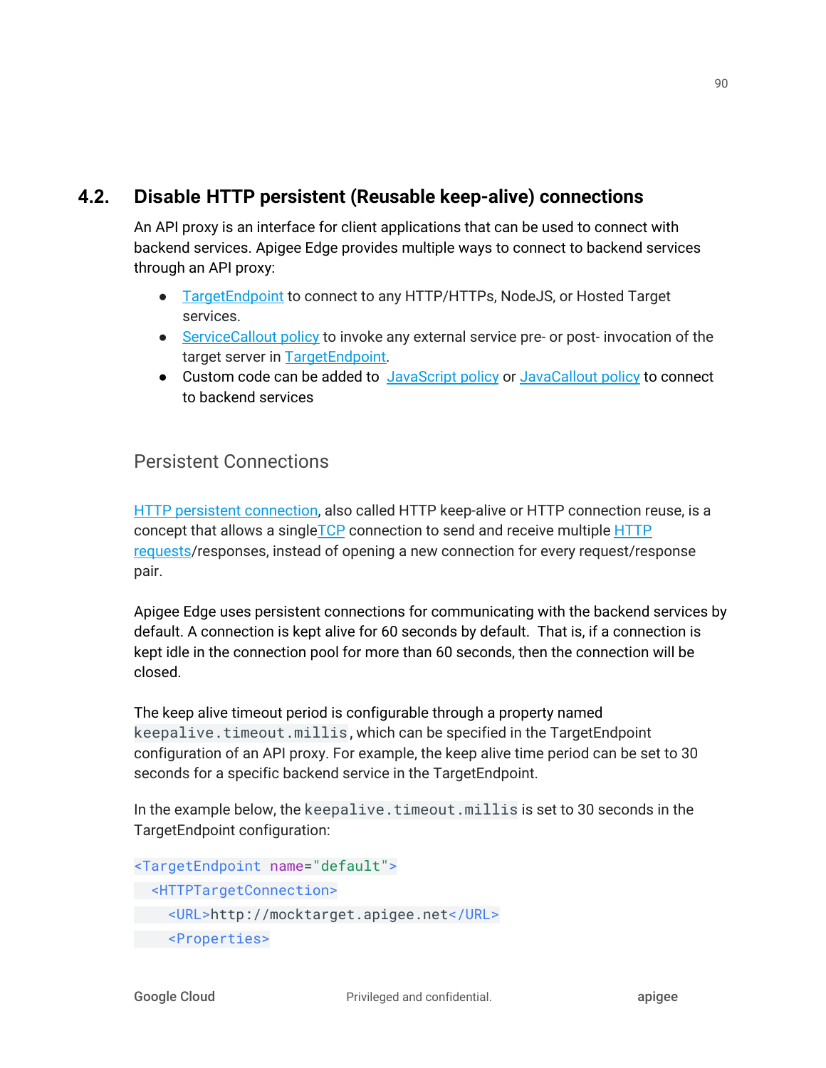## 4.2. Disable HTTP persistent (Reusable keep-alive) connections

An API proxy is an interface for client applications that can be used to connect with backend services. Apigee Edge provides multiple ways to connect to backend services through an API proxy:

- TargetEndpoint to connect to any HTTP/HTTPs, NodeJS, or Hosted Target services.
- ServiceCallout policy to invoke any external service pre- or post- invocation of the target server in TargetEndpoint.
- Custom code can be added to JavaScript policy or JavaCallout policy to connect to backend services

### Persistent Connections

HTTP persistent connection, also called HTTP keep-alive or HTTP connection reuse, is a concept that allows a single TCP connection to send and receive multiple HTTP requests/responses, instead of opening a new connection for every request/response pair.

Apigee Edge uses persistent connections for communicating with the backend services by default. A connection is kept alive for 60 seconds by default. That is, if a connection is kept idle in the connection pool for more than 60 seconds, then the connection will be closed.

The keep alive timeout period is configurable through a property named `keepalive.timeout.millis`, which can be specified in the TargetEndpoint configuration of an API proxy. For example, the keep alive time period can be set to 30 seconds for a specific backend service in the TargetEndpoint.

In the example below, the `keepalive.timeout.millis` is set to 30 seconds in the TargetEndpoint configuration:

```
<TargetEndpoint name="default">
  <HTTPTargetConnection>
    <URL>http://mocktarget.apigee.net</URL>
    <Properties>
```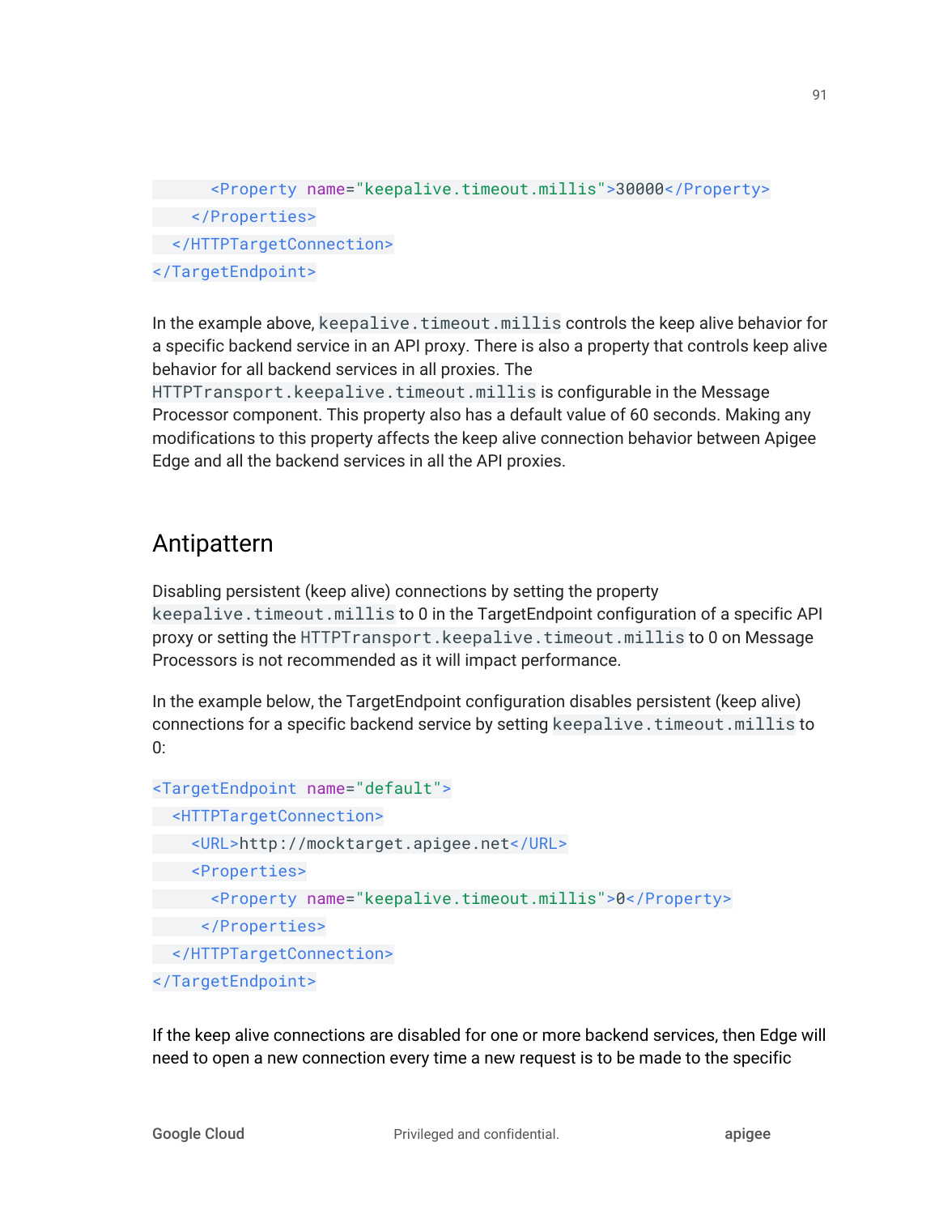```xml
      <Property name="keepalive.timeout.millis">30000</Property>
    </Properties>
  </HTTPTargetConnection>
</TargetEndpoint>
```

In the example above, `keepalive.timeout.millis` controls the keep alive behavior for a specific backend service in an API proxy. There is also a property that controls keep alive behavior for all backend services in all proxies. The `HTTPTransport.keepalive.timeout.millis` is configurable in the Message Processor component. This property also has a default value of 60 seconds. Making any modifications to this property affects the keep alive connection behavior between Apigee Edge and all the backend services in all the API proxies.

## Antipattern

Disabling persistent (keep alive) connections by setting the property `keepalive.timeout.millis` to 0 in the TargetEndpoint configuration of a specific API proxy or setting the `HTTPTransport.keepalive.timeout.millis` to 0 on Message Processors is not recommended as it will impact performance.

In the example below, the TargetEndpoint configuration disables persistent (keep alive) connections for a specific backend service by setting `keepalive.timeout.millis` to 0:

```xml
<TargetEndpoint name="default">
  <HTTPTargetConnection>
    <URL>http://mocktarget.apigee.net</URL>
    <Properties>
      <Property name="keepalive.timeout.millis">0</Property>
     </Properties>
  </HTTPTargetConnection>
</TargetEndpoint>
```

If the keep alive connections are disabled for one or more backend services, then Edge will need to open a new connection every time a new request is to be made to the specific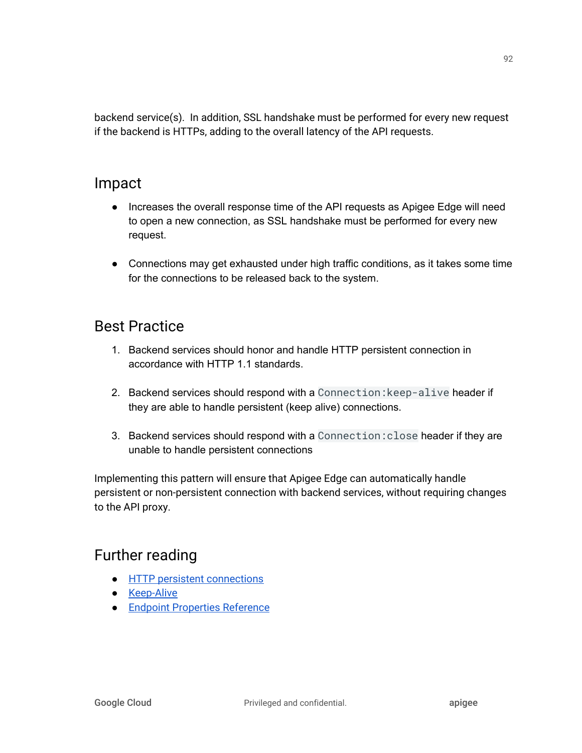backend service(s). In addition, SSL handshake must be performed for every new request if the backend is HTTPs, adding to the overall latency of the API requests.

## Impact

- Increases the overall response time of the API requests as Apigee Edge will need to open a new connection, as SSL handshake must be performed for every new request.

- Connections may get exhausted under high traffic conditions, as it takes some time for the connections to be released back to the system.

## Best Practice

1. Backend services should honor and handle HTTP persistent connection in accordance with HTTP 1.1 standards.

2. Backend services should respond with a `Connection:keep-alive` header if they are able to handle persistent (keep alive) connections.

3. Backend services should respond with a `Connection:close` header if they are unable to handle persistent connections

Implementing this pattern will ensure that Apigee Edge can automatically handle persistent or non-persistent connection with backend services, without requiring changes to the API proxy.

## Further reading

- HTTP persistent connections
- Keep-Alive
- Endpoint Properties Reference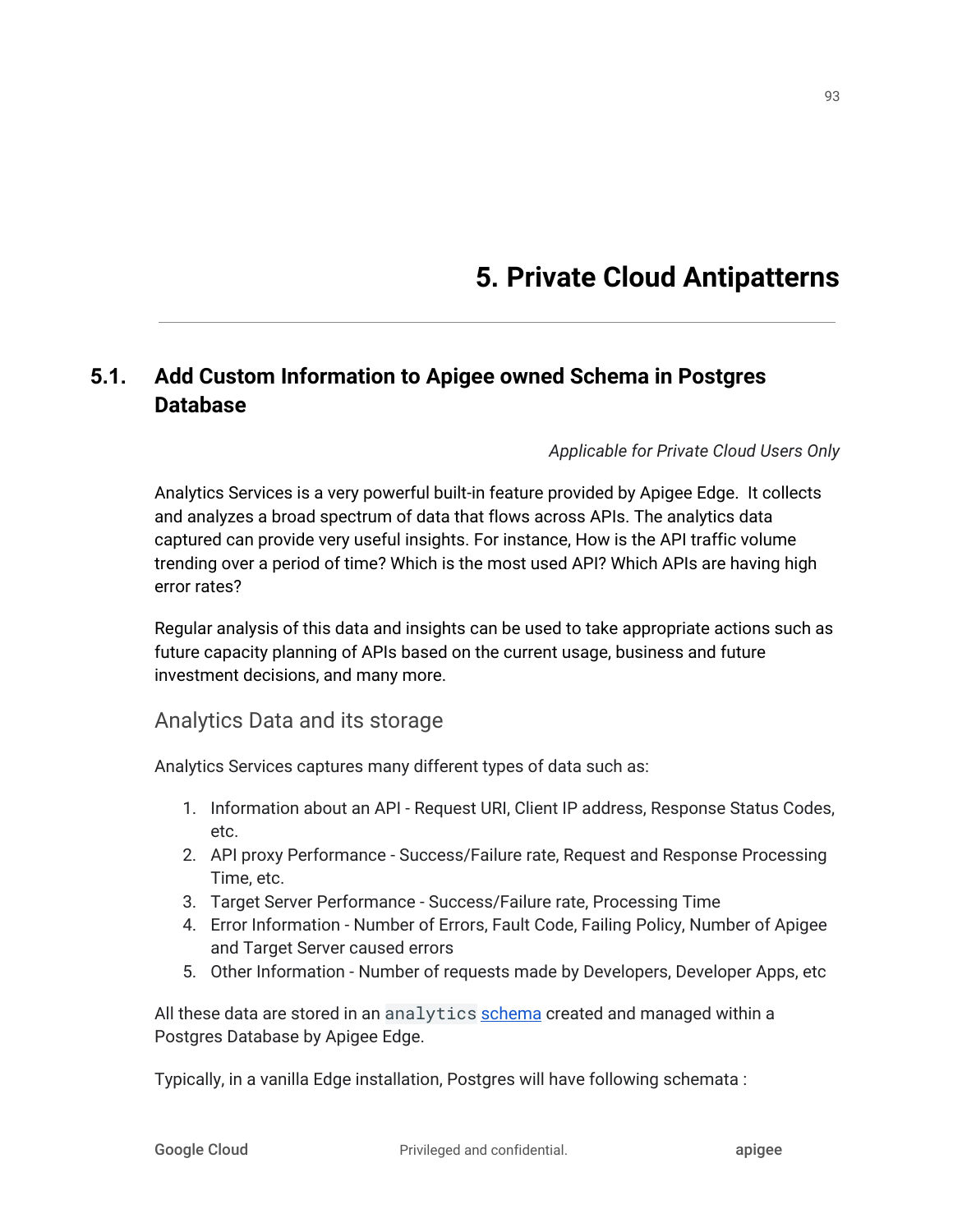# 5. Private Cloud Antipatterns

## 5.1. Add Custom Information to Apigee owned Schema in Postgres Database

*Applicable for Private Cloud Users Only*

Analytics Services is a very powerful built-in feature provided by Apigee Edge. It collects and analyzes a broad spectrum of data that flows across APIs. The analytics data captured can provide very useful insights. For instance, How is the API traffic volume trending over a period of time? Which is the most used API? Which APIs are having high error rates?

Regular analysis of this data and insights can be used to take appropriate actions such as future capacity planning of APIs based on the current usage, business and future investment decisions, and many more.

### Analytics Data and its storage

Analytics Services captures many different types of data such as:

1. Information about an API - Request URI, Client IP address, Response Status Codes, etc.
2. API proxy Performance - Success/Failure rate, Request and Response Processing Time, etc.
3. Target Server Performance - Success/Failure rate, Processing Time
4. Error Information - Number of Errors, Fault Code, Failing Policy, Number of Apigee and Target Server caused errors
5. Other Information - Number of requests made by Developers, Developer Apps, etc

All these data are stored in an `analytics` schema created and managed within a Postgres Database by Apigee Edge.

Typically, in a vanilla Edge installation, Postgres will have following schemata :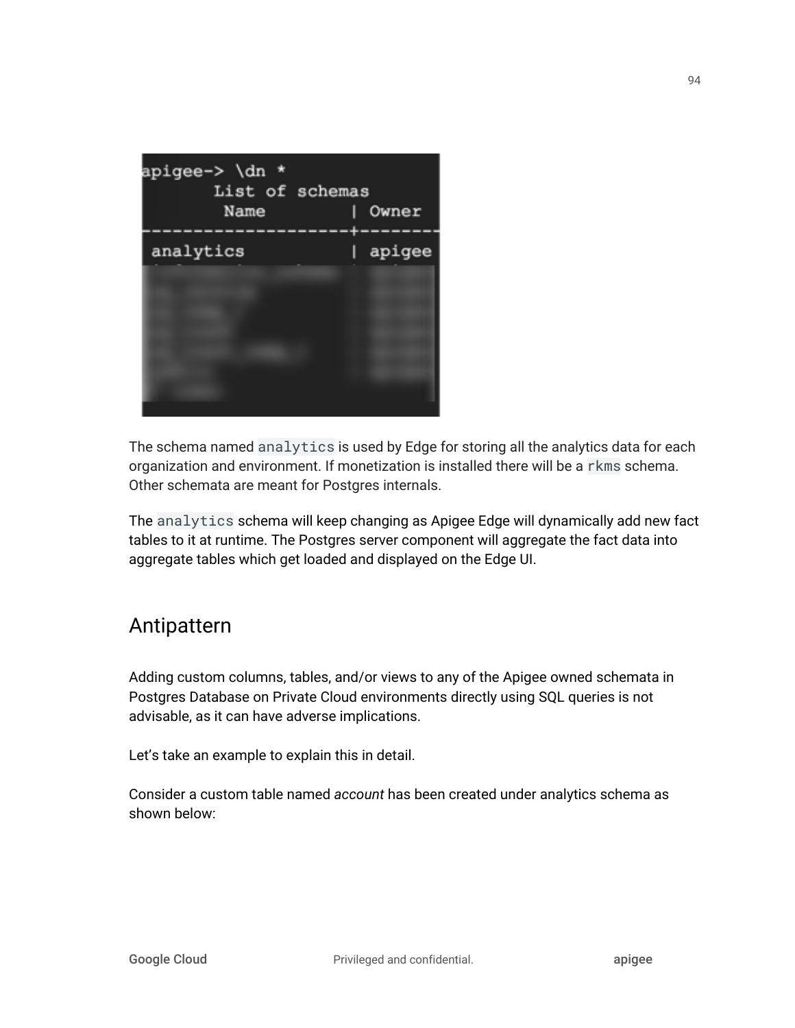```
apigee-> \dn *
      List of schemas
       Name        | Owner
-------------------+-------
 analytics         | apigee
```

The schema named `analytics` is used by Edge for storing all the analytics data for each organization and environment. If monetization is installed there will be a `rkms` schema. Other schemata are meant for Postgres internals.

The `analytics` schema will keep changing as Apigee Edge will dynamically add new fact tables to it at runtime. The Postgres server component will aggregate the fact data into aggregate tables which get loaded and displayed on the Edge UI.

## Antipattern

Adding custom columns, tables, and/or views to any of the Apigee owned schemata in Postgres Database on Private Cloud environments directly using SQL queries is not advisable, as it can have adverse implications.

Let's take an example to explain this in detail.

Consider a custom table named *account* has been created under analytics schema as shown below: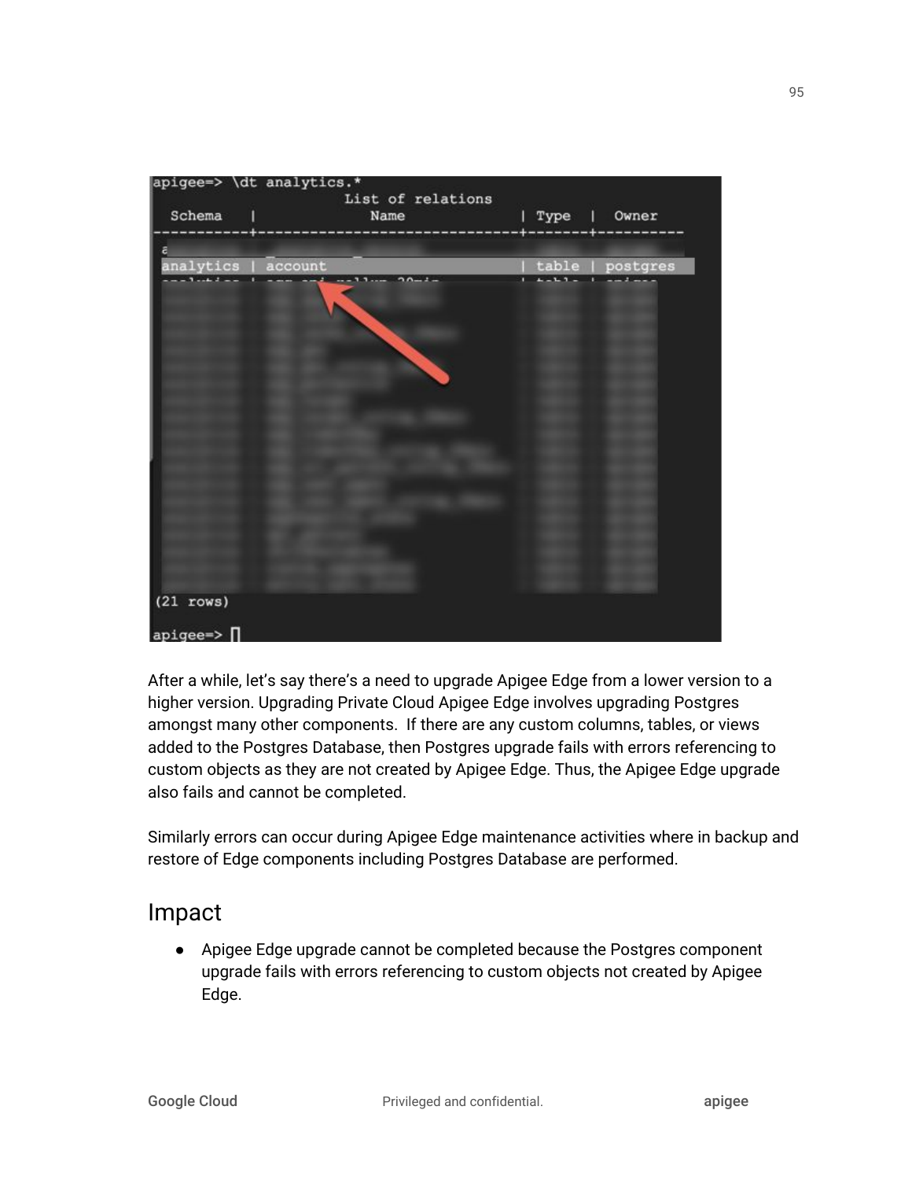```
apigee=> \dt analytics.*
                    List of relations
  Schema   |            Name             | Type  |  Owner
-----------+-----------------------------+-------+----------
 analytics | account                     | table | postgres

(21 rows)

apigee=>
```

After a while, let's say there's a need to upgrade Apigee Edge from a lower version to a higher version. Upgrading Private Cloud Apigee Edge involves upgrading Postgres amongst many other components. If there are any custom columns, tables, or views added to the Postgres Database, then Postgres upgrade fails with errors referencing to custom objects as they are not created by Apigee Edge. Thus, the Apigee Edge upgrade also fails and cannot be completed.

Similarly errors can occur during Apigee Edge maintenance activities where in backup and restore of Edge components including Postgres Database are performed.

## Impact

- Apigee Edge upgrade cannot be completed because the Postgres component upgrade fails with errors referencing to custom objects not created by Apigee Edge.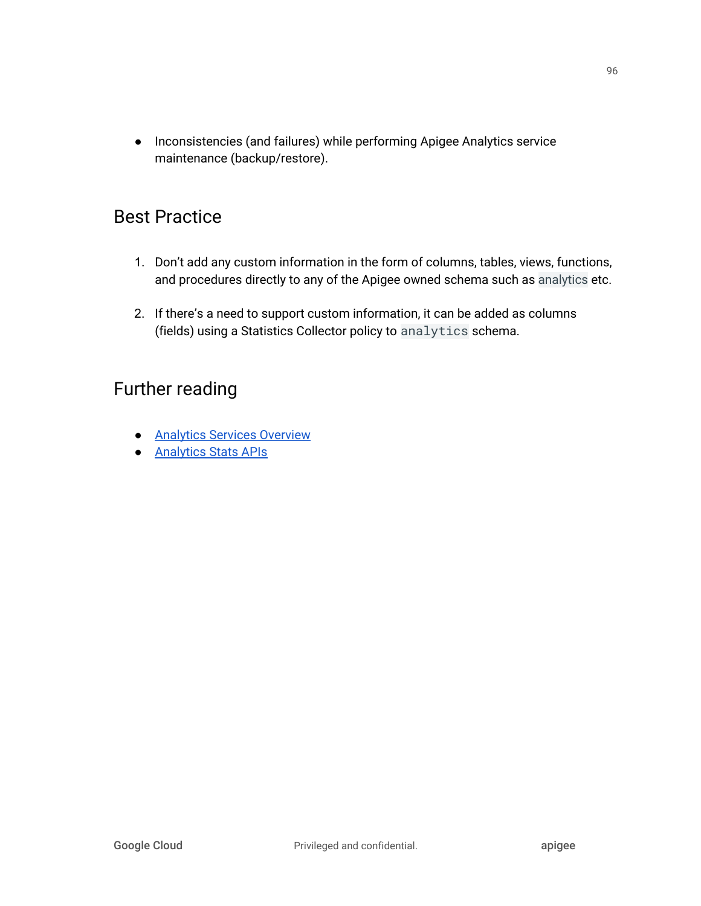- Inconsistencies (and failures) while performing Apigee Analytics service maintenance (backup/restore).

## Best Practice

1. Don't add any custom information in the form of columns, tables, views, functions, and procedures directly to any of the Apigee owned schema such as `analytics` etc.

2. If there's a need to support custom information, it can be added as columns (fields) using a Statistics Collector policy to `analytics` schema.

## Further reading

- Analytics Services Overview
- Analytics Stats APIs